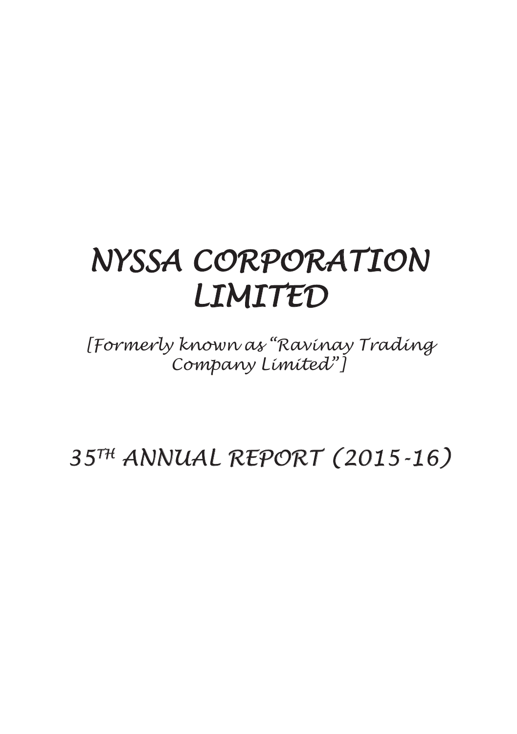# NYSSA CORPORATION LIMITED

*[Formerly known as "Ravinay Trading Company Limited"]*

## 35TH ANNUAL REPORT (2015-16)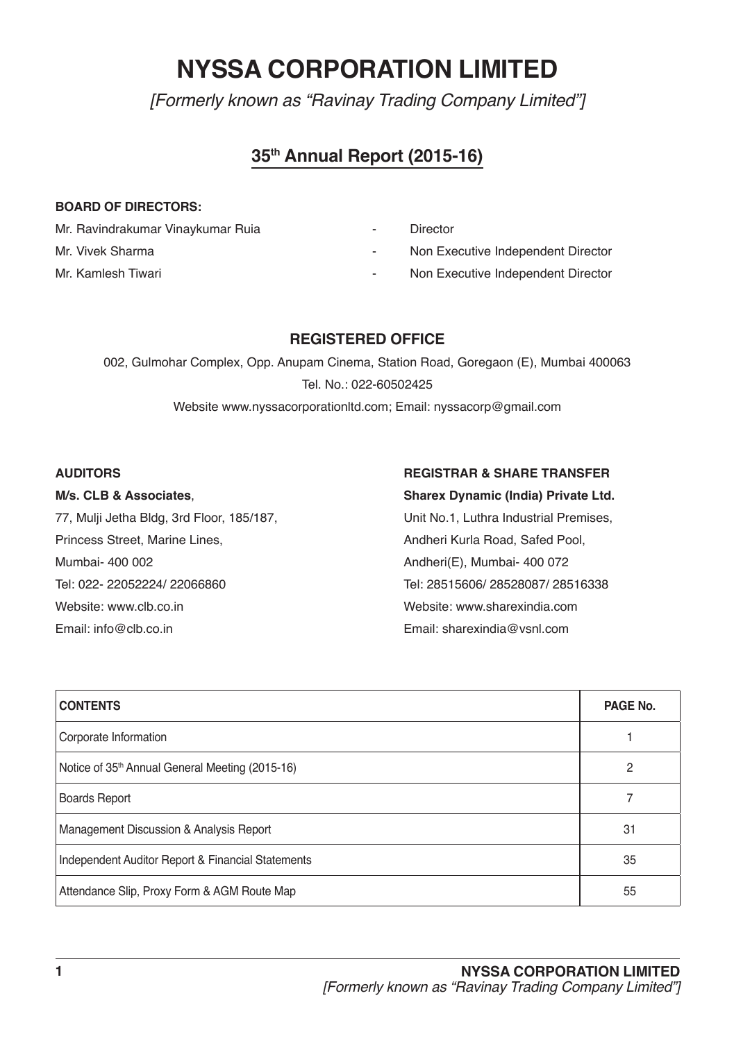# NYSSA CORPORATION LIMITED

*[Formerly known as "Ravinay Trading Company Limited"]*

## 35th Annual Report (2015-16)

**BOARD OF DIRECTORS:**

| | | |
|---|---|---|
| Mr. Ravindrakumar Vinaykumar Ruia | - | Director |
| Mr. Vivek Sharma | - | Non Executive Independent Director |
| Mr. Kamlesh Tiwari | - | Non Executive Independent Director |

**REGISTERED OFFICE**

002, Gulmohar Complex, Opp. Anupam Cinema, Station Road, Goregaon (E), Mumbai 400063

Tel. No.: 022-60502425

Website www.nyssacorporationltd.com; Email: nyssacorp@gmail.com

**AUDITORS**

**M/s. CLB & Associates**,
77, Mulji Jetha Bldg, 3rd Floor, 185/187,
Princess Street, Marine Lines,
Mumbai- 400 002
Tel: 022- 22052224/ 22066860
Website: www.clb.co.in
Email: info@clb.co.in

**REGISTRAR & SHARE TRANSFER**

**Sharex Dynamic (India) Private Ltd.**
Unit No.1, Luthra Industrial Premises,
Andheri Kurla Road, Safed Pool,
Andheri(E), Mumbai- 400 072
Tel: 28515606/ 28528087/ 28516338
Website: www.sharexindia.com
Email: sharexindia@vsnl.com

| CONTENTS | PAGE No. |
|---|---|
| Corporate Information | 1 |
| Notice of 35th Annual General Meeting (2015-16) | 2 |
| Boards Report | 7 |
| Management Discussion & Analysis Report | 31 |
| Independent Auditor Report & Financial Statements | 35 |
| Attendance Slip, Proxy Form & AGM Route Map | 55 |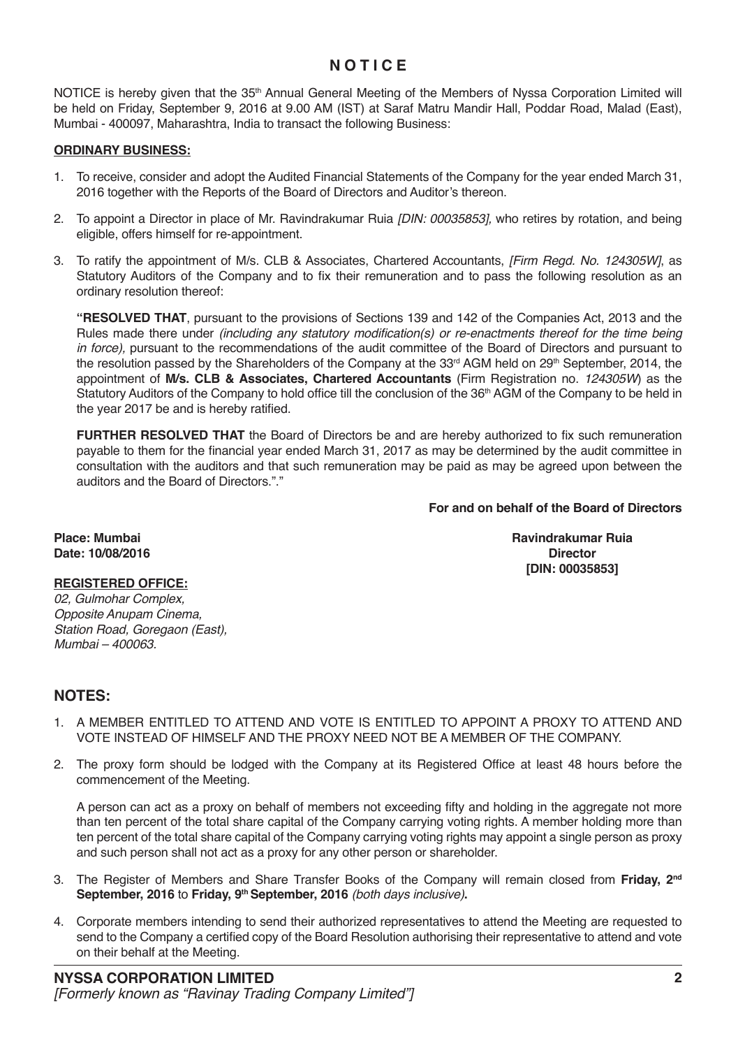# NOTICE

NOTICE is hereby given that the 35th Annual General Meeting of the Members of Nyssa Corporation Limited will be held on Friday, September 9, 2016 at 9.00 AM (IST) at Saraf Matru Mandir Hall, Poddar Road, Malad (East), Mumbai - 400097, Maharashtra, India to transact the following Business:

**ORDINARY BUSINESS:**

1. To receive, consider and adopt the Audited Financial Statements of the Company for the year ended March 31, 2016 together with the Reports of the Board of Directors and Auditor's thereon.

2. To appoint a Director in place of Mr. Ravindrakumar Ruia *[DIN: 00035853]*, who retires by rotation, and being eligible, offers himself for re-appointment.

3. To ratify the appointment of M/s. CLB & Associates, Chartered Accountants, *[Firm Regd. No. 124305W]*, as Statutory Auditors of the Company and to fix their remuneration and to pass the following resolution as an ordinary resolution thereof:

   **"RESOLVED THAT**, pursuant to the provisions of Sections 139 and 142 of the Companies Act, 2013 and the Rules made there under *(including any statutory modification(s) or re-enactments thereof for the time being in force)*, pursuant to the recommendations of the audit committee of the Board of Directors and pursuant to the resolution passed by the Shareholders of the Company at the 33rd AGM held on 29th September, 2014, the appointment of **M/s. CLB & Associates, Chartered Accountants** (Firm Registration no. *124305W*) as the Statutory Auditors of the Company to hold office till the conclusion of the 36th AGM of the Company to be held in the year 2017 be and is hereby ratified.

   **FURTHER RESOLVED THAT** the Board of Directors be and are hereby authorized to fix such remuneration payable to them for the financial year ended March 31, 2017 as may be determined by the audit committee in consultation with the auditors and that such remuneration may be paid as may be agreed upon between the auditors and the Board of Directors."."

**For and on behalf of the Board of Directors**

**Place: Mumbai**
**Date: 10/08/2016**

**Ravindrakumar Ruia**
**Director**
**[DIN: 00035853]**

**REGISTERED OFFICE:**

*02, Gulmohar Complex,*
*Opposite Anupam Cinema,*
*Station Road, Goregaon (East),*
*Mumbai – 400063.*

## NOTES:

1. A MEMBER ENTITLED TO ATTEND AND VOTE IS ENTITLED TO APPOINT A PROXY TO ATTEND AND VOTE INSTEAD OF HIMSELF AND THE PROXY NEED NOT BE A MEMBER OF THE COMPANY.

2. The proxy form should be lodged with the Company at its Registered Office at least 48 hours before the commencement of the Meeting.

   A person can act as a proxy on behalf of members not exceeding fifty and holding in the aggregate not more than ten percent of the total share capital of the Company carrying voting rights. A member holding more than ten percent of the total share capital of the Company carrying voting rights may appoint a single person as proxy and such person shall not act as a proxy for any other person or shareholder.

3. The Register of Members and Share Transfer Books of the Company will remain closed from **Friday, 2nd September, 2016** to **Friday, 9th September, 2016** *(both days inclusive)*.

4. Corporate members intending to send their authorized representatives to attend the Meeting are requested to send to the Company a certified copy of the Board Resolution authorising their representative to attend and vote on their behalf at the Meeting.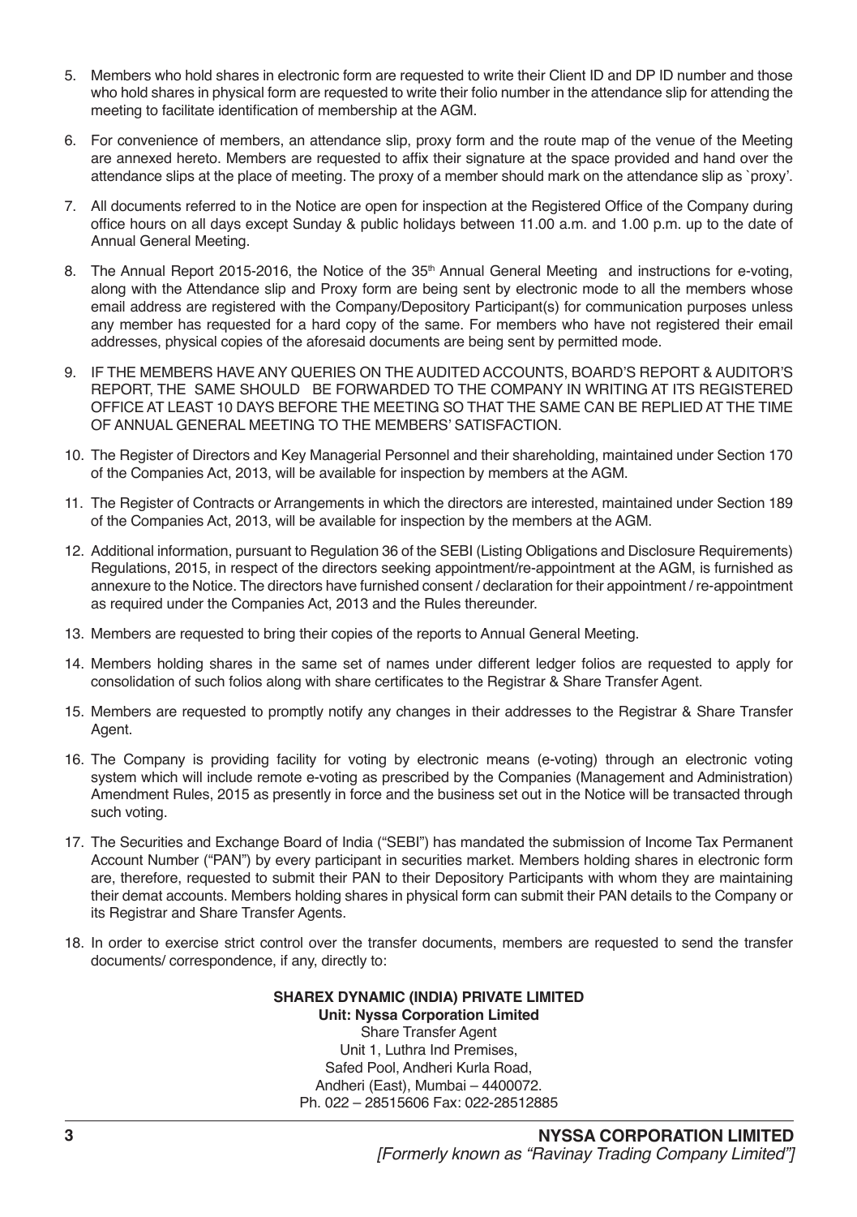5. Members who hold shares in electronic form are requested to write their Client ID and DP ID number and those who hold shares in physical form are requested to write their folio number in the attendance slip for attending the meeting to facilitate identification of membership at the AGM.

6. For convenience of members, an attendance slip, proxy form and the route map of the venue of the Meeting are annexed hereto. Members are requested to affix their signature at the space provided and hand over the attendance slips at the place of meeting. The proxy of a member should mark on the attendance slip as `proxy'.

7. All documents referred to in the Notice are open for inspection at the Registered Office of the Company during office hours on all days except Sunday & public holidays between 11.00 a.m. and 1.00 p.m. up to the date of Annual General Meeting.

8. The Annual Report 2015-2016, the Notice of the 35th Annual General Meeting and instructions for e-voting, along with the Attendance slip and Proxy form are being sent by electronic mode to all the members whose email address are registered with the Company/Depository Participant(s) for communication purposes unless any member has requested for a hard copy of the same. For members who have not registered their email addresses, physical copies of the aforesaid documents are being sent by permitted mode.

9. IF THE MEMBERS HAVE ANY QUERIES ON THE AUDITED ACCOUNTS, BOARD'S REPORT & AUDITOR'S REPORT, THE SAME SHOULD BE FORWARDED TO THE COMPANY IN WRITING AT ITS REGISTERED OFFICE AT LEAST 10 DAYS BEFORE THE MEETING SO THAT THE SAME CAN BE REPLIED AT THE TIME OF ANNUAL GENERAL MEETING TO THE MEMBERS' SATISFACTION.

10. The Register of Directors and Key Managerial Personnel and their shareholding, maintained under Section 170 of the Companies Act, 2013, will be available for inspection by members at the AGM.

11. The Register of Contracts or Arrangements in which the directors are interested, maintained under Section 189 of the Companies Act, 2013, will be available for inspection by the members at the AGM.

12. Additional information, pursuant to Regulation 36 of the SEBI (Listing Obligations and Disclosure Requirements) Regulations, 2015, in respect of the directors seeking appointment/re-appointment at the AGM, is furnished as annexure to the Notice. The directors have furnished consent / declaration for their appointment / re-appointment as required under the Companies Act, 2013 and the Rules thereunder.

13. Members are requested to bring their copies of the reports to Annual General Meeting.

14. Members holding shares in the same set of names under different ledger folios are requested to apply for consolidation of such folios along with share certificates to the Registrar & Share Transfer Agent.

15. Members are requested to promptly notify any changes in their addresses to the Registrar & Share Transfer Agent.

16. The Company is providing facility for voting by electronic means (e-voting) through an electronic voting system which will include remote e-voting as prescribed by the Companies (Management and Administration) Amendment Rules, 2015 as presently in force and the business set out in the Notice will be transacted through such voting.

17. The Securities and Exchange Board of India ("SEBI") has mandated the submission of Income Tax Permanent Account Number ("PAN") by every participant in securities market. Members holding shares in electronic form are, therefore, requested to submit their PAN to their Depository Participants with whom they are maintaining their demat accounts. Members holding shares in physical form can submit their PAN details to the Company or its Registrar and Share Transfer Agents.

18. In order to exercise strict control over the transfer documents, members are requested to send the transfer documents/ correspondence, if any, directly to:

**SHAREX DYNAMIC (INDIA) PRIVATE LIMITED**
**Unit: Nyssa Corporation Limited**
Share Transfer Agent
Unit 1, Luthra Ind Premises,
Safed Pool, Andheri Kurla Road,
Andheri (East), Mumbai – 4400072.
Ph. 022 – 28515606 Fax: 022-28512885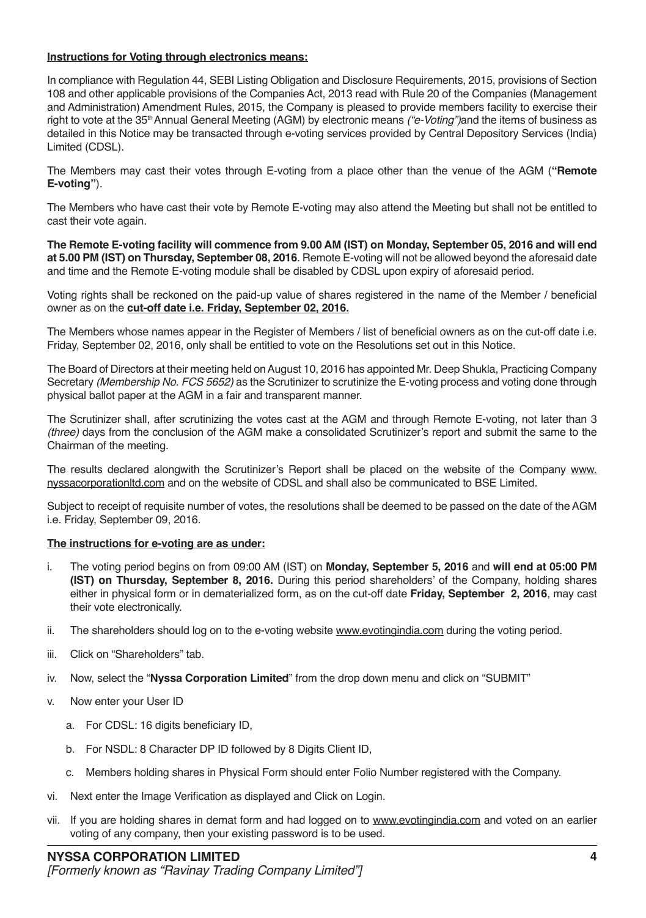**Instructions for Voting through electronics means:**

In compliance with Regulation 44, SEBI Listing Obligation and Disclosure Requirements, 2015, provisions of Section 108 and other applicable provisions of the Companies Act, 2013 read with Rule 20 of the Companies (Management and Administration) Amendment Rules, 2015, the Company is pleased to provide members facility to exercise their right to vote at the 35th Annual General Meeting (AGM) by electronic means *("e-Voting")* and the items of business as detailed in this Notice may be transacted through e-voting services provided by Central Depository Services (India) Limited (CDSL).

The Members may cast their votes through E-voting from a place other than the venue of the AGM (**"Remote E-voting"**).

The Members who have cast their vote by Remote E-voting may also attend the Meeting but shall not be entitled to cast their vote again.

**The Remote E-voting facility will commence from 9.00 AM (IST) on Monday, September 05, 2016 and will end at 5.00 PM (IST) on Thursday, September 08, 2016**. Remote E-voting will not be allowed beyond the aforesaid date and time and the Remote E-voting module shall be disabled by CDSL upon expiry of aforesaid period.

Voting rights shall be reckoned on the paid-up value of shares registered in the name of the Member / beneficial owner as on the **cut-off date i.e. Friday, September 02, 2016.**

The Members whose names appear in the Register of Members / list of beneficial owners as on the cut-off date i.e. Friday, September 02, 2016, only shall be entitled to vote on the Resolutions set out in this Notice.

The Board of Directors at their meeting held on August 10, 2016 has appointed Mr. Deep Shukla, Practicing Company Secretary *(Membership No. FCS 5652)* as the Scrutinizer to scrutinize the E-voting process and voting done through physical ballot paper at the AGM in a fair and transparent manner.

The Scrutinizer shall, after scrutinizing the votes cast at the AGM and through Remote E-voting, not later than 3 *(three)* days from the conclusion of the AGM make a consolidated Scrutinizer's report and submit the same to the Chairman of the meeting.

The results declared alongwith the Scrutinizer's Report shall be placed on the website of the Company www.nyssacorporationltd.com and on the website of CDSL and shall also be communicated to BSE Limited.

Subject to receipt of requisite number of votes, the resolutions shall be deemed to be passed on the date of the AGM i.e. Friday, September 09, 2016.

**The instructions for e-voting are as under:**

i. The voting period begins on from 09:00 AM (IST) on **Monday, September 5, 2016** and **will end at 05:00 PM (IST) on Thursday, September 8, 2016.** During this period shareholders' of the Company, holding shares either in physical form or in dematerialized form, as on the cut-off date **Friday, September 2, 2016**, may cast their vote electronically.

ii. The shareholders should log on to the e-voting website www.evotingindia.com during the voting period.

iii. Click on "Shareholders" tab.

iv. Now, select the "**Nyssa Corporation Limited**" from the drop down menu and click on "SUBMIT"

v. Now enter your User ID

   a. For CDSL: 16 digits beneficiary ID,

   b. For NSDL: 8 Character DP ID followed by 8 Digits Client ID,

   c. Members holding shares in Physical Form should enter Folio Number registered with the Company.

vi. Next enter the Image Verification as displayed and Click on Login.

vii. If you are holding shares in demat form and had logged on to www.evotingindia.com and voted on an earlier voting of any company, then your existing password is to be used.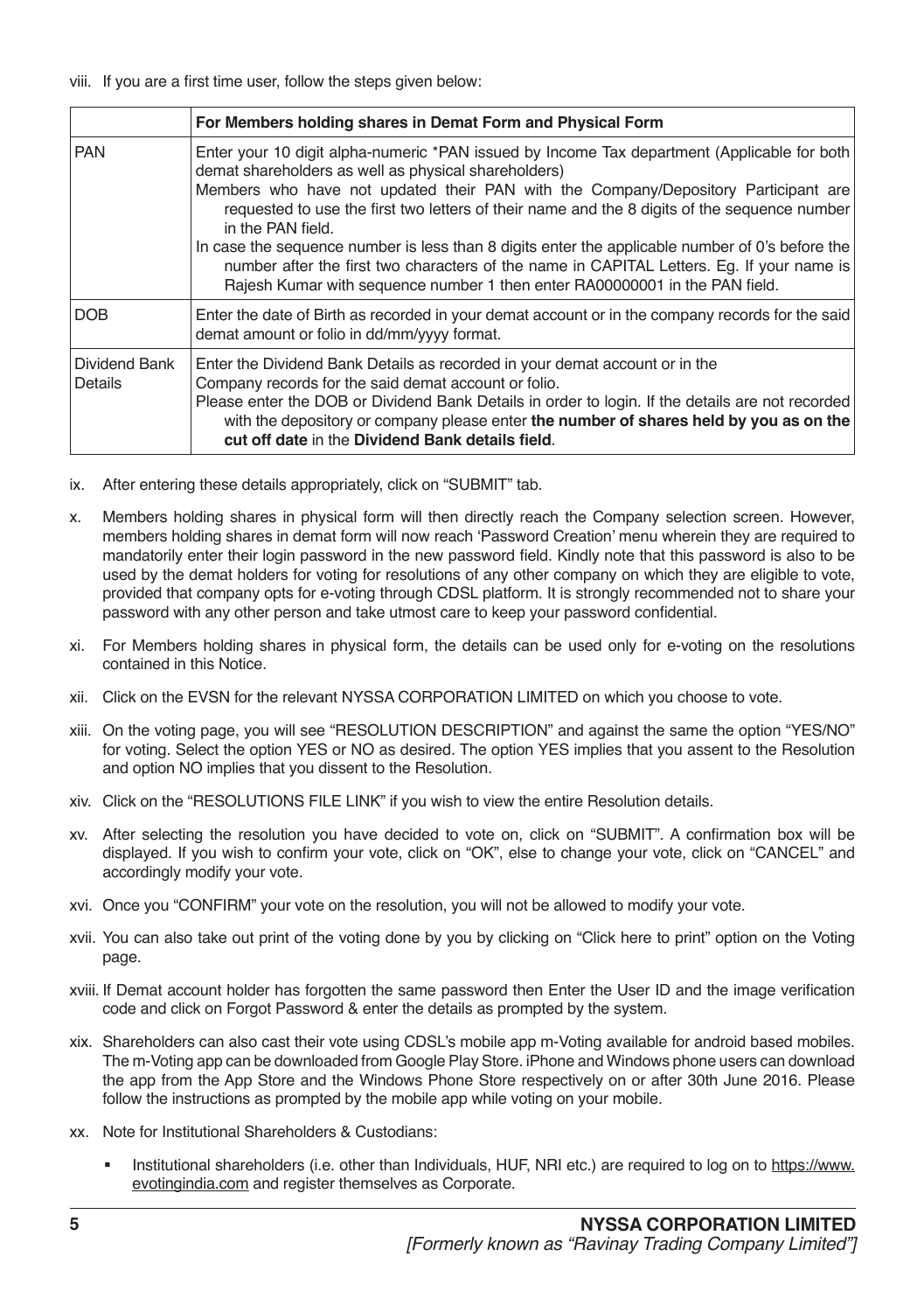viii. If you are a first time user, follow the steps given below:

| | For Members holding shares in Demat Form and Physical Form |
|---|---|
| PAN | Enter your 10 digit alpha-numeric *PAN issued by Income Tax department (Applicable for both demat shareholders as well as physical shareholders)<br>Members who have not updated their PAN with the Company/Depository Participant are requested to use the first two letters of their name and the 8 digits of the sequence number in the PAN field.<br>In case the sequence number is less than 8 digits enter the applicable number of 0's before the number after the first two characters of the name in CAPITAL Letters. Eg. If your name is Rajesh Kumar with sequence number 1 then enter RA00000001 in the PAN field. |
| DOB | Enter the date of Birth as recorded in your demat account or in the company records for the said demat amount or folio in dd/mm/yyyy format. |
| Dividend Bank Details | Enter the Dividend Bank Details as recorded in your demat account or in the Company records for the said demat account or folio.<br>Please enter the DOB or Dividend Bank Details in order to login. If the details are not recorded with the depository or company please enter **the number of shares held by you as on the cut off date** in the **Dividend Bank details field**. |

ix. After entering these details appropriately, click on "SUBMIT" tab.

x. Members holding shares in physical form will then directly reach the Company selection screen. However, members holding shares in demat form will now reach 'Password Creation' menu wherein they are required to mandatorily enter their login password in the new password field. Kindly note that this password is also to be used by the demat holders for voting for resolutions of any other company on which they are eligible to vote, provided that company opts for e-voting through CDSL platform. It is strongly recommended not to share your password with any other person and take utmost care to keep your password confidential.

xi. For Members holding shares in physical form, the details can be used only for e-voting on the resolutions contained in this Notice.

xii. Click on the EVSN for the relevant NYSSA CORPORATION LIMITED on which you choose to vote.

xiii. On the voting page, you will see "RESOLUTION DESCRIPTION" and against the same the option "YES/NO" for voting. Select the option YES or NO as desired. The option YES implies that you assent to the Resolution and option NO implies that you dissent to the Resolution.

xiv. Click on the "RESOLUTIONS FILE LINK" if you wish to view the entire Resolution details.

xv. After selecting the resolution you have decided to vote on, click on "SUBMIT". A confirmation box will be displayed. If you wish to confirm your vote, click on "OK", else to change your vote, click on "CANCEL" and accordingly modify your vote.

xvi. Once you "CONFIRM" your vote on the resolution, you will not be allowed to modify your vote.

xvii. You can also take out print of the voting done by you by clicking on "Click here to print" option on the Voting page.

xviii. If Demat account holder has forgotten the same password then Enter the User ID and the image verification code and click on Forgot Password & enter the details as prompted by the system.

xix. Shareholders can also cast their vote using CDSL's mobile app m-Voting available for android based mobiles. The m-Voting app can be downloaded from Google Play Store. iPhone and Windows phone users can download the app from the App Store and the Windows Phone Store respectively on or after 30th June 2016. Please follow the instructions as prompted by the mobile app while voting on your mobile.

xx. Note for Institutional Shareholders & Custodians:

- Institutional shareholders (i.e. other than Individuals, HUF, NRI etc.) are required to log on to https://www.evotingindia.com and register themselves as Corporate.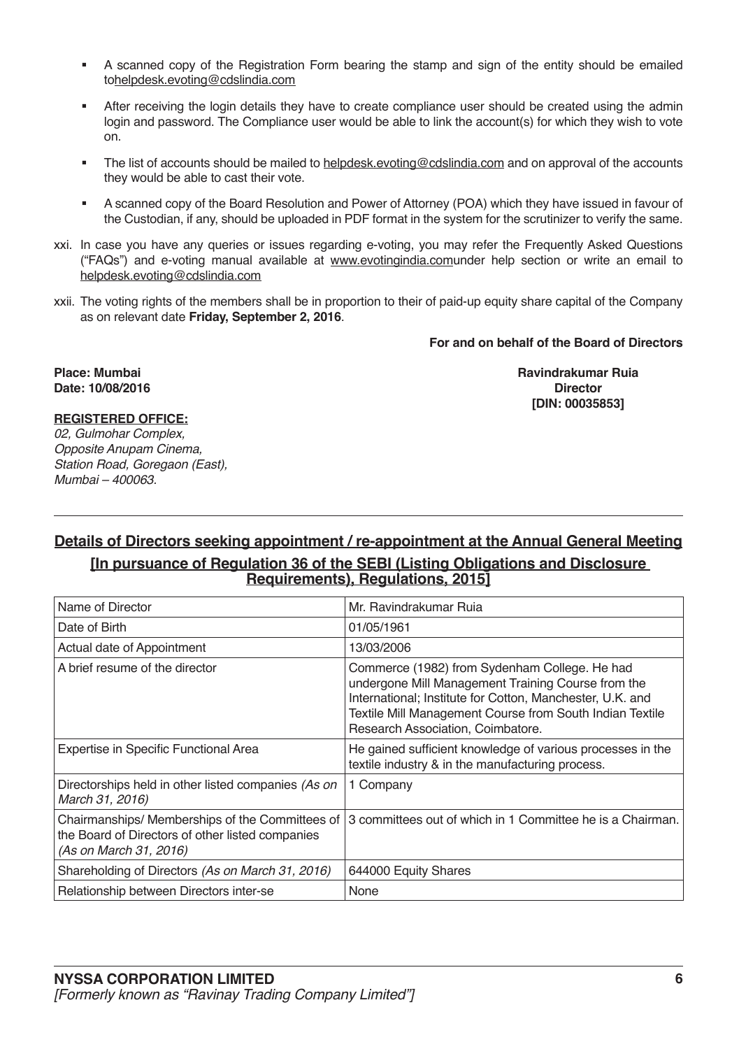- A scanned copy of the Registration Form bearing the stamp and sign of the entity should be emailed tohelpdesk.evoting@cdslindia.com
- After receiving the login details they have to create compliance user should be created using the admin login and password. The Compliance user would be able to link the account(s) for which they wish to vote on.
- The list of accounts should be mailed to helpdesk.evoting@cdslindia.com and on approval of the accounts they would be able to cast their vote.
- A scanned copy of the Board Resolution and Power of Attorney (POA) which they have issued in favour of the Custodian, if any, should be uploaded in PDF format in the system for the scrutinizer to verify the same.

xxi. In case you have any queries or issues regarding e-voting, you may refer the Frequently Asked Questions ("FAQs") and e-voting manual available at www.evotingindia.comunder help section or write an email to helpdesk.evoting@cdslindia.com

xxii. The voting rights of the members shall be in proportion to their of paid-up equity share capital of the Company as on relevant date **Friday, September 2, 2016**.

**For and on behalf of the Board of Directors**

**Place: Mumbai**
**Date: 10/08/2016**

**Ravindrakumar Ruia**
**Director**
**[DIN: 00035853]**

**REGISTERED OFFICE:**
*02, Gulmohar Complex,*
*Opposite Anupam Cinema,*
*Station Road, Goregaon (East),*
*Mumbai – 400063.*

## Details of Directors seeking appointment / re-appointment at the Annual General Meeting

### [In pursuance of Regulation 36 of the SEBI (Listing Obligations and Disclosure Requirements), Regulations, 2015]

| Name of Director | Mr. Ravindrakumar Ruia |
|---|---|
| Date of Birth | 01/05/1961 |
| Actual date of Appointment | 13/03/2006 |
| A brief resume of the director | Commerce (1982) from Sydenham College. He had undergone Mill Management Training Course from the International; Institute for Cotton, Manchester, U.K. and Textile Mill Management Course from South Indian Textile Research Association, Coimbatore. |
| Expertise in Specific Functional Area | He gained sufficient knowledge of various processes in the textile industry & in the manufacturing process. |
| Directorships held in other listed companies *(As on March 31, 2016)* | 1 Company |
| Chairmanships/ Memberships of the Committees of the Board of Directors of other listed companies *(As on March 31, 2016)* | 3 committees out of which in 1 Committee he is a Chairman. |
| Shareholding of Directors *(As on March 31, 2016)* | 644000 Equity Shares |
| Relationship between Directors inter-se | None |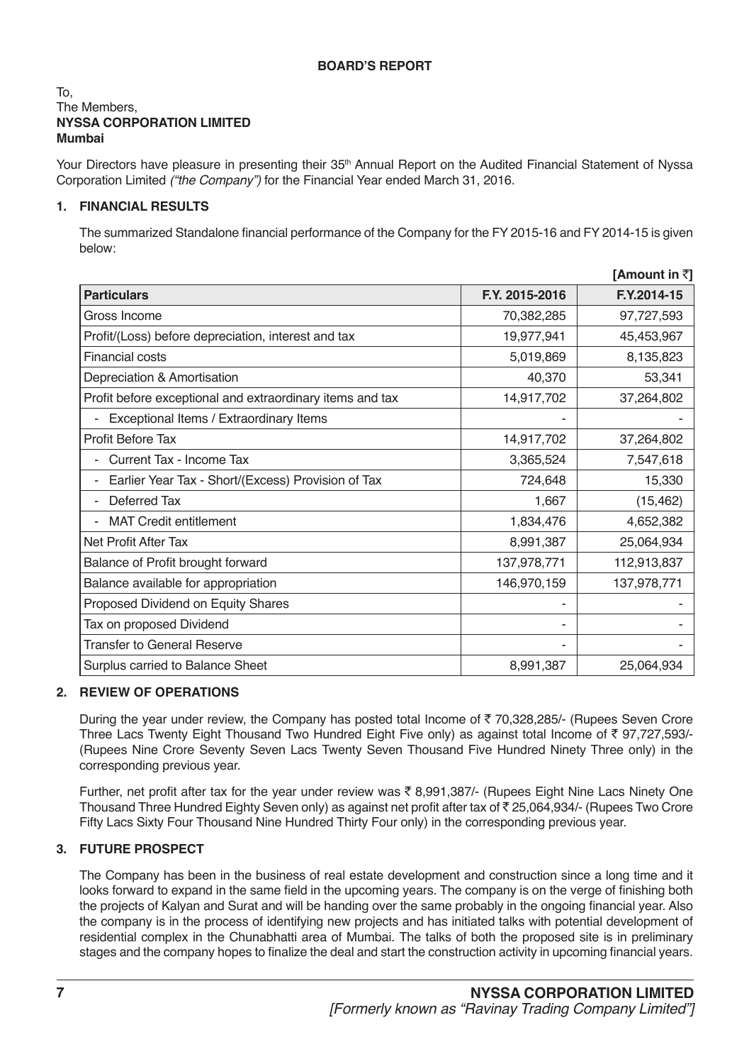**BOARD'S REPORT**

To,
The Members,
**NYSSA CORPORATION LIMITED**
**Mumbai**

Your Directors have pleasure in presenting their 35th Annual Report on the Audited Financial Statement of Nyssa Corporation Limited *("the Company")* for the Financial Year ended March 31, 2016.

## 1. FINANCIAL RESULTS

The summarized Standalone financial performance of the Company for the FY 2015-16 and FY 2014-15 is given below:

**[Amount in ₹]**

| Particulars | F.Y. 2015-2016 | F.Y.2014-15 |
|---|---|---|
| Gross Income | 70,382,285 | 97,727,593 |
| Profit/(Loss) before depreciation, interest and tax | 19,977,941 | 45,453,967 |
| Financial costs | 5,019,869 | 8,135,823 |
| Depreciation & Amortisation | 40,370 | 53,341 |
| Profit before exceptional and extraordinary items and tax | 14,917,702 | 37,264,802 |
| - Exceptional Items / Extraordinary Items | - | - |
| Profit Before Tax | 14,917,702 | 37,264,802 |
| - Current Tax - Income Tax | 3,365,524 | 7,547,618 |
| - Earlier Year Tax - Short/(Excess) Provision of Tax | 724,648 | 15,330 |
| - Deferred Tax | 1,667 | (15,462) |
| - MAT Credit entitlement | 1,834,476 | 4,652,382 |
| Net Profit After Tax | 8,991,387 | 25,064,934 |
| Balance of Profit brought forward | 137,978,771 | 112,913,837 |
| Balance available for appropriation | 146,970,159 | 137,978,771 |
| Proposed Dividend on Equity Shares | - | - |
| Tax on proposed Dividend | - | - |
| Transfer to General Reserve | - | - |
| Surplus carried to Balance Sheet | 8,991,387 | 25,064,934 |

## 2. REVIEW OF OPERATIONS

During the year under review, the Company has posted total Income of ₹ 70,328,285/- (Rupees Seven Crore Three Lacs Twenty Eight Thousand Two Hundred Eight Five only) as against total Income of ₹ 97,727,593/- (Rupees Nine Crore Seventy Seven Lacs Twenty Seven Thousand Five Hundred Ninety Three only) in the corresponding previous year.

Further, net profit after tax for the year under review was ₹ 8,991,387/- (Rupees Eight Nine Lacs Ninety One Thousand Three Hundred Eighty Seven only) as against net profit after tax of ₹ 25,064,934/- (Rupees Two Crore Fifty Lacs Sixty Four Thousand Nine Hundred Thirty Four only) in the corresponding previous year.

## 3. FUTURE PROSPECT

The Company has been in the business of real estate development and construction since a long time and it looks forward to expand in the same field in the upcoming years. The company is on the verge of finishing both the projects of Kalyan and Surat and will be handing over the same probably in the ongoing financial year. Also the company is in the process of identifying new projects and has initiated talks with potential development of residential complex in the Chunabhatti area of Mumbai. The talks of both the proposed site is in preliminary stages and the company hopes to finalize the deal and start the construction activity in upcoming financial years.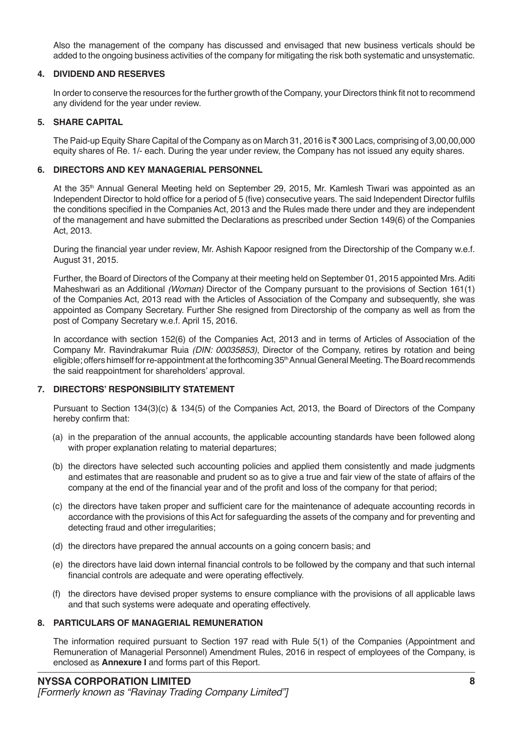Also the management of the company has discussed and envisaged that new business verticals should be added to the ongoing business activities of the company for mitigating the risk both systematic and unsystematic.

## 4. DIVIDEND AND RESERVES

In order to conserve the resources for the further growth of the Company, your Directors think fit not to recommend any dividend for the year under review.

## 5. SHARE CAPITAL

The Paid-up Equity Share Capital of the Company as on March 31, 2016 is ₹ 300 Lacs, comprising of 3,00,00,000 equity shares of Re. 1/- each. During the year under review, the Company has not issued any equity shares.

## 6. DIRECTORS AND KEY MANAGERIAL PERSONNEL

At the 35th Annual General Meeting held on September 29, 2015, Mr. Kamlesh Tiwari was appointed as an Independent Director to hold office for a period of 5 (five) consecutive years. The said Independent Director fulfils the conditions specified in the Companies Act, 2013 and the Rules made there under and they are independent of the management and have submitted the Declarations as prescribed under Section 149(6) of the Companies Act, 2013.

During the financial year under review, Mr. Ashish Kapoor resigned from the Directorship of the Company w.e.f. August 31, 2015.

Further, the Board of Directors of the Company at their meeting held on September 01, 2015 appointed Mrs. Aditi Maheshwari as an Additional *(Woman)* Director of the Company pursuant to the provisions of Section 161(1) of the Companies Act, 2013 read with the Articles of Association of the Company and subsequently, she was appointed as Company Secretary. Further She resigned from Directorship of the company as well as from the post of Company Secretary w.e.f. April 15, 2016.

In accordance with section 152(6) of the Companies Act, 2013 and in terms of Articles of Association of the Company Mr. Ravindrakumar Ruia *(DIN: 00035853)*, Director of the Company, retires by rotation and being eligible; offers himself for re-appointment at the forthcoming 35th Annual General Meeting. The Board recommends the said reappointment for shareholders' approval.

## 7. DIRECTORS' RESPONSIBILITY STATEMENT

Pursuant to Section 134(3)(c) & 134(5) of the Companies Act, 2013, the Board of Directors of the Company hereby confirm that:

(a) in the preparation of the annual accounts, the applicable accounting standards have been followed along with proper explanation relating to material departures;

(b) the directors have selected such accounting policies and applied them consistently and made judgments and estimates that are reasonable and prudent so as to give a true and fair view of the state of affairs of the company at the end of the financial year and of the profit and loss of the company for that period;

(c) the directors have taken proper and sufficient care for the maintenance of adequate accounting records in accordance with the provisions of this Act for safeguarding the assets of the company and for preventing and detecting fraud and other irregularities;

(d) the directors have prepared the annual accounts on a going concern basis; and

(e) the directors have laid down internal financial controls to be followed by the company and that such internal financial controls are adequate and were operating effectively.

(f) the directors have devised proper systems to ensure compliance with the provisions of all applicable laws and that such systems were adequate and operating effectively.

## 8. PARTICULARS OF MANAGERIAL REMUNERATION

The information required pursuant to Section 197 read with Rule 5(1) of the Companies (Appointment and Remuneration of Managerial Personnel) Amendment Rules, 2016 in respect of employees of the Company, is enclosed as **Annexure I** and forms part of this Report.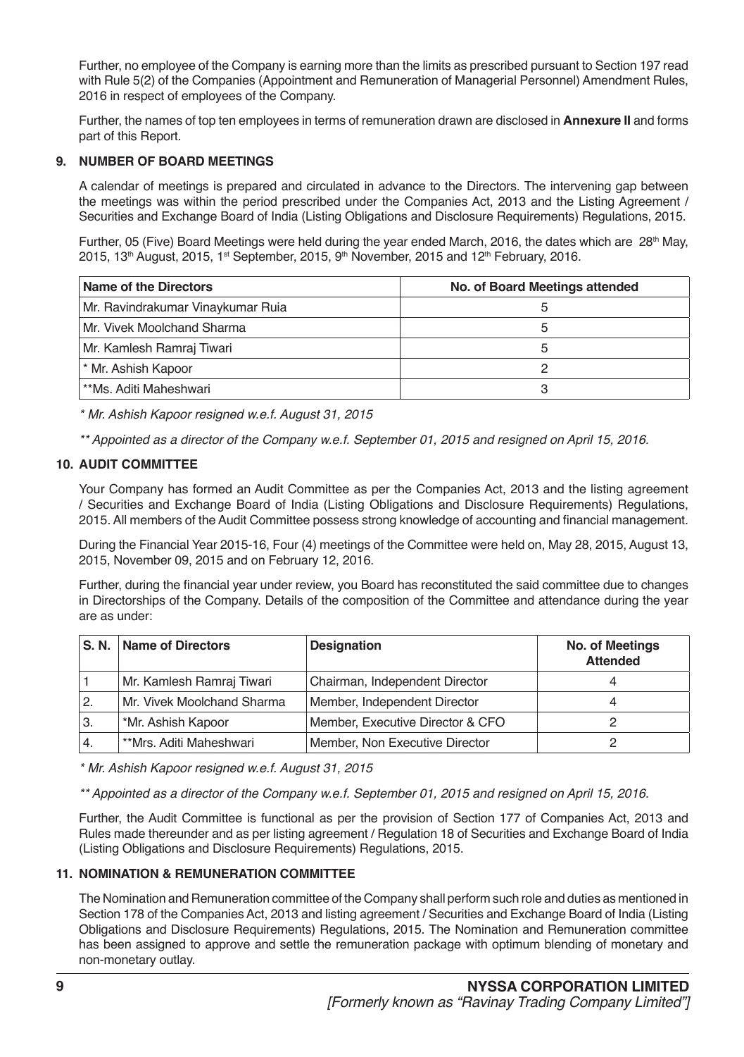Further, no employee of the Company is earning more than the limits as prescribed pursuant to Section 197 read with Rule 5(2) of the Companies (Appointment and Remuneration of Managerial Personnel) Amendment Rules, 2016 in respect of employees of the Company.

Further, the names of top ten employees in terms of remuneration drawn are disclosed in **Annexure II** and forms part of this Report.

### 9. NUMBER OF BOARD MEETINGS

A calendar of meetings is prepared and circulated in advance to the Directors. The intervening gap between the meetings was within the period prescribed under the Companies Act, 2013 and the Listing Agreement / Securities and Exchange Board of India (Listing Obligations and Disclosure Requirements) Regulations, 2015.

Further, 05 (Five) Board Meetings were held during the year ended March, 2016, the dates which are 28th May, 2015, 13th August, 2015, 1st September, 2015, 9th November, 2015 and 12th February, 2016.

| Name of the Directors | No. of Board Meetings attended |
|---|---|
| Mr. Ravindrakumar Vinaykumar Ruia | 5 |
| Mr. Vivek Moolchand Sharma | 5 |
| Mr. Kamlesh Ramraj Tiwari | 5 |
| * Mr. Ashish Kapoor | 2 |
| **Ms. Aditi Maheshwari | 3 |

*\* Mr. Ashish Kapoor resigned w.e.f. August 31, 2015*

*\*\* Appointed as a director of the Company w.e.f. September 01, 2015 and resigned on April 15, 2016.*

### 10. AUDIT COMMITTEE

Your Company has formed an Audit Committee as per the Companies Act, 2013 and the listing agreement / Securities and Exchange Board of India (Listing Obligations and Disclosure Requirements) Regulations, 2015. All members of the Audit Committee possess strong knowledge of accounting and financial management.

During the Financial Year 2015-16, Four (4) meetings of the Committee were held on, May 28, 2015, August 13, 2015, November 09, 2015 and on February 12, 2016.

Further, during the financial year under review, you Board has reconstituted the said committee due to changes in Directorships of the Company. Details of the composition of the Committee and attendance during the year are as under:

| S. N. | Name of Directors | Designation | No. of Meetings Attended |
|---|---|---|---|
| 1 | Mr. Kamlesh Ramraj Tiwari | Chairman, Independent Director | 4 |
| 2. | Mr. Vivek Moolchand Sharma | Member, Independent Director | 4 |
| 3. | *Mr. Ashish Kapoor | Member, Executive Director & CFO | 2 |
| 4. | **Mrs. Aditi Maheshwari | Member, Non Executive Director | 2 |

*\* Mr. Ashish Kapoor resigned w.e.f. August 31, 2015*

*\*\* Appointed as a director of the Company w.e.f. September 01, 2015 and resigned on April 15, 2016.*

Further, the Audit Committee is functional as per the provision of Section 177 of Companies Act, 2013 and Rules made thereunder and as per listing agreement / Regulation 18 of Securities and Exchange Board of India (Listing Obligations and Disclosure Requirements) Regulations, 2015.

### 11. NOMINATION & REMUNERATION COMMITTEE

The Nomination and Remuneration committee of the Company shall perform such role and duties as mentioned in Section 178 of the Companies Act, 2013 and listing agreement / Securities and Exchange Board of India (Listing Obligations and Disclosure Requirements) Regulations, 2015. The Nomination and Remuneration committee has been assigned to approve and settle the remuneration package with optimum blending of monetary and non-monetary outlay.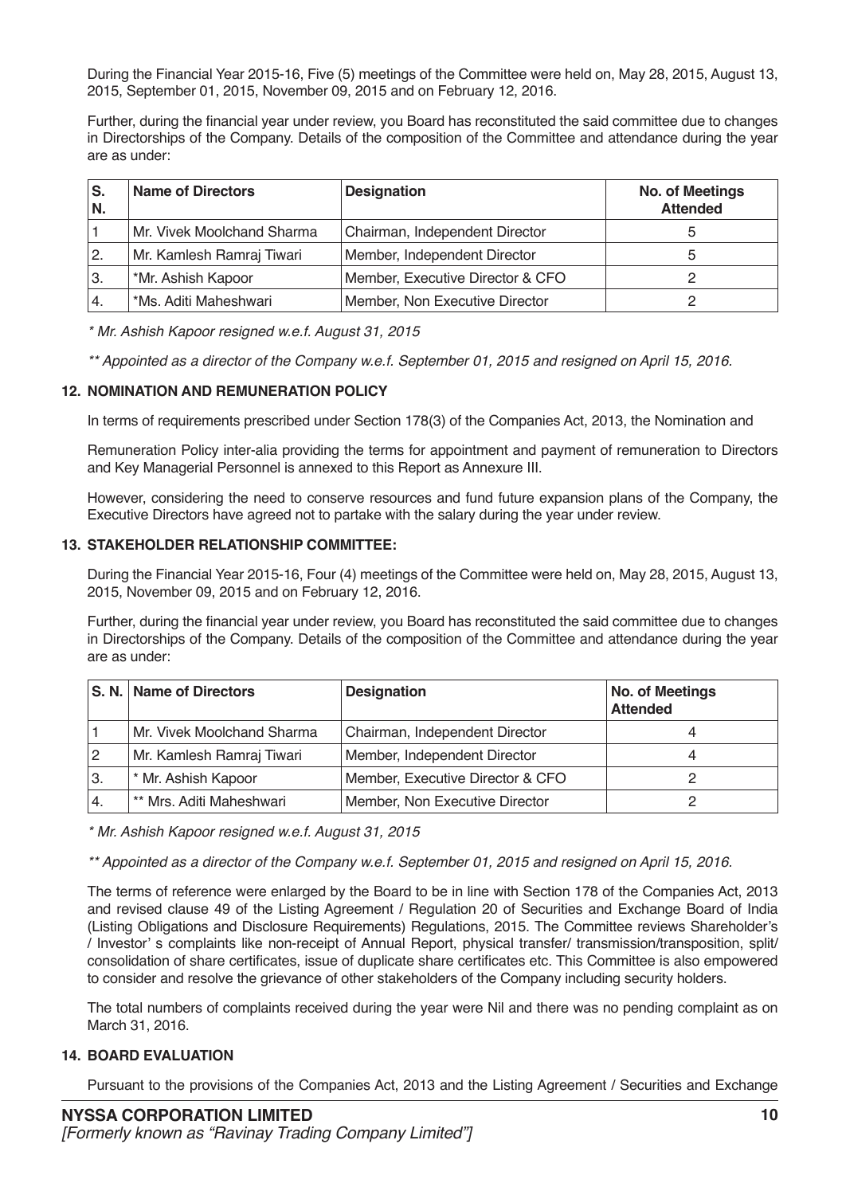During the Financial Year 2015-16, Five (5) meetings of the Committee were held on, May 28, 2015, August 13, 2015, September 01, 2015, November 09, 2015 and on February 12, 2016.

Further, during the financial year under review, you Board has reconstituted the said committee due to changes in Directorships of the Company. Details of the composition of the Committee and attendance during the year are as under:

| S. N. | Name of Directors | Designation | No. of Meetings Attended |
|---|---|---|---|
| 1 | Mr. Vivek Moolchand Sharma | Chairman, Independent Director | 5 |
| 2. | Mr. Kamlesh Ramraj Tiwari | Member, Independent Director | 5 |
| 3. | *Mr. Ashish Kapoor | Member, Executive Director & CFO | 2 |
| 4. | *Ms. Aditi Maheshwari | Member, Non Executive Director | 2 |

*\* Mr. Ashish Kapoor resigned w.e.f. August 31, 2015*

*\*\* Appointed as a director of the Company w.e.f. September 01, 2015 and resigned on April 15, 2016.*

### 12. NOMINATION AND REMUNERATION POLICY

In terms of requirements prescribed under Section 178(3) of the Companies Act, 2013, the Nomination and

Remuneration Policy inter-alia providing the terms for appointment and payment of remuneration to Directors and Key Managerial Personnel is annexed to this Report as Annexure III.

However, considering the need to conserve resources and fund future expansion plans of the Company, the Executive Directors have agreed not to partake with the salary during the year under review.

### 13. STAKEHOLDER RELATIONSHIP COMMITTEE:

During the Financial Year 2015-16, Four (4) meetings of the Committee were held on, May 28, 2015, August 13, 2015, November 09, 2015 and on February 12, 2016.

Further, during the financial year under review, you Board has reconstituted the said committee due to changes in Directorships of the Company. Details of the composition of the Committee and attendance during the year are as under:

| S. N. | Name of Directors | Designation | No. of Meetings Attended |
|---|---|---|---|
| 1 | Mr. Vivek Moolchand Sharma | Chairman, Independent Director | 4 |
| 2 | Mr. Kamlesh Ramraj Tiwari | Member, Independent Director | 4 |
| 3. | * Mr. Ashish Kapoor | Member, Executive Director & CFO | 2 |
| 4. | ** Mrs. Aditi Maheshwari | Member, Non Executive Director | 2 |

*\* Mr. Ashish Kapoor resigned w.e.f. August 31, 2015*

*\*\* Appointed as a director of the Company w.e.f. September 01, 2015 and resigned on April 15, 2016.*

The terms of reference were enlarged by the Board to be in line with Section 178 of the Companies Act, 2013 and revised clause 49 of the Listing Agreement / Regulation 20 of Securities and Exchange Board of India (Listing Obligations and Disclosure Requirements) Regulations, 2015. The Committee reviews Shareholder's / Investor' s complaints like non-receipt of Annual Report, physical transfer/ transmission/transposition, split/ consolidation of share certificates, issue of duplicate share certificates etc. This Committee is also empowered to consider and resolve the grievance of other stakeholders of the Company including security holders.

The total numbers of complaints received during the year were Nil and there was no pending complaint as on March 31, 2016.

### 14. BOARD EVALUATION

Pursuant to the provisions of the Companies Act, 2013 and the Listing Agreement / Securities and Exchange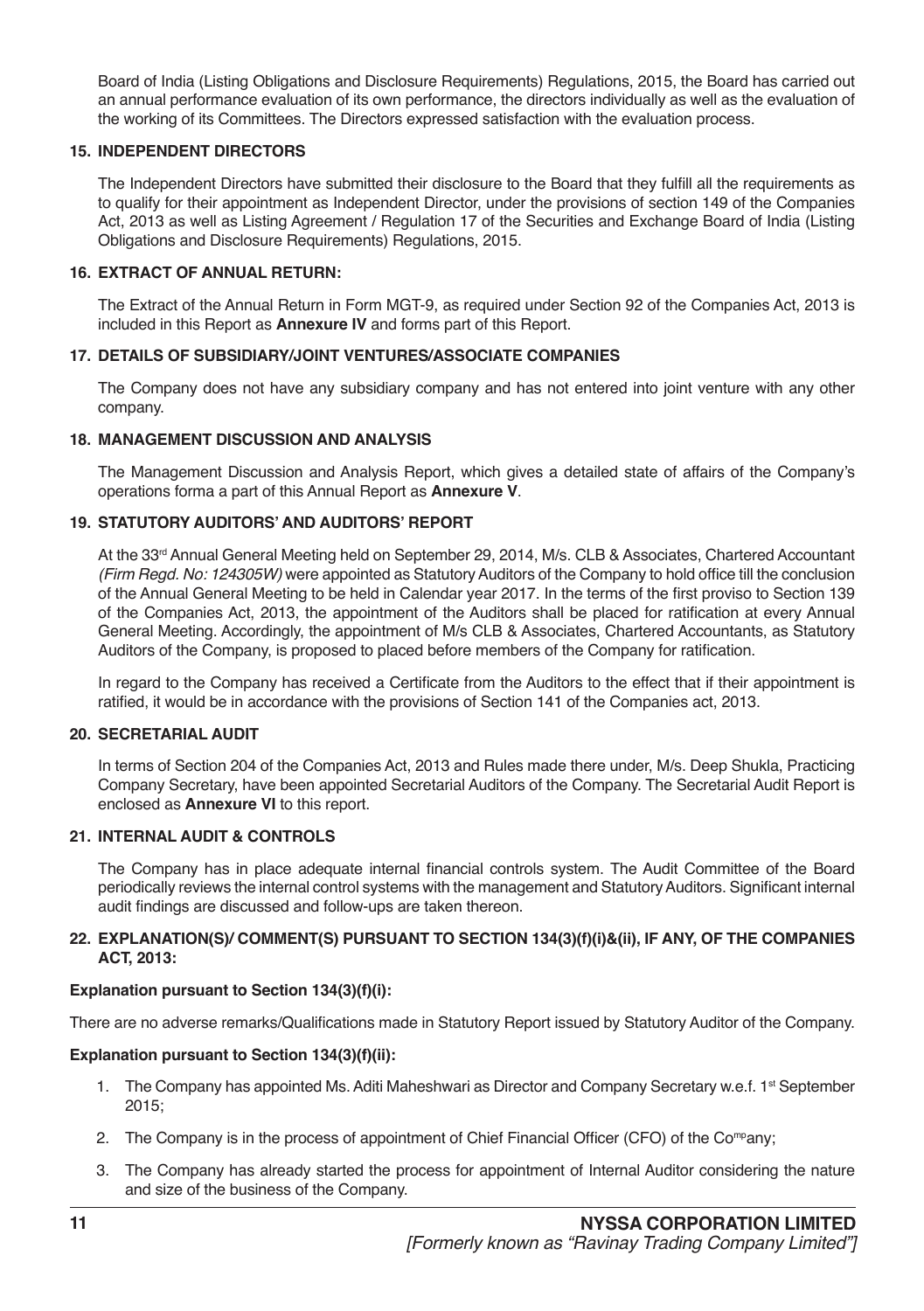Board of India (Listing Obligations and Disclosure Requirements) Regulations, 2015, the Board has carried out an annual performance evaluation of its own performance, the directors individually as well as the evaluation of the working of its Committees. The Directors expressed satisfaction with the evaluation process.

### 15. INDEPENDENT DIRECTORS

The Independent Directors have submitted their disclosure to the Board that they fulfill all the requirements as to qualify for their appointment as Independent Director, under the provisions of section 149 of the Companies Act, 2013 as well as Listing Agreement / Regulation 17 of the Securities and Exchange Board of India (Listing Obligations and Disclosure Requirements) Regulations, 2015.

### 16. EXTRACT OF ANNUAL RETURN:

The Extract of the Annual Return in Form MGT-9, as required under Section 92 of the Companies Act, 2013 is included in this Report as **Annexure IV** and forms part of this Report.

### 17. DETAILS OF SUBSIDIARY/JOINT VENTURES/ASSOCIATE COMPANIES

The Company does not have any subsidiary company and has not entered into joint venture with any other company.

### 18. MANAGEMENT DISCUSSION AND ANALYSIS

The Management Discussion and Analysis Report, which gives a detailed state of affairs of the Company's operations forma a part of this Annual Report as **Annexure V**.

### 19. STATUTORY AUDITORS' AND AUDITORS' REPORT

At the 33rd Annual General Meeting held on September 29, 2014, M/s. CLB & Associates, Chartered Accountant *(Firm Regd. No: 124305W)* were appointed as Statutory Auditors of the Company to hold office till the conclusion of the Annual General Meeting to be held in Calendar year 2017. In the terms of the first proviso to Section 139 of the Companies Act, 2013, the appointment of the Auditors shall be placed for ratification at every Annual General Meeting. Accordingly, the appointment of M/s CLB & Associates, Chartered Accountants, as Statutory Auditors of the Company, is proposed to placed before members of the Company for ratification.

In regard to the Company has received a Certificate from the Auditors to the effect that if their appointment is ratified, it would be in accordance with the provisions of Section 141 of the Companies act, 2013.

### 20. SECRETARIAL AUDIT

In terms of Section 204 of the Companies Act, 2013 and Rules made there under, M/s. Deep Shukla, Practicing Company Secretary, have been appointed Secretarial Auditors of the Company. The Secretarial Audit Report is enclosed as **Annexure VI** to this report.

### 21. INTERNAL AUDIT & CONTROLS

The Company has in place adequate internal financial controls system. The Audit Committee of the Board periodically reviews the internal control systems with the management and Statutory Auditors. Significant internal audit findings are discussed and follow-ups are taken thereon.

### 22. EXPLANATION(S)/ COMMENT(S) PURSUANT TO SECTION 134(3)(f)(i)&(ii), IF ANY, OF THE COMPANIES ACT, 2013:

**Explanation pursuant to Section 134(3)(f)(i):**

There are no adverse remarks/Qualifications made in Statutory Report issued by Statutory Auditor of the Company.

**Explanation pursuant to Section 134(3)(f)(ii):**

1. The Company has appointed Ms. Aditi Maheshwari as Director and Company Secretary w.e.f. 1st September 2015;
2. The Company is in the process of appointment of Chief Financial Officer (CFO) of the Company;
3. The Company has already started the process for appointment of Internal Auditor considering the nature and size of the business of the Company.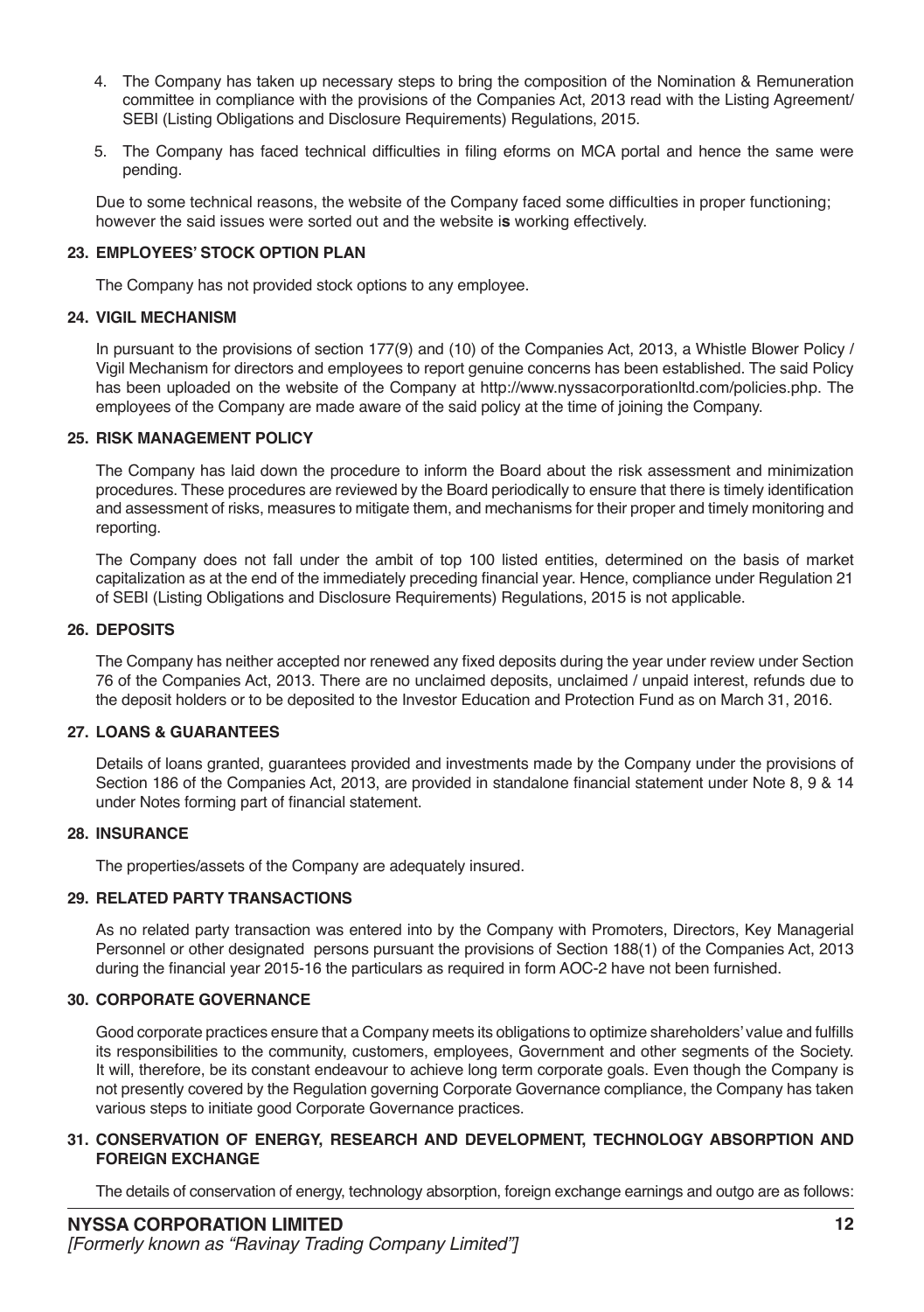4. The Company has taken up necessary steps to bring the composition of the Nomination & Remuneration committee in compliance with the provisions of the Companies Act, 2013 read with the Listing Agreement/ SEBI (Listing Obligations and Disclosure Requirements) Regulations, 2015.

5. The Company has faced technical difficulties in filing eforms on MCA portal and hence the same were pending.

Due to some technical reasons, the website of the Company faced some difficulties in proper functioning; however the said issues were sorted out and the website is working effectively.

## 23. EMPLOYEES' STOCK OPTION PLAN

The Company has not provided stock options to any employee.

## 24. VIGIL MECHANISM

In pursuant to the provisions of section 177(9) and (10) of the Companies Act, 2013, a Whistle Blower Policy / Vigil Mechanism for directors and employees to report genuine concerns has been established. The said Policy has been uploaded on the website of the Company at http://www.nyssacorporationltd.com/policies.php. The employees of the Company are made aware of the said policy at the time of joining the Company.

## 25. RISK MANAGEMENT POLICY

The Company has laid down the procedure to inform the Board about the risk assessment and minimization procedures. These procedures are reviewed by the Board periodically to ensure that there is timely identification and assessment of risks, measures to mitigate them, and mechanisms for their proper and timely monitoring and reporting.

The Company does not fall under the ambit of top 100 listed entities, determined on the basis of market capitalization as at the end of the immediately preceding financial year. Hence, compliance under Regulation 21 of SEBI (Listing Obligations and Disclosure Requirements) Regulations, 2015 is not applicable.

## 26. DEPOSITS

The Company has neither accepted nor renewed any fixed deposits during the year under review under Section 76 of the Companies Act, 2013. There are no unclaimed deposits, unclaimed / unpaid interest, refunds due to the deposit holders or to be deposited to the Investor Education and Protection Fund as on March 31, 2016.

## 27. LOANS & GUARANTEES

Details of loans granted, guarantees provided and investments made by the Company under the provisions of Section 186 of the Companies Act, 2013, are provided in standalone financial statement under Note 8, 9 & 14 under Notes forming part of financial statement.

## 28. INSURANCE

The properties/assets of the Company are adequately insured.

## 29. RELATED PARTY TRANSACTIONS

As no related party transaction was entered into by the Company with Promoters, Directors, Key Managerial Personnel or other designated persons pursuant the provisions of Section 188(1) of the Companies Act, 2013 during the financial year 2015-16 the particulars as required in form AOC-2 have not been furnished.

## 30. CORPORATE GOVERNANCE

Good corporate practices ensure that a Company meets its obligations to optimize shareholders' value and fulfills its responsibilities to the community, customers, employees, Government and other segments of the Society. It will, therefore, be its constant endeavour to achieve long term corporate goals. Even though the Company is not presently covered by the Regulation governing Corporate Governance compliance, the Company has taken various steps to initiate good Corporate Governance practices.

## 31. CONSERVATION OF ENERGY, RESEARCH AND DEVELOPMENT, TECHNOLOGY ABSORPTION AND FOREIGN EXCHANGE

The details of conservation of energy, technology absorption, foreign exchange earnings and outgo are as follows: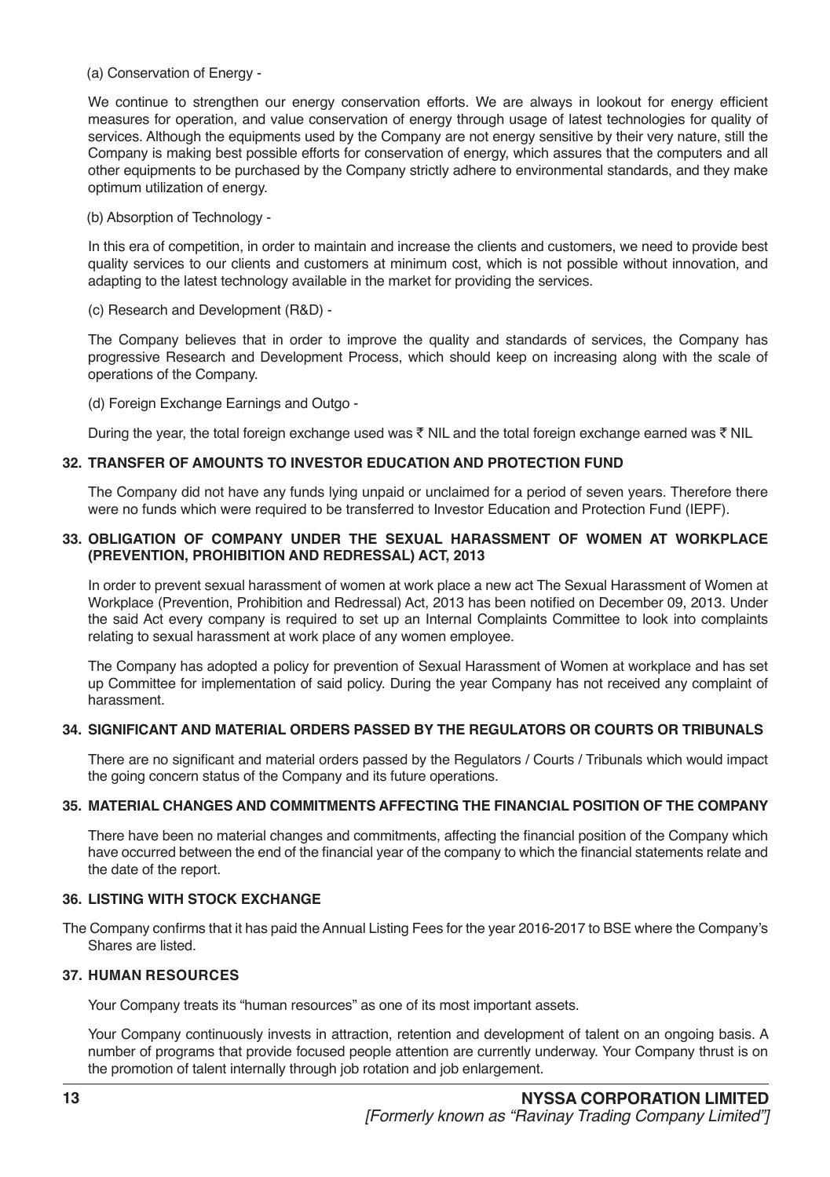(a) Conservation of Energy -

We continue to strengthen our energy conservation efforts. We are always in lookout for energy efficient measures for operation, and value conservation of energy through usage of latest technologies for quality of services. Although the equipments used by the Company are not energy sensitive by their very nature, still the Company is making best possible efforts for conservation of energy, which assures that the computers and all other equipments to be purchased by the Company strictly adhere to environmental standards, and they make optimum utilization of energy.

(b) Absorption of Technology -

In this era of competition, in order to maintain and increase the clients and customers, we need to provide best quality services to our clients and customers at minimum cost, which is not possible without innovation, and adapting to the latest technology available in the market for providing the services.

(c) Research and Development (R&D) -

The Company believes that in order to improve the quality and standards of services, the Company has progressive Research and Development Process, which should keep on increasing along with the scale of operations of the Company.

(d) Foreign Exchange Earnings and Outgo -

During the year, the total foreign exchange used was ₹ NIL and the total foreign exchange earned was ₹ NIL

## 32. TRANSFER OF AMOUNTS TO INVESTOR EDUCATION AND PROTECTION FUND

The Company did not have any funds lying unpaid or unclaimed for a period of seven years. Therefore there were no funds which were required to be transferred to Investor Education and Protection Fund (IEPF).

## 33. OBLIGATION OF COMPANY UNDER THE SEXUAL HARASSMENT OF WOMEN AT WORKPLACE (PREVENTION, PROHIBITION AND REDRESSAL) ACT, 2013

In order to prevent sexual harassment of women at work place a new act The Sexual Harassment of Women at Workplace (Prevention, Prohibition and Redressal) Act, 2013 has been notified on December 09, 2013. Under the said Act every company is required to set up an Internal Complaints Committee to look into complaints relating to sexual harassment at work place of any women employee.

The Company has adopted a policy for prevention of Sexual Harassment of Women at workplace and has set up Committee for implementation of said policy. During the year Company has not received any complaint of harassment.

## 34. SIGNIFICANT AND MATERIAL ORDERS PASSED BY THE REGULATORS OR COURTS OR TRIBUNALS

There are no significant and material orders passed by the Regulators / Courts / Tribunals which would impact the going concern status of the Company and its future operations.

## 35. MATERIAL CHANGES AND COMMITMENTS AFFECTING THE FINANCIAL POSITION OF THE COMPANY

There have been no material changes and commitments, affecting the financial position of the Company which have occurred between the end of the financial year of the company to which the financial statements relate and the date of the report.

## 36. LISTING WITH STOCK EXCHANGE

The Company confirms that it has paid the Annual Listing Fees for the year 2016-2017 to BSE where the Company's Shares are listed.

## 37. HUMAN RESOURCES

Your Company treats its "human resources" as one of its most important assets.

Your Company continuously invests in attraction, retention and development of talent on an ongoing basis. A number of programs that provide focused people attention are currently underway. Your Company thrust is on the promotion of talent internally through job rotation and job enlargement.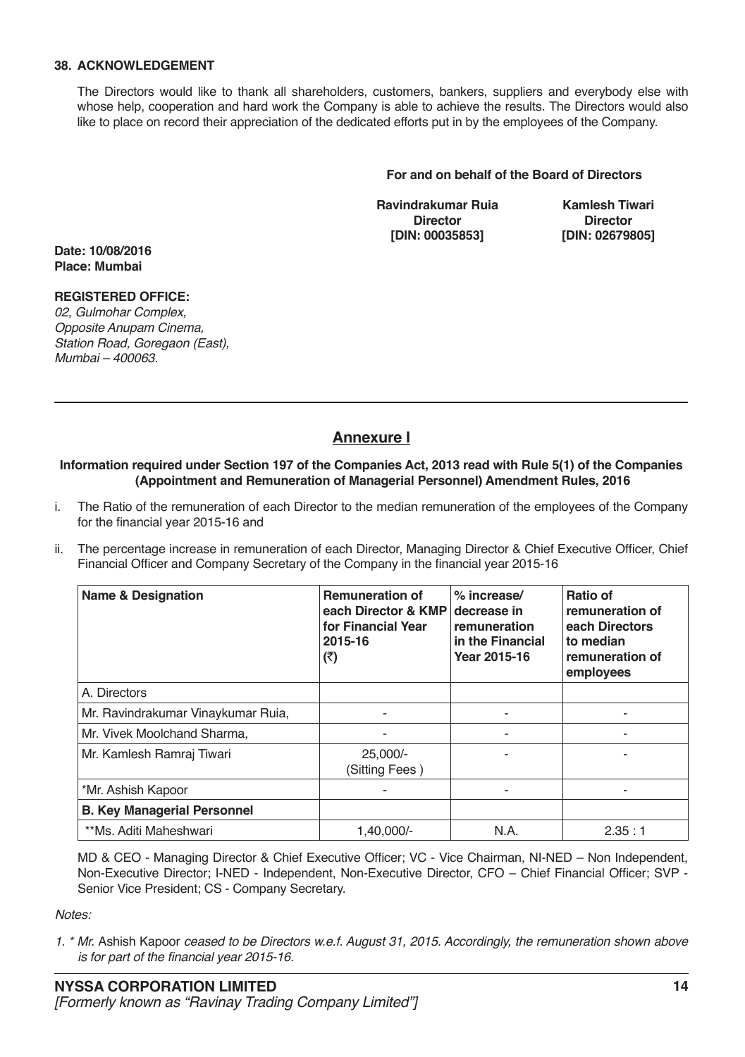### 38. ACKNOWLEDGEMENT

The Directors would like to thank all shareholders, customers, bankers, suppliers and everybody else with whose help, cooperation and hard work the Company is able to achieve the results. The Directors would also like to place on record their appreciation of the dedicated efforts put in by the employees of the Company.

**For and on behalf of the Board of Directors**

| **Ravindrakumar Ruia** | **Kamlesh Tiwari** |
|---|---|
| **Director** | **Director** |
| **[DIN: 00035853]** | **[DIN: 02679805]** |

**Date: 10/08/2016**
**Place: Mumbai**

**REGISTERED OFFICE:**
*02, Gulmohar Complex,*
*Opposite Anupam Cinema,*
*Station Road, Goregaon (East),*
*Mumbai – 400063.*

---

## Annexure I

**Information required under Section 197 of the Companies Act, 2013 read with Rule 5(1) of the Companies (Appointment and Remuneration of Managerial Personnel) Amendment Rules, 2016**

i. The Ratio of the remuneration of each Director to the median remuneration of the employees of the Company for the financial year 2015-16 and

ii. The percentage increase in remuneration of each Director, Managing Director & Chief Executive Officer, Chief Financial Officer and Company Secretary of the Company in the financial year 2015-16

| Name & Designation | Remuneration of each Director & KMP for Financial Year 2015-16 (₹) | % increase/ decrease in remuneration in the Financial Year 2015-16 | Ratio of remuneration of each Directors to median remuneration of employees |
|---|---|---|---|
| A. Directors | | | |
| Mr. Ravindrakumar Vinaykumar Ruia, | - | - | - |
| Mr. Vivek Moolchand Sharma, | - | - | - |
| Mr. Kamlesh Ramraj Tiwari | 25,000/- (Sitting Fees ) | - | - |
| *Mr. Ashish Kapoor | - | - | - |
| **B. Key Managerial Personnel** | | | |
| **Ms. Aditi Maheshwari | 1,40,000/- | N.A. | 2.35 : 1 |

MD & CEO - Managing Director & Chief Executive Officer; VC - Vice Chairman, NI-NED – Non Independent, Non-Executive Director; I-NED - Independent, Non-Executive Director, CFO – Chief Financial Officer; SVP - Senior Vice President; CS - Company Secretary.

*Notes:*

1. * Mr. Ashish Kapoor *ceased to be Directors w.e.f. August 31, 2015. Accordingly, the remuneration shown above is for part of the financial year 2015-16.*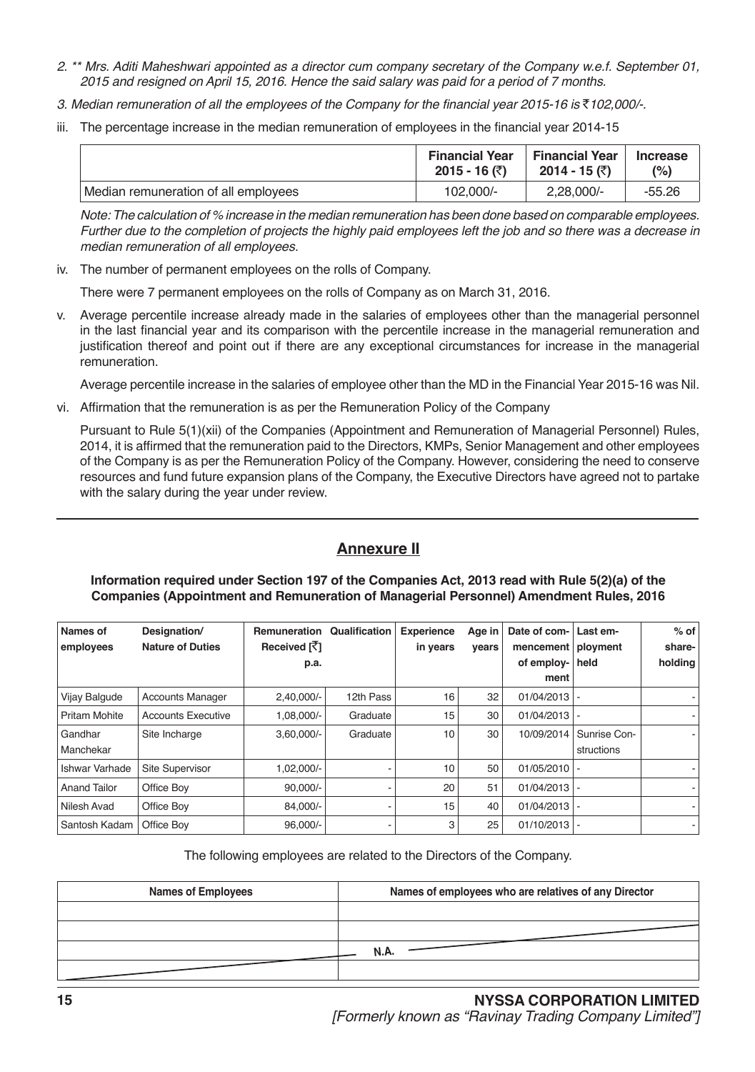*2. ** Mrs. Aditi Maheshwari appointed as a director cum company secretary of the Company w.e.f. September 01, 2015 and resigned on April 15, 2016. Hence the said salary was paid for a period of 7 months.*

*3. Median remuneration of all the employees of the Company for the financial year 2015-16 is ₹102,000/-.*

iii. The percentage increase in the median remuneration of employees in the financial year 2014-15

| | Financial Year 2015 - 16 (₹) | Financial Year 2014 - 15 (₹) | Increase (%) |
|---|---|---|---|
| Median remuneration of all employees | 102,000/- | 2,28,000/- | -55.26 |

*Note: The calculation of % increase in the median remuneration has been done based on comparable employees. Further due to the completion of projects the highly paid employees left the job and so there was a decrease in median remuneration of all employees.*

iv. The number of permanent employees on the rolls of Company.

There were 7 permanent employees on the rolls of Company as on March 31, 2016.

v. Average percentile increase already made in the salaries of employees other than the managerial personnel in the last financial year and its comparison with the percentile increase in the managerial remuneration and justification thereof and point out if there are any exceptional circumstances for increase in the managerial remuneration.

Average percentile increase in the salaries of employee other than the MD in the Financial Year 2015-16 was Nil.

vi. Affirmation that the remuneration is as per the Remuneration Policy of the Company

Pursuant to Rule 5(1)(xii) of the Companies (Appointment and Remuneration of Managerial Personnel) Rules, 2014, it is affirmed that the remuneration paid to the Directors, KMPs, Senior Management and other employees of the Company is as per the Remuneration Policy of the Company. However, considering the need to conserve resources and fund future expansion plans of the Company, the Executive Directors have agreed not to partake with the salary during the year under review.

## Annexure II

**Information required under Section 197 of the Companies Act, 2013 read with Rule 5(2)(a) of the Companies (Appointment and Remuneration of Managerial Personnel) Amendment Rules, 2016**

| Names of employees | Designation/ Nature of Duties | Remuneration Received [₹] p.a. | Qualification | Experience in years | Age in years | Date of commencement of employment | Last employment held | % of shareholding |
|---|---|---|---|---|---|---|---|---|
| Vijay Balgude | Accounts Manager | 2,40,000/- | 12th Pass | 16 | 32 | 01/04/2013 | - | - |
| Pritam Mohite | Accounts Executive | 1,08,000/- | Graduate | 15 | 30 | 01/04/2013 | - | - |
| Gandhar Manchekar | Site Incharge | 3,60,000/- | Graduate | 10 | 30 | 10/09/2014 | Sunrise Constructions | - |
| Ishwar Varhade | Site Supervisor | 1,02,000/- | - | 10 | 50 | 01/05/2010 | - | - |
| Anand Tailor | Office Boy | 90,000/- | - | 20 | 51 | 01/04/2013 | - | - |
| Nilesh Avad | Office Boy | 84,000/- | - | 15 | 40 | 01/04/2013 | - | - |
| Santosh Kadam | Office Boy | 96,000/- | - | 3 | 25 | 01/10/2013 | - | - |

The following employees are related to the Directors of the Company.

| Names of Employees | Names of employees who are relatives of any Director |
|---|---|
| | |
| | |
| | N.A. |
| | |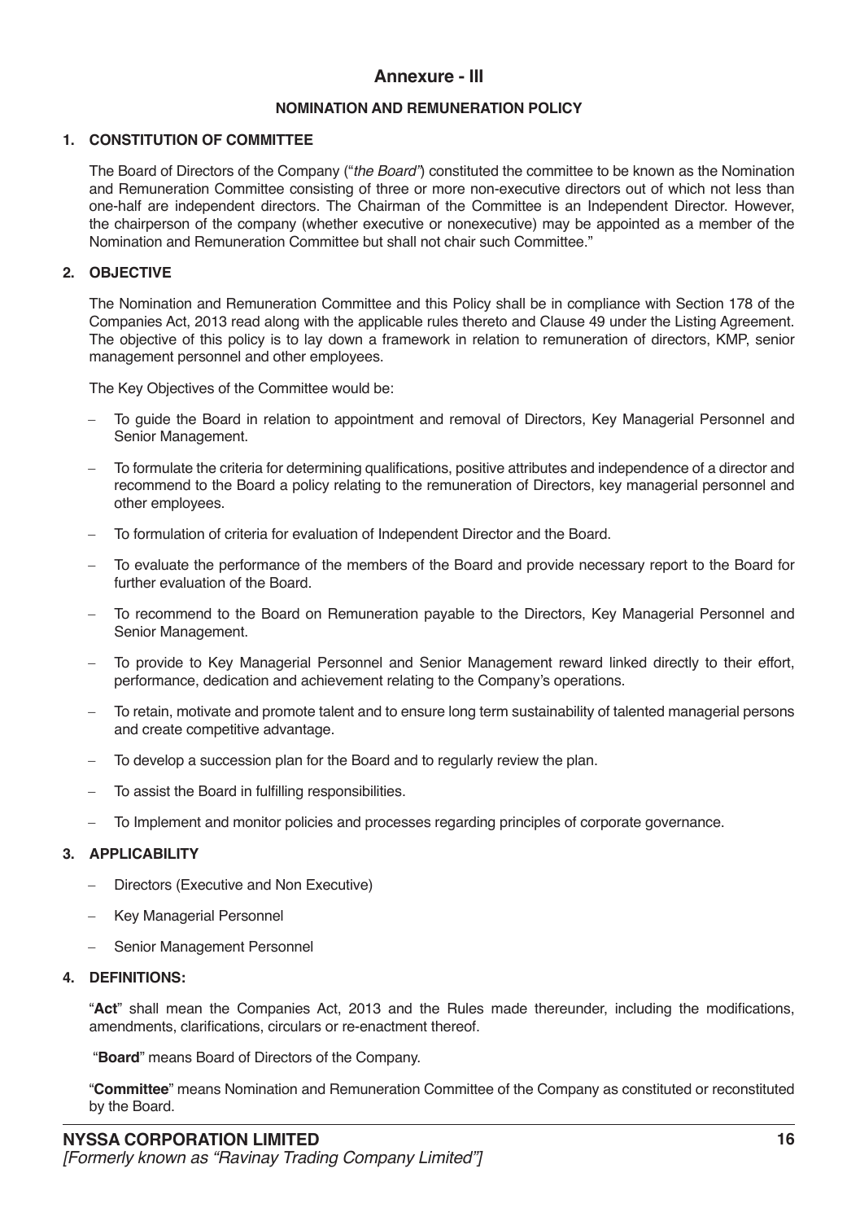# Annexure - III

## NOMINATION AND REMUNERATION POLICY

### 1. CONSTITUTION OF COMMITTEE

The Board of Directors of the Company ("*the Board*") constituted the committee to be known as the Nomination and Remuneration Committee consisting of three or more non-executive directors out of which not less than one-half are independent directors. The Chairman of the Committee is an Independent Director. However, the chairperson of the company (whether executive or nonexecutive) may be appointed as a member of the Nomination and Remuneration Committee but shall not chair such Committee."

### 2. OBJECTIVE

The Nomination and Remuneration Committee and this Policy shall be in compliance with Section 178 of the Companies Act, 2013 read along with the applicable rules thereto and Clause 49 under the Listing Agreement. The objective of this policy is to lay down a framework in relation to remuneration of directors, KMP, senior management personnel and other employees.

The Key Objectives of the Committee would be:

- To guide the Board in relation to appointment and removal of Directors, Key Managerial Personnel and Senior Management.
- To formulate the criteria for determining qualifications, positive attributes and independence of a director and recommend to the Board a policy relating to the remuneration of Directors, key managerial personnel and other employees.
- To formulation of criteria for evaluation of Independent Director and the Board.
- To evaluate the performance of the members of the Board and provide necessary report to the Board for further evaluation of the Board.
- To recommend to the Board on Remuneration payable to the Directors, Key Managerial Personnel and Senior Management.
- To provide to Key Managerial Personnel and Senior Management reward linked directly to their effort, performance, dedication and achievement relating to the Company's operations.
- To retain, motivate and promote talent and to ensure long term sustainability of talented managerial persons and create competitive advantage.
- To develop a succession plan for the Board and to regularly review the plan.
- To assist the Board in fulfilling responsibilities.
- To Implement and monitor policies and processes regarding principles of corporate governance.

### 3. APPLICABILITY

- Directors (Executive and Non Executive)
- Key Managerial Personnel
- Senior Management Personnel

### 4. DEFINITIONS:

"**Act**" shall mean the Companies Act, 2013 and the Rules made thereunder, including the modifications, amendments, clarifications, circulars or re-enactment thereof.

"**Board**" means Board of Directors of the Company.

"**Committee**" means Nomination and Remuneration Committee of the Company as constituted or reconstituted by the Board.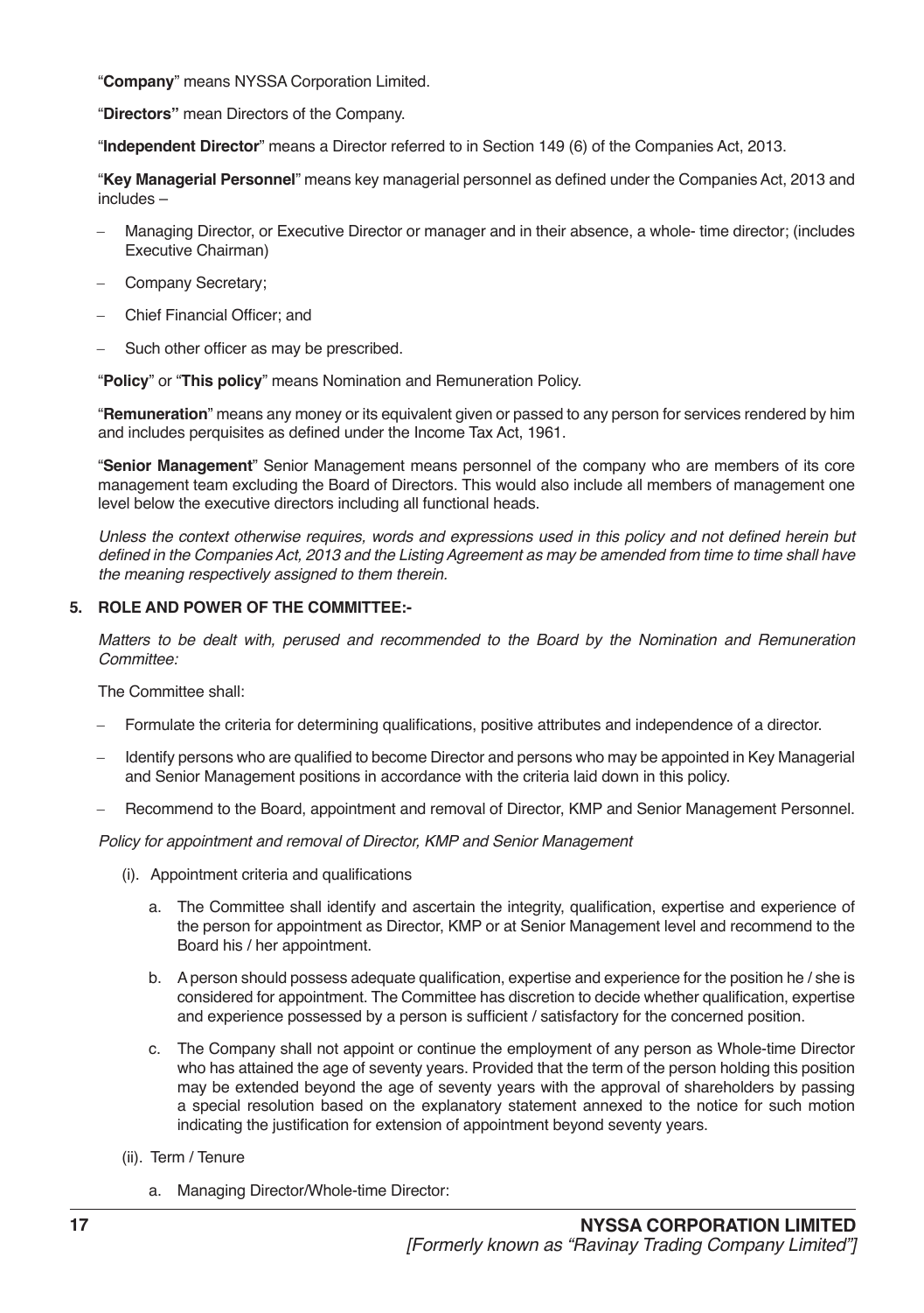"**Company**" means NYSSA Corporation Limited.

"**Directors"** mean Directors of the Company.

"**Independent Director**" means a Director referred to in Section 149 (6) of the Companies Act, 2013.

"**Key Managerial Personnel**" means key managerial personnel as defined under the Companies Act, 2013 and includes –

- Managing Director, or Executive Director or manager and in their absence, a whole- time director; (includes Executive Chairman)
- Company Secretary;
- Chief Financial Officer; and
- Such other officer as may be prescribed.

"**Policy**" or "**This policy**" means Nomination and Remuneration Policy.

"**Remuneration**" means any money or its equivalent given or passed to any person for services rendered by him and includes perquisites as defined under the Income Tax Act, 1961.

"**Senior Management**" Senior Management means personnel of the company who are members of its core management team excluding the Board of Directors. This would also include all members of management one level below the executive directors including all functional heads.

*Unless the context otherwise requires, words and expressions used in this policy and not defined herein but defined in the Companies Act, 2013 and the Listing Agreement as may be amended from time to time shall have the meaning respectively assigned to them therein.*

**5. ROLE AND POWER OF THE COMMITTEE:-**

*Matters to be dealt with, perused and recommended to the Board by the Nomination and Remuneration Committee:*

The Committee shall:

- Formulate the criteria for determining qualifications, positive attributes and independence of a director.
- Identify persons who are qualified to become Director and persons who may be appointed in Key Managerial and Senior Management positions in accordance with the criteria laid down in this policy.
- Recommend to the Board, appointment and removal of Director, KMP and Senior Management Personnel.

*Policy for appointment and removal of Director, KMP and Senior Management*

(i). Appointment criteria and qualifications

a. The Committee shall identify and ascertain the integrity, qualification, expertise and experience of the person for appointment as Director, KMP or at Senior Management level and recommend to the Board his / her appointment.

b. A person should possess adequate qualification, expertise and experience for the position he / she is considered for appointment. The Committee has discretion to decide whether qualification, expertise and experience possessed by a person is sufficient / satisfactory for the concerned position.

c. The Company shall not appoint or continue the employment of any person as Whole-time Director who has attained the age of seventy years. Provided that the term of the person holding this position may be extended beyond the age of seventy years with the approval of shareholders by passing a special resolution based on the explanatory statement annexed to the notice for such motion indicating the justification for extension of appointment beyond seventy years.

(ii). Term / Tenure

a. Managing Director/Whole-time Director: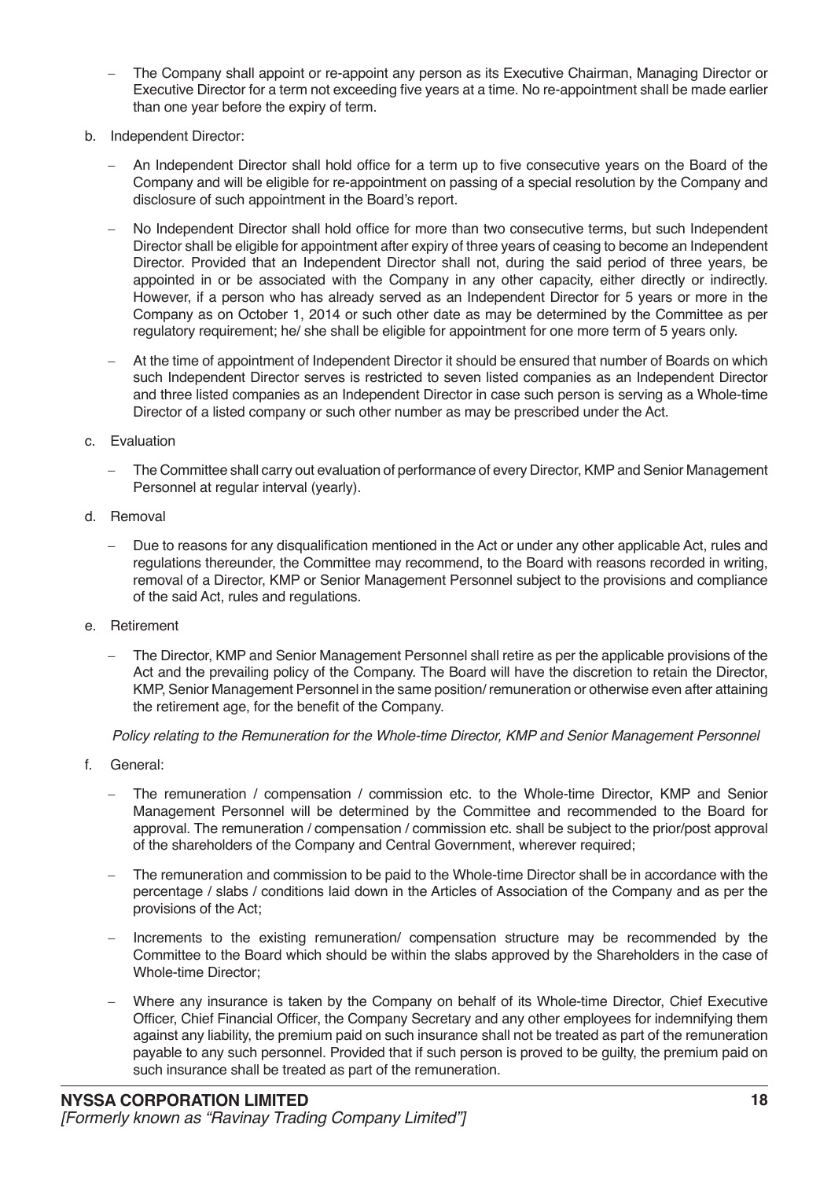- The Company shall appoint or re-appoint any person as its Executive Chairman, Managing Director or Executive Director for a term not exceeding five years at a time. No re-appointment shall be made earlier than one year before the expiry of term.

b. Independent Director:

   - An Independent Director shall hold office for a term up to five consecutive years on the Board of the Company and will be eligible for re-appointment on passing of a special resolution by the Company and disclosure of such appointment in the Board's report.

   - No Independent Director shall hold office for more than two consecutive terms, but such Independent Director shall be eligible for appointment after expiry of three years of ceasing to become an Independent Director. Provided that an Independent Director shall not, during the said period of three years, be appointed in or be associated with the Company in any other capacity, either directly or indirectly. However, if a person who has already served as an Independent Director for 5 years or more in the Company as on October 1, 2014 or such other date as may be determined by the Committee as per regulatory requirement; he/ she shall be eligible for appointment for one more term of 5 years only.

   - At the time of appointment of Independent Director it should be ensured that number of Boards on which such Independent Director serves is restricted to seven listed companies as an Independent Director and three listed companies as an Independent Director in case such person is serving as a Whole-time Director of a listed company or such other number as may be prescribed under the Act.

c. Evaluation

   - The Committee shall carry out evaluation of performance of every Director, KMP and Senior Management Personnel at regular interval (yearly).

d. Removal

   - Due to reasons for any disqualification mentioned in the Act or under any other applicable Act, rules and regulations thereunder, the Committee may recommend, to the Board with reasons recorded in writing, removal of a Director, KMP or Senior Management Personnel subject to the provisions and compliance of the said Act, rules and regulations.

e. Retirement

   - The Director, KMP and Senior Management Personnel shall retire as per the applicable provisions of the Act and the prevailing policy of the Company. The Board will have the discretion to retain the Director, KMP, Senior Management Personnel in the same position/ remuneration or otherwise even after attaining the retirement age, for the benefit of the Company.

*Policy relating to the Remuneration for the Whole-time Director, KMP and Senior Management Personnel*

f. General:

   - The remuneration / compensation / commission etc. to the Whole-time Director, KMP and Senior Management Personnel will be determined by the Committee and recommended to the Board for approval. The remuneration / compensation / commission etc. shall be subject to the prior/post approval of the shareholders of the Company and Central Government, wherever required;

   - The remuneration and commission to be paid to the Whole-time Director shall be in accordance with the percentage / slabs / conditions laid down in the Articles of Association of the Company and as per the provisions of the Act;

   - Increments to the existing remuneration/ compensation structure may be recommended by the Committee to the Board which should be within the slabs approved by the Shareholders in the case of Whole-time Director;

   - Where any insurance is taken by the Company on behalf of its Whole-time Director, Chief Executive Officer, Chief Financial Officer, the Company Secretary and any other employees for indemnifying them against any liability, the premium paid on such insurance shall not be treated as part of the remuneration payable to any such personnel. Provided that if such person is proved to be guilty, the premium paid on such insurance shall be treated as part of the remuneration.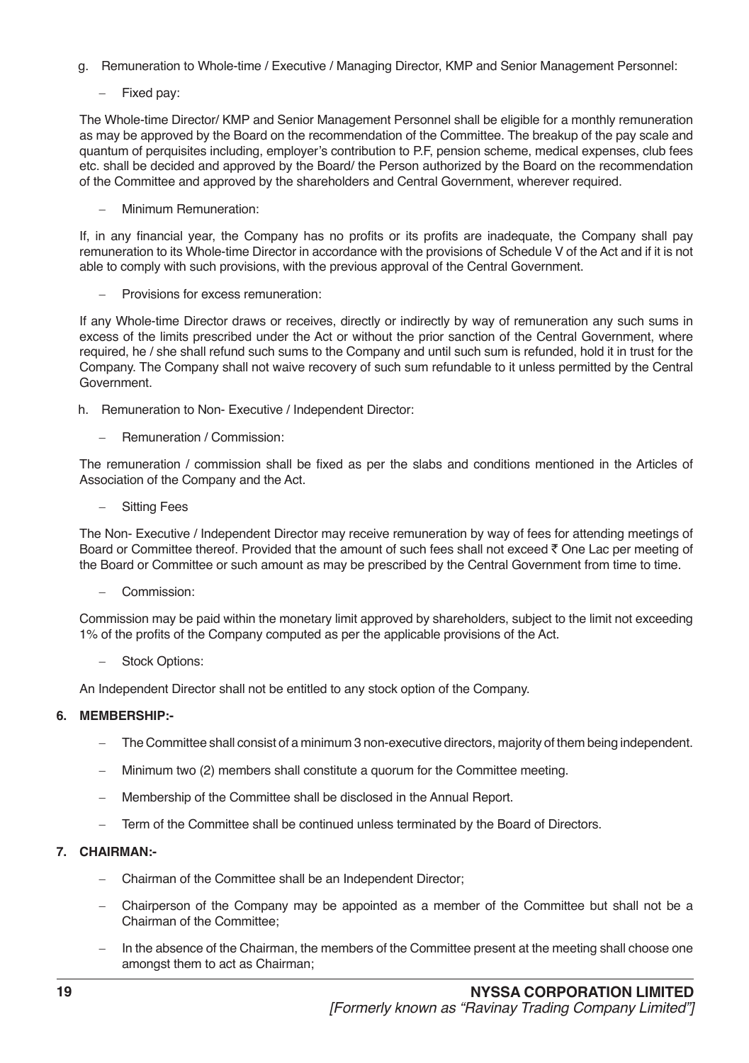g. Remuneration to Whole-time / Executive / Managing Director, KMP and Senior Management Personnel:

– Fixed pay:

The Whole-time Director/ KMP and Senior Management Personnel shall be eligible for a monthly remuneration as may be approved by the Board on the recommendation of the Committee. The breakup of the pay scale and quantum of perquisites including, employer's contribution to P.F, pension scheme, medical expenses, club fees etc. shall be decided and approved by the Board/ the Person authorized by the Board on the recommendation of the Committee and approved by the shareholders and Central Government, wherever required.

– Minimum Remuneration:

If, in any financial year, the Company has no profits or its profits are inadequate, the Company shall pay remuneration to its Whole-time Director in accordance with the provisions of Schedule V of the Act and if it is not able to comply with such provisions, with the previous approval of the Central Government.

– Provisions for excess remuneration:

If any Whole-time Director draws or receives, directly or indirectly by way of remuneration any such sums in excess of the limits prescribed under the Act or without the prior sanction of the Central Government, where required, he / she shall refund such sums to the Company and until such sum is refunded, hold it in trust for the Company. The Company shall not waive recovery of such sum refundable to it unless permitted by the Central Government.

h. Remuneration to Non- Executive / Independent Director:

– Remuneration / Commission:

The remuneration / commission shall be fixed as per the slabs and conditions mentioned in the Articles of Association of the Company and the Act.

– Sitting Fees

The Non- Executive / Independent Director may receive remuneration by way of fees for attending meetings of Board or Committee thereof. Provided that the amount of such fees shall not exceed ₹ One Lac per meeting of the Board or Committee or such amount as may be prescribed by the Central Government from time to time.

– Commission:

Commission may be paid within the monetary limit approved by shareholders, subject to the limit not exceeding 1% of the profits of the Company computed as per the applicable provisions of the Act.

– Stock Options:

An Independent Director shall not be entitled to any stock option of the Company.

**6. MEMBERSHIP:-**

- The Committee shall consist of a minimum 3 non-executive directors, majority of them being independent.
- Minimum two (2) members shall constitute a quorum for the Committee meeting.
- Membership of the Committee shall be disclosed in the Annual Report.
- Term of the Committee shall be continued unless terminated by the Board of Directors.

**7. CHAIRMAN:-**

- Chairman of the Committee shall be an Independent Director;
- Chairperson of the Company may be appointed as a member of the Committee but shall not be a Chairman of the Committee;
- In the absence of the Chairman, the members of the Committee present at the meeting shall choose one amongst them to act as Chairman;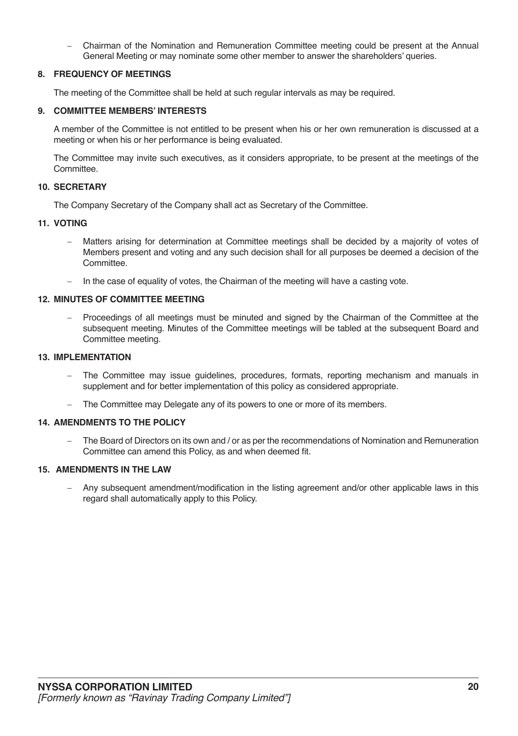- Chairman of the Nomination and Remuneration Committee meeting could be present at the Annual General Meeting or may nominate some other member to answer the shareholders' queries.

### 8. FREQUENCY OF MEETINGS

The meeting of the Committee shall be held at such regular intervals as may be required.

### 9. COMMITTEE MEMBERS' INTERESTS

A member of the Committee is not entitled to be present when his or her own remuneration is discussed at a meeting or when his or her performance is being evaluated.

The Committee may invite such executives, as it considers appropriate, to be present at the meetings of the Committee.

### 10. SECRETARY

The Company Secretary of the Company shall act as Secretary of the Committee.

### 11. VOTING

- Matters arising for determination at Committee meetings shall be decided by a majority of votes of Members present and voting and any such decision shall for all purposes be deemed a decision of the Committee.
- In the case of equality of votes, the Chairman of the meeting will have a casting vote.

### 12. MINUTES OF COMMITTEE MEETING

- Proceedings of all meetings must be minuted and signed by the Chairman of the Committee at the subsequent meeting. Minutes of the Committee meetings will be tabled at the subsequent Board and Committee meeting.

### 13. IMPLEMENTATION

- The Committee may issue guidelines, procedures, formats, reporting mechanism and manuals in supplement and for better implementation of this policy as considered appropriate.
- The Committee may Delegate any of its powers to one or more of its members.

### 14. AMENDMENTS TO THE POLICY

- The Board of Directors on its own and / or as per the recommendations of Nomination and Remuneration Committee can amend this Policy, as and when deemed fit.

### 15. AMENDMENTS IN THE LAW

- Any subsequent amendment/modification in the listing agreement and/or other applicable laws in this regard shall automatically apply to this Policy.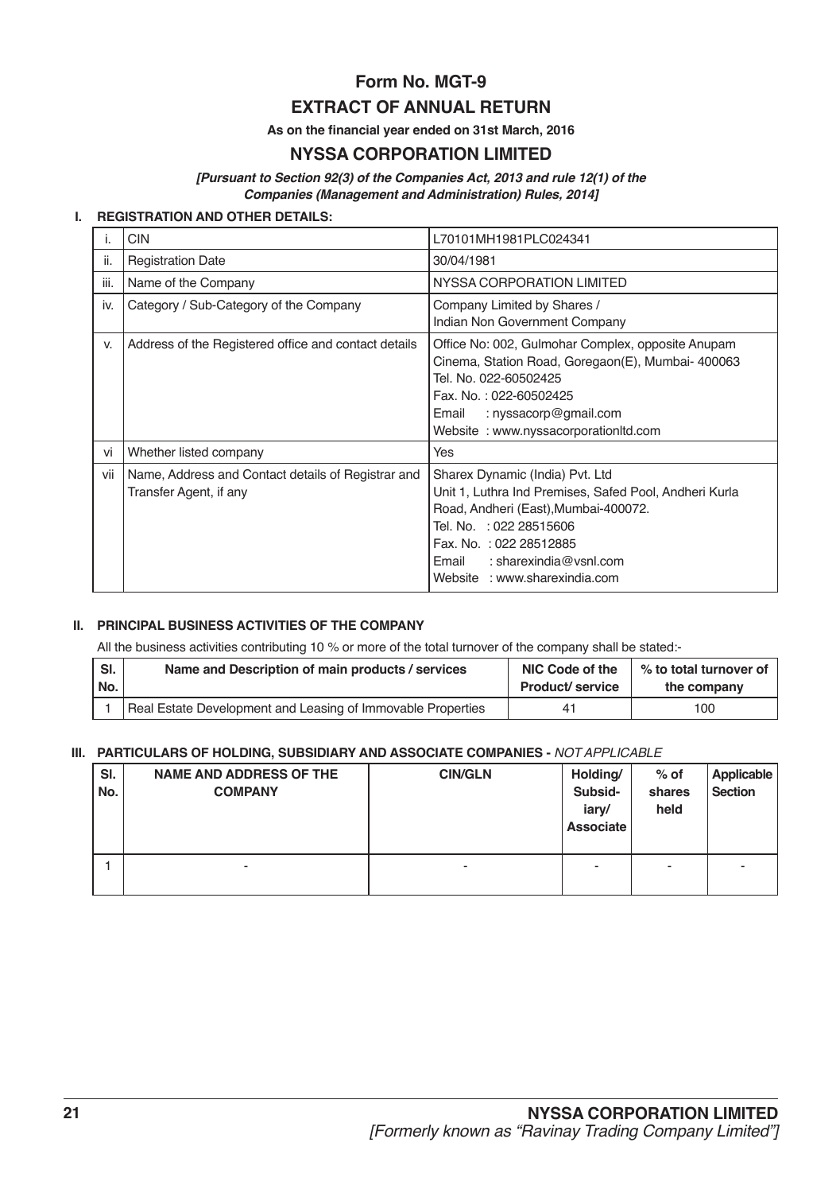# Form No. MGT-9

## EXTRACT OF ANNUAL RETURN

**As on the financial year ended on 31st March, 2016**

## NYSSA CORPORATION LIMITED

***[Pursuant to Section 92(3) of the Companies Act, 2013 and rule 12(1) of the Companies (Management and Administration) Rules, 2014]***

### I. REGISTRATION AND OTHER DETAILS:

| | | |
|---|---|---|
| i. | CIN | L70101MH1981PLC024341 |
| ii. | Registration Date | 30/04/1981 |
| iii. | Name of the Company | NYSSA CORPORATION LIMITED |
| iv. | Category / Sub-Category of the Company | Company Limited by Shares / Indian Non Government Company |
| v. | Address of the Registered office and contact details | Office No: 002, Gulmohar Complex, opposite Anupam Cinema, Station Road, Goregaon(E), Mumbai- 400063<br>Tel. No. 022-60502425<br>Fax. No. : 022-60502425<br>Email : nyssacorp@gmail.com<br>Website : www.nyssacorporationltd.com |
| vi | Whether listed company | Yes |
| vii | Name, Address and Contact details of Registrar and Transfer Agent, if any | Sharex Dynamic (India) Pvt. Ltd<br>Unit 1, Luthra Ind Premises, Safed Pool, Andheri Kurla Road, Andheri (East),Mumbai-400072.<br>Tel. No. : 022 28515606<br>Fax. No. : 022 28512885<br>Email : sharexindia@vsnl.com<br>Website : www.sharexindia.com |

### II. PRINCIPAL BUSINESS ACTIVITIES OF THE COMPANY

All the business activities contributing 10 % or more of the total turnover of the company shall be stated:-

| Sl. No. | Name and Description of main products / services | NIC Code of the Product/ service | % to total turnover of the company |
|---|---|---|---|
| 1 | Real Estate Development and Leasing of Immovable Properties | 41 | 100 |

### III. PARTICULARS OF HOLDING, SUBSIDIARY AND ASSOCIATE COMPANIES - *NOT APPLICABLE*

| Sl. No. | NAME AND ADDRESS OF THE COMPANY | CIN/GLN | Holding/ Subsidiary/ Associate | % of shares held | Applicable Section |
|---|---|---|---|---|---|
| 1 | - | - | - | - | - |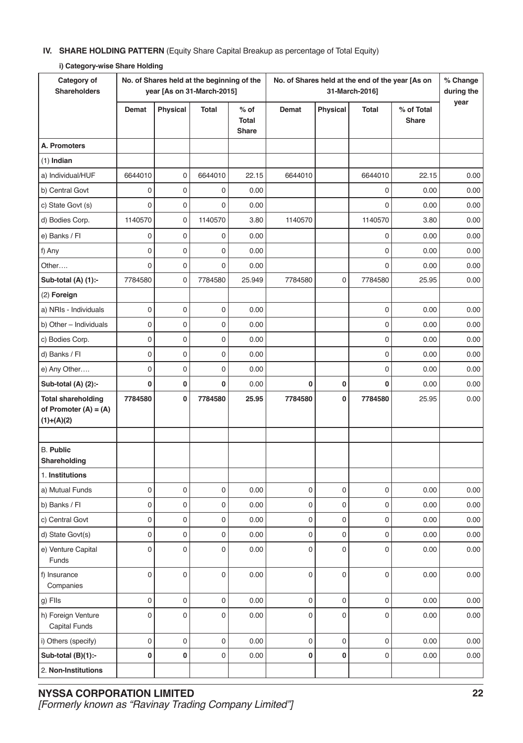**IV. SHARE HOLDING PATTERN** (Equity Share Capital Breakup as percentage of Total Equity)

**i) Category-wise Share Holding**

| Category of Shareholders | No. of Shares held at the beginning of the year [As on 31-March-2015] | | | | No. of Shares held at the end of the year [As on 31-March-2016] | | | | % Change during the year |
|---|---|---|---|---|---|---|---|---|---|
| | Demat | Physical | Total | % of Total Share | Demat | Physical | Total | % of Total Share | |
| **A. Promoters** | | | | | | | | | |
| (1) **Indian** | | | | | | | | | |
| a) Individual/HUF | 6644010 | 0 | 6644010 | 22.15 | 6644010 | | 6644010 | 22.15 | 0.00 |
| b) Central Govt | 0 | 0 | 0 | 0.00 | | | 0 | 0.00 | 0.00 |
| c) State Govt (s) | 0 | 0 | 0 | 0.00 | | | 0 | 0.00 | 0.00 |
| d) Bodies Corp. | 1140570 | 0 | 1140570 | 3.80 | 1140570 | | 1140570 | 3.80 | 0.00 |
| e) Banks / FI | 0 | 0 | 0 | 0.00 | | | 0 | 0.00 | 0.00 |
| f) Any | 0 | 0 | 0 | 0.00 | | | 0 | 0.00 | 0.00 |
| Other…. | 0 | 0 | 0 | 0.00 | | | 0 | 0.00 | 0.00 |
| **Sub-total (A) (1):-** | 7784580 | 0 | 7784580 | 25.949 | 7784580 | 0 | 7784580 | 25.95 | 0.00 |
| (2) **Foreign** | | | | | | | | | |
| a) NRIs - Individuals | 0 | 0 | 0 | 0.00 | | | 0 | 0.00 | 0.00 |
| b) Other – Individuals | 0 | 0 | 0 | 0.00 | | | 0 | 0.00 | 0.00 |
| c) Bodies Corp. | 0 | 0 | 0 | 0.00 | | | 0 | 0.00 | 0.00 |
| d) Banks / FI | 0 | 0 | 0 | 0.00 | | | 0 | 0.00 | 0.00 |
| e) Any Other…. | 0 | 0 | 0 | 0.00 | | | 0 | 0.00 | 0.00 |
| **Sub-total (A) (2):-** | **0** | **0** | **0** | 0.00 | **0** | **0** | **0** | 0.00 | 0.00 |
| **Total shareholding of Promoter (A) = (A)(1)+(A)(2)** | **7784580** | **0** | **7784580** | **25.95** | **7784580** | **0** | **7784580** | 25.95 | 0.00 |
| | | | | | | | | | |
| B. **Public Shareholding** | | | | | | | | | |
| 1. **Institutions** | | | | | | | | | |
| a) Mutual Funds | 0 | 0 | 0 | 0.00 | 0 | 0 | 0 | 0.00 | 0.00 |
| b) Banks / FI | 0 | 0 | 0 | 0.00 | 0 | 0 | 0 | 0.00 | 0.00 |
| c) Central Govt | 0 | 0 | 0 | 0.00 | 0 | 0 | 0 | 0.00 | 0.00 |
| d) State Govt(s) | 0 | 0 | 0 | 0.00 | 0 | 0 | 0 | 0.00 | 0.00 |
| e) Venture Capital Funds | 0 | 0 | 0 | 0.00 | 0 | 0 | 0 | 0.00 | 0.00 |
| f) Insurance Companies | 0 | 0 | 0 | 0.00 | 0 | 0 | 0 | 0.00 | 0.00 |
| g) FIIs | 0 | 0 | 0 | 0.00 | 0 | 0 | 0 | 0.00 | 0.00 |
| h) Foreign Venture Capital Funds | 0 | 0 | 0 | 0.00 | 0 | 0 | 0 | 0.00 | 0.00 |
| i) Others (specify) | 0 | 0 | 0 | 0.00 | 0 | 0 | 0 | 0.00 | 0.00 |
| **Sub-total (B)(1):-** | **0** | **0** | 0 | 0.00 | **0** | **0** | 0 | 0.00 | 0.00 |
| 2. **Non-Institutions** | | | | | | | | | |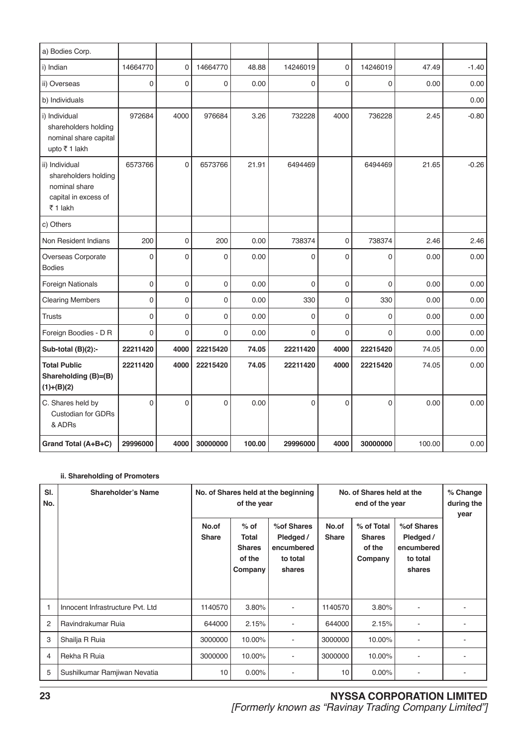| | | | | | | | | | |
|---|---|---|---|---|---|---|---|---|---|
| a) Bodies Corp. | | | | | | | | | |
| i) Indian | 14664770 | 0 | 14664770 | 48.88 | 14246019 | 0 | 14246019 | 47.49 | -1.40 |
| ii) Overseas | 0 | 0 | 0 | 0.00 | 0 | 0 | 0 | 0.00 | 0.00 |
| b) Individuals | | | | | | | | | 0.00 |
| i) Individual shareholders holding nominal share capital upto ₹ 1 lakh | 972684 | 4000 | 976684 | 3.26 | 732228 | 4000 | 736228 | 2.45 | -0.80 |
| ii) Individual shareholders holding nominal share capital in excess of ₹ 1 lakh | 6573766 | 0 | 6573766 | 21.91 | 6494469 | | 6494469 | 21.65 | -0.26 |
| c) Others | | | | | | | | | |
| Non Resident Indians | 200 | 0 | 200 | 0.00 | 738374 | 0 | 738374 | 2.46 | 2.46 |
| Overseas Corporate Bodies | 0 | 0 | 0 | 0.00 | 0 | 0 | 0 | 0.00 | 0.00 |
| Foreign Nationals | 0 | 0 | 0 | 0.00 | 0 | 0 | 0 | 0.00 | 0.00 |
| Clearing Members | 0 | 0 | 0 | 0.00 | 330 | 0 | 330 | 0.00 | 0.00 |
| Trusts | 0 | 0 | 0 | 0.00 | 0 | 0 | 0 | 0.00 | 0.00 |
| Foreign Boodies - D R | 0 | 0 | 0 | 0.00 | 0 | 0 | 0 | 0.00 | 0.00 |
| **Sub-total (B)(2):-** | **22211420** | **4000** | **22215420** | **74.05** | **22211420** | **4000** | **22215420** | 74.05 | 0.00 |
| **Total Public Shareholding (B)=(B)(1)+(B)(2)** | **22211420** | **4000** | **22215420** | **74.05** | **22211420** | **4000** | **22215420** | 74.05 | 0.00 |
| C. Shares held by Custodian for GDRs & ADRs | 0 | 0 | 0 | 0.00 | 0 | 0 | 0 | 0.00 | 0.00 |
| **Grand Total (A+B+C)** | **29996000** | **4000** | **30000000** | **100.00** | **29996000** | **4000** | **30000000** | 100.00 | 0.00 |

**ii. Shareholding of Promoters**

| Sl. No. | Shareholder's Name | No. of Shares held at the beginning of the year | | | No. of Shares held at the end of the year | | | % Change during the year |
|---|---|---|---|---|---|---|---|---|
| | | No.of Share | % of Total Shares of the Company | %of Shares Pledged / encumbered to total shares | No.of Share | % of Total Shares of the Company | %of Shares Pledged / encumbered to total shares | |
| 1 | Innocent Infrastructure Pvt. Ltd | 1140570 | 3.80% | - | 1140570 | 3.80% | - | - |
| 2 | Ravindrakumar Ruia | 644000 | 2.15% | - | 644000 | 2.15% | - | - |
| 3 | Shailja R Ruia | 3000000 | 10.00% | - | 3000000 | 10.00% | - | - |
| 4 | Rekha R Ruia | 3000000 | 10.00% | - | 3000000 | 10.00% | - | - |
| 5 | Sushilkumar Ramjiwan Nevatia | 10 | 0.00% | - | 10 | 0.00% | - | - |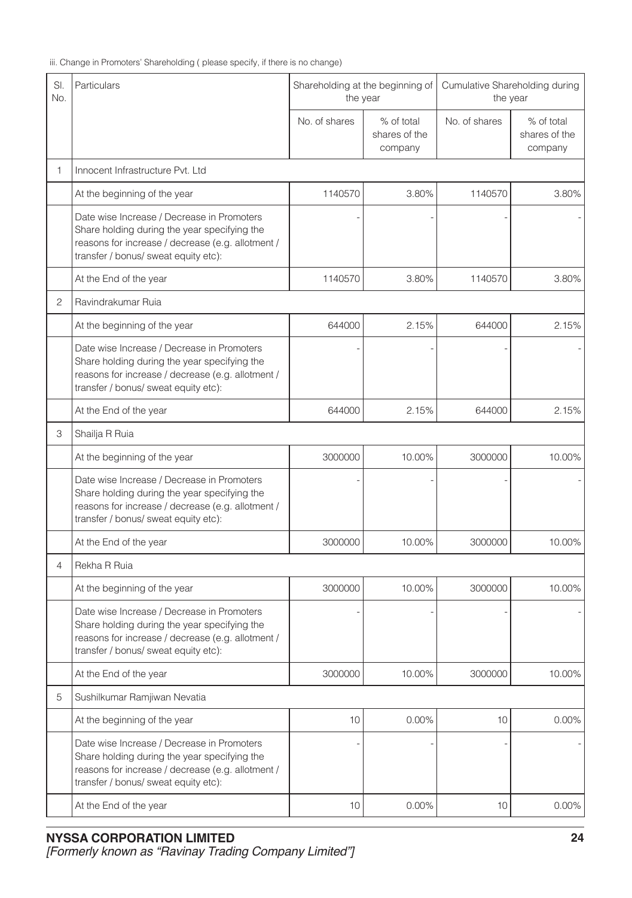iii. Change in Promoters' Shareholding ( please specify, if there is no change)

| Sl. No. | Particulars | Shareholding at the beginning of the year | | Cumulative Shareholding during the year | |
|---|---|---|---|---|---|
| | | No. of shares | % of total shares of the company | No. of shares | % of total shares of the company |
| 1 | Innocent Infrastructure Pvt. Ltd | | | | |
| | At the beginning of the year | 1140570 | 3.80% | 1140570 | 3.80% |
| | Date wise Increase / Decrease in Promoters Share holding during the year specifying the reasons for increase / decrease (e.g. allotment / transfer / bonus/ sweat equity etc): | - | - | - | - |
| | At the End of the year | 1140570 | 3.80% | 1140570 | 3.80% |
| 2 | Ravindrakumar Ruia | | | | |
| | At the beginning of the year | 644000 | 2.15% | 644000 | 2.15% |
| | Date wise Increase / Decrease in Promoters Share holding during the year specifying the reasons for increase / decrease (e.g. allotment / transfer / bonus/ sweat equity etc): | - | - | - | - |
| | At the End of the year | 644000 | 2.15% | 644000 | 2.15% |
| 3 | Shailja R Ruia | | | | |
| | At the beginning of the year | 3000000 | 10.00% | 3000000 | 10.00% |
| | Date wise Increase / Decrease in Promoters Share holding during the year specifying the reasons for increase / decrease (e.g. allotment / transfer / bonus/ sweat equity etc): | - | - | - | - |
| | At the End of the year | 3000000 | 10.00% | 3000000 | 10.00% |
| 4 | Rekha R Ruia | | | | |
| | At the beginning of the year | 3000000 | 10.00% | 3000000 | 10.00% |
| | Date wise Increase / Decrease in Promoters Share holding during the year specifying the reasons for increase / decrease (e.g. allotment / transfer / bonus/ sweat equity etc): | - | - | - | - |
| | At the End of the year | 3000000 | 10.00% | 3000000 | 10.00% |
| 5 | Sushilkumar Ramjiwan Nevatia | | | | |
| | At the beginning of the year | 10 | 0.00% | 10 | 0.00% |
| | Date wise Increase / Decrease in Promoters Share holding during the year specifying the reasons for increase / decrease (e.g. allotment / transfer / bonus/ sweat equity etc): | - | - | - | - |
| | At the End of the year | 10 | 0.00% | 10 | 0.00% |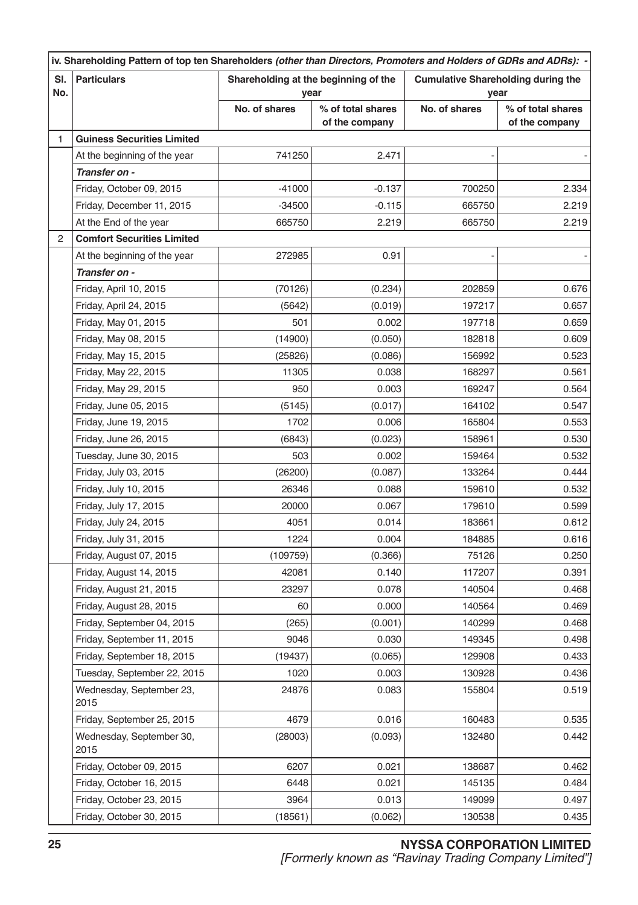| iv. Shareholding Pattern of top ten Shareholders *(other than Directors, Promoters and Holders of GDRs and ADRs): -* | | | | | |
|---|---|---|---|---|---|
| Sl. No. | Particulars | Shareholding at the beginning of the year | | Cumulative Shareholding during the year | |
| | | No. of shares | % of total shares of the company | No. of shares | % of total shares of the company |
| 1 | **Guiness Securities Limited** | | | | |
| | At the beginning of the year | 741250 | 2.471 | - | - |
| | ***Transfer on -*** | | | | |
| | Friday, October 09, 2015 | -41000 | -0.137 | 700250 | 2.334 |
| | Friday, December 11, 2015 | -34500 | -0.115 | 665750 | 2.219 |
| | At the End of the year | 665750 | 2.219 | 665750 | 2.219 |
| 2 | **Comfort Securities Limited** | | | | |
| | At the beginning of the year | 272985 | 0.91 | - | - |
| | ***Transfer on -*** | | | | |
| | Friday, April 10, 2015 | (70126) | (0.234) | 202859 | 0.676 |
| | Friday, April 24, 2015 | (5642) | (0.019) | 197217 | 0.657 |
| | Friday, May 01, 2015 | 501 | 0.002 | 197718 | 0.659 |
| | Friday, May 08, 2015 | (14900) | (0.050) | 182818 | 0.609 |
| | Friday, May 15, 2015 | (25826) | (0.086) | 156992 | 0.523 |
| | Friday, May 22, 2015 | 11305 | 0.038 | 168297 | 0.561 |
| | Friday, May 29, 2015 | 950 | 0.003 | 169247 | 0.564 |
| | Friday, June 05, 2015 | (5145) | (0.017) | 164102 | 0.547 |
| | Friday, June 19, 2015 | 1702 | 0.006 | 165804 | 0.553 |
| | Friday, June 26, 2015 | (6843) | (0.023) | 158961 | 0.530 |
| | Tuesday, June 30, 2015 | 503 | 0.002 | 159464 | 0.532 |
| | Friday, July 03, 2015 | (26200) | (0.087) | 133264 | 0.444 |
| | Friday, July 10, 2015 | 26346 | 0.088 | 159610 | 0.532 |
| | Friday, July 17, 2015 | 20000 | 0.067 | 179610 | 0.599 |
| | Friday, July 24, 2015 | 4051 | 0.014 | 183661 | 0.612 |
| | Friday, July 31, 2015 | 1224 | 0.004 | 184885 | 0.616 |
| | Friday, August 07, 2015 | (109759) | (0.366) | 75126 | 0.250 |
| | Friday, August 14, 2015 | 42081 | 0.140 | 117207 | 0.391 |
| | Friday, August 21, 2015 | 23297 | 0.078 | 140504 | 0.468 |
| | Friday, August 28, 2015 | 60 | 0.000 | 140564 | 0.469 |
| | Friday, September 04, 2015 | (265) | (0.001) | 140299 | 0.468 |
| | Friday, September 11, 2015 | 9046 | 0.030 | 149345 | 0.498 |
| | Friday, September 18, 2015 | (19437) | (0.065) | 129908 | 0.433 |
| | Tuesday, September 22, 2015 | 1020 | 0.003 | 130928 | 0.436 |
| | Wednesday, September 23, 2015 | 24876 | 0.083 | 155804 | 0.519 |
| | Friday, September 25, 2015 | 4679 | 0.016 | 160483 | 0.535 |
| | Wednesday, September 30, 2015 | (28003) | (0.093) | 132480 | 0.442 |
| | Friday, October 09, 2015 | 6207 | 0.021 | 138687 | 0.462 |
| | Friday, October 16, 2015 | 6448 | 0.021 | 145135 | 0.484 |
| | Friday, October 23, 2015 | 3964 | 0.013 | 149099 | 0.497 |
| | Friday, October 30, 2015 | (18561) | (0.062) | 130538 | 0.435 |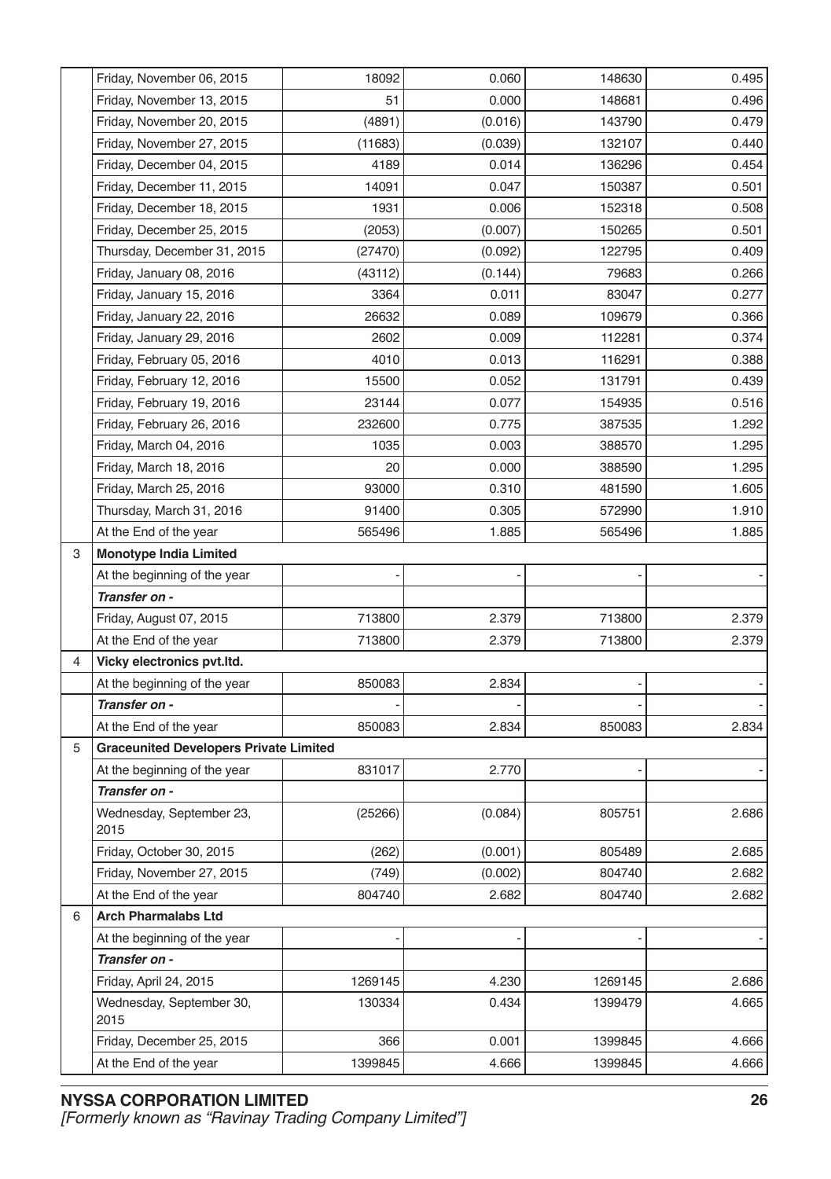| | | | | | |
|---|---|---|---|---|---|
| | Friday, November 06, 2015 | 18092 | 0.060 | 148630 | 0.495 |
| | Friday, November 13, 2015 | 51 | 0.000 | 148681 | 0.496 |
| | Friday, November 20, 2015 | (4891) | (0.016) | 143790 | 0.479 |
| | Friday, November 27, 2015 | (11683) | (0.039) | 132107 | 0.440 |
| | Friday, December 04, 2015 | 4189 | 0.014 | 136296 | 0.454 |
| | Friday, December 11, 2015 | 14091 | 0.047 | 150387 | 0.501 |
| | Friday, December 18, 2015 | 1931 | 0.006 | 152318 | 0.508 |
| | Friday, December 25, 2015 | (2053) | (0.007) | 150265 | 0.501 |
| | Thursday, December 31, 2015 | (27470) | (0.092) | 122795 | 0.409 |
| | Friday, January 08, 2016 | (43112) | (0.144) | 79683 | 0.266 |
| | Friday, January 15, 2016 | 3364 | 0.011 | 83047 | 0.277 |
| | Friday, January 22, 2016 | 26632 | 0.089 | 109679 | 0.366 |
| | Friday, January 29, 2016 | 2602 | 0.009 | 112281 | 0.374 |
| | Friday, February 05, 2016 | 4010 | 0.013 | 116291 | 0.388 |
| | Friday, February 12, 2016 | 15500 | 0.052 | 131791 | 0.439 |
| | Friday, February 19, 2016 | 23144 | 0.077 | 154935 | 0.516 |
| | Friday, February 26, 2016 | 232600 | 0.775 | 387535 | 1.292 |
| | Friday, March 04, 2016 | 1035 | 0.003 | 388570 | 1.295 |
| | Friday, March 18, 2016 | 20 | 0.000 | 388590 | 1.295 |
| | Friday, March 25, 2016 | 93000 | 0.310 | 481590 | 1.605 |
| | Thursday, March 31, 2016 | 91400 | 0.305 | 572990 | 1.910 |
| | At the End of the year | 565496 | 1.885 | 565496 | 1.885 |
| 3 | **Monotype India Limited** | | | | |
| | At the beginning of the year | - | - | - | - |
| | ***Transfer on -*** | | | | |
| | Friday, August 07, 2015 | 713800 | 2.379 | 713800 | 2.379 |
| | At the End of the year | 713800 | 2.379 | 713800 | 2.379 |
| 4 | **Vicky electronics pvt.ltd.** | | | | |
| | At the beginning of the year | 850083 | 2.834 | - | - |
| | ***Transfer on -*** | - | - | - | - |
| | At the End of the year | 850083 | 2.834 | 850083 | 2.834 |
| 5 | **Graceunited Developers Private Limited** | | | | |
| | At the beginning of the year | 831017 | 2.770 | - | - |
| | ***Transfer on -*** | | | | |
| | Wednesday, September 23, 2015 | (25266) | (0.084) | 805751 | 2.686 |
| | Friday, October 30, 2015 | (262) | (0.001) | 805489 | 2.685 |
| | Friday, November 27, 2015 | (749) | (0.002) | 804740 | 2.682 |
| | At the End of the year | 804740 | 2.682 | 804740 | 2.682 |
| 6 | **Arch Pharmalabs Ltd** | | | | |
| | At the beginning of the year | - | - | - | - |
| | ***Transfer on -*** | | | | |
| | Friday, April 24, 2015 | 1269145 | 4.230 | 1269145 | 2.686 |
| | Wednesday, September 30, 2015 | 130334 | 0.434 | 1399479 | 4.665 |
| | Friday, December 25, 2015 | 366 | 0.001 | 1399845 | 4.666 |
| | At the End of the year | 1399845 | 4.666 | 1399845 | 4.666 |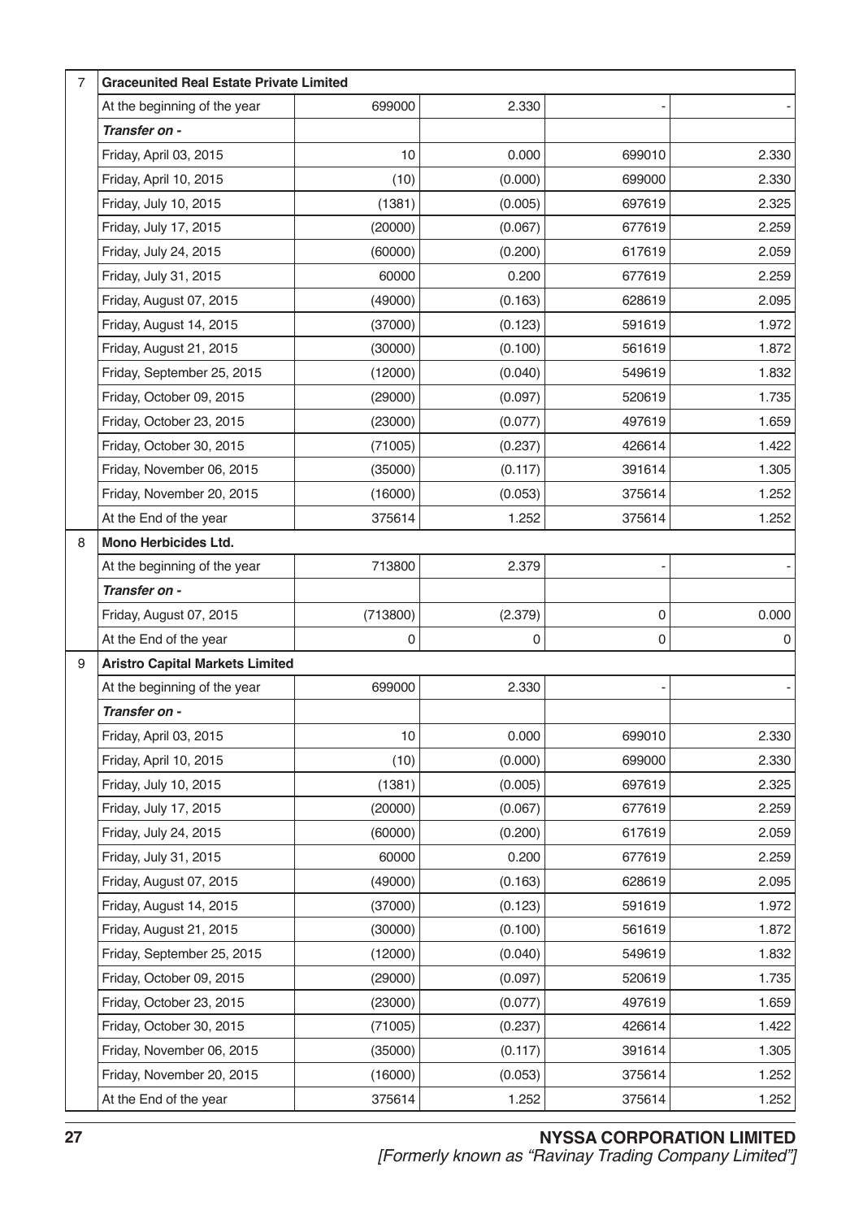| 7 | **Graceunited Real Estate Private Limited** | | | | |
|---|---|---|---|---|---|
| | At the beginning of the year | 699000 | 2.330 | - | - |
| | ***Transfer on -*** | | | | |
| | Friday, April 03, 2015 | 10 | 0.000 | 699010 | 2.330 |
| | Friday, April 10, 2015 | (10) | (0.000) | 699000 | 2.330 |
| | Friday, July 10, 2015 | (1381) | (0.005) | 697619 | 2.325 |
| | Friday, July 17, 2015 | (20000) | (0.067) | 677619 | 2.259 |
| | Friday, July 24, 2015 | (60000) | (0.200) | 617619 | 2.059 |
| | Friday, July 31, 2015 | 60000 | 0.200 | 677619 | 2.259 |
| | Friday, August 07, 2015 | (49000) | (0.163) | 628619 | 2.095 |
| | Friday, August 14, 2015 | (37000) | (0.123) | 591619 | 1.972 |
| | Friday, August 21, 2015 | (30000) | (0.100) | 561619 | 1.872 |
| | Friday, September 25, 2015 | (12000) | (0.040) | 549619 | 1.832 |
| | Friday, October 09, 2015 | (29000) | (0.097) | 520619 | 1.735 |
| | Friday, October 23, 2015 | (23000) | (0.077) | 497619 | 1.659 |
| | Friday, October 30, 2015 | (71005) | (0.237) | 426614 | 1.422 |
| | Friday, November 06, 2015 | (35000) | (0.117) | 391614 | 1.305 |
| | Friday, November 20, 2015 | (16000) | (0.053) | 375614 | 1.252 |
| | At the End of the year | 375614 | 1.252 | 375614 | 1.252 |
| 8 | **Mono Herbicides Ltd.** | | | | |
| | At the beginning of the year | 713800 | 2.379 | - | - |
| | ***Transfer on -*** | | | | |
| | Friday, August 07, 2015 | (713800) | (2.379) | 0 | 0.000 |
| | At the End of the year | 0 | 0 | 0 | 0 |
| 9 | **Aristro Capital Markets Limited** | | | | |
| | At the beginning of the year | 699000 | 2.330 | - | - |
| | ***Transfer on -*** | | | | |
| | Friday, April 03, 2015 | 10 | 0.000 | 699010 | 2.330 |
| | Friday, April 10, 2015 | (10) | (0.000) | 699000 | 2.330 |
| | Friday, July 10, 2015 | (1381) | (0.005) | 697619 | 2.325 |
| | Friday, July 17, 2015 | (20000) | (0.067) | 677619 | 2.259 |
| | Friday, July 24, 2015 | (60000) | (0.200) | 617619 | 2.059 |
| | Friday, July 31, 2015 | 60000 | 0.200 | 677619 | 2.259 |
| | Friday, August 07, 2015 | (49000) | (0.163) | 628619 | 2.095 |
| | Friday, August 14, 2015 | (37000) | (0.123) | 591619 | 1.972 |
| | Friday, August 21, 2015 | (30000) | (0.100) | 561619 | 1.872 |
| | Friday, September 25, 2015 | (12000) | (0.040) | 549619 | 1.832 |
| | Friday, October 09, 2015 | (29000) | (0.097) | 520619 | 1.735 |
| | Friday, October 23, 2015 | (23000) | (0.077) | 497619 | 1.659 |
| | Friday, October 30, 2015 | (71005) | (0.237) | 426614 | 1.422 |
| | Friday, November 06, 2015 | (35000) | (0.117) | 391614 | 1.305 |
| | Friday, November 20, 2015 | (16000) | (0.053) | 375614 | 1.252 |
| | At the End of the year | 375614 | 1.252 | 375614 | 1.252 |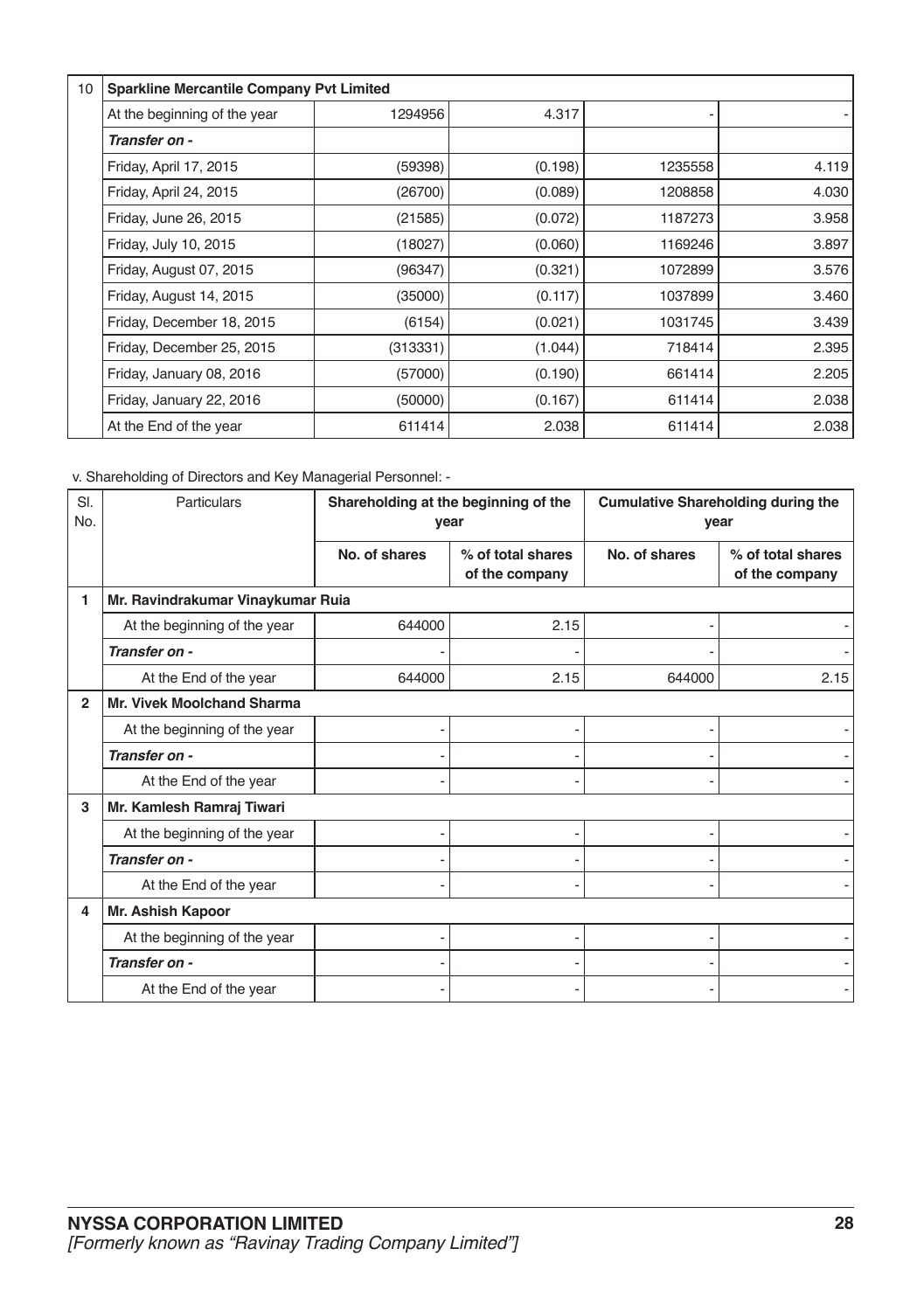| 10 | Sparkline Mercantile Company Pvt Limited | | | | |
|---|---|---|---|---|---|
| | At the beginning of the year | 1294956 | 4.317 | - | - |
| | *Transfer on -* | | | | |
| | Friday, April 17, 2015 | (59398) | (0.198) | 1235558 | 4.119 |
| | Friday, April 24, 2015 | (26700) | (0.089) | 1208858 | 4.030 |
| | Friday, June 26, 2015 | (21585) | (0.072) | 1187273 | 3.958 |
| | Friday, July 10, 2015 | (18027) | (0.060) | 1169246 | 3.897 |
| | Friday, August 07, 2015 | (96347) | (0.321) | 1072899 | 3.576 |
| | Friday, August 14, 2015 | (35000) | (0.117) | 1037899 | 3.460 |
| | Friday, December 18, 2015 | (6154) | (0.021) | 1031745 | 3.439 |
| | Friday, December 25, 2015 | (313331) | (1.044) | 718414 | 2.395 |
| | Friday, January 08, 2016 | (57000) | (0.190) | 661414 | 2.205 |
| | Friday, January 22, 2016 | (50000) | (0.167) | 611414 | 2.038 |
| | At the End of the year | 611414 | 2.038 | 611414 | 2.038 |

v. Shareholding of Directors and Key Managerial Personnel: -

| Sl. No. | Particulars | Shareholding at the beginning of the year | | Cumulative Shareholding during the year | |
|---|---|---|---|---|---|
| | | No. of shares | % of total shares of the company | No. of shares | % of total shares of the company |
| **1** | **Mr. Ravindrakumar Vinaykumar Ruia** | | | | |
| | At the beginning of the year | 644000 | 2.15 | - | - |
| | *Transfer on -* | - | - | - | - |
| | At the End of the year | 644000 | 2.15 | 644000 | 2.15 |
| **2** | **Mr. Vivek Moolchand Sharma** | | | | |
| | At the beginning of the year | - | - | - | - |
| | *Transfer on -* | - | - | - | - |
| | At the End of the year | - | - | - | - |
| **3** | **Mr. Kamlesh Ramraj Tiwari** | | | | |
| | At the beginning of the year | - | - | - | - |
| | *Transfer on -* | - | - | - | - |
| | At the End of the year | - | - | - | - |
| **4** | **Mr. Ashish Kapoor** | | | | |
| | At the beginning of the year | - | - | - | - |
| | *Transfer on -* | - | - | - | - |
| | At the End of the year | - | - | - | - |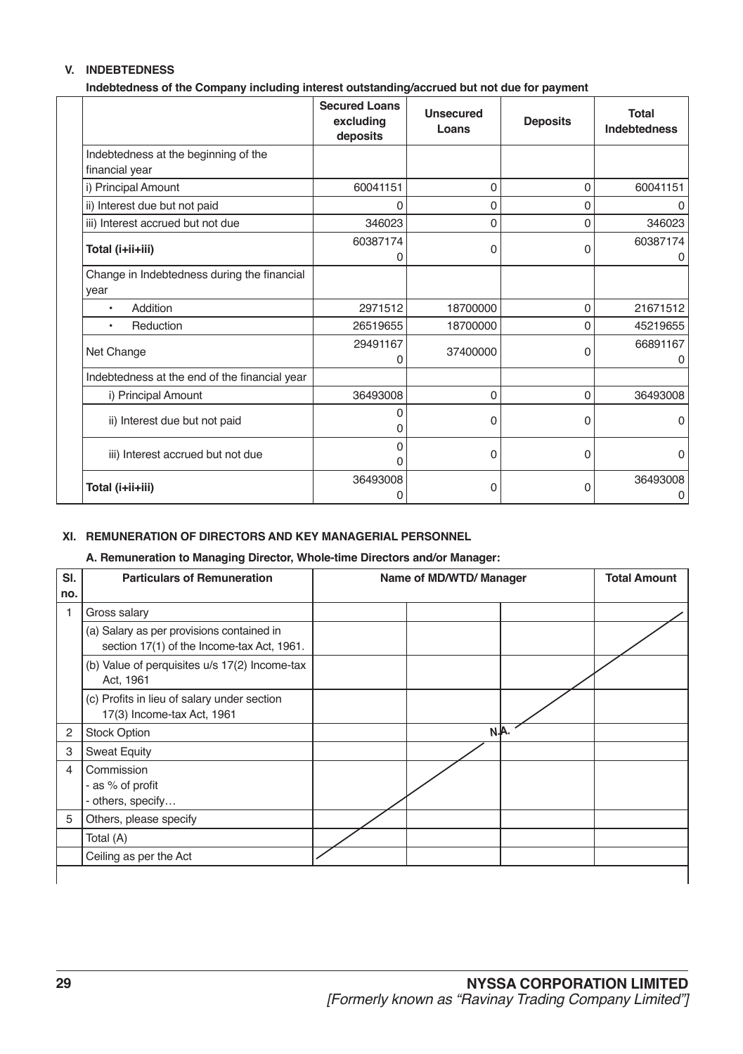## V. INDEBTEDNESS

**Indebtedness of the Company including interest outstanding/accrued but not due for payment**

| | Secured Loans excluding deposits | Unsecured Loans | Deposits | Total Indebtedness |
|---|---|---|---|---|
| Indebtedness at the beginning of the financial year | | | | |
| i) Principal Amount | 60041151 | 0 | 0 | 60041151 |
| ii) Interest due but not paid | 0 | 0 | 0 | 0 |
| iii) Interest accrued but not due | 346023 | 0 | 0 | 346023 |
| **Total (i+ii+iii)** | 60387174 0 | 0 | 0 | 60387174 0 |
| Change in Indebtedness during the financial year | | | | |
| • Addition | 2971512 | 18700000 | 0 | 21671512 |
| • Reduction | 26519655 | 18700000 | 0 | 45219655 |
| Net Change | 29491167 0 | 37400000 | 0 | 66891167 0 |
| Indebtedness at the end of the financial year | | | | |
| i) Principal Amount | 36493008 | 0 | 0 | 36493008 |
| ii) Interest due but not paid | 0 0 | 0 | 0 | 0 |
| iii) Interest accrued but not due | 0 0 | 0 | 0 | 0 |
| **Total (i+ii+iii)** | 36493008 0 | 0 | 0 | 36493008 0 |

## XI. REMUNERATION OF DIRECTORS AND KEY MANAGERIAL PERSONNEL

**A. Remuneration to Managing Director, Whole-time Directors and/or Manager:**

| Sl. no. | Particulars of Remuneration | Name of MD/WTD/ Manager | | | Total Amount |
|---|---|---|---|---|---|
| 1 | Gross salary | | | | |
| | (a) Salary as per provisions contained in section 17(1) of the Income-tax Act, 1961. | | | | |
| | (b) Value of perquisites u/s 17(2) Income-tax Act, 1961 | | | | |
| | (c) Profits in lieu of salary under section 17(3) Income-tax Act, 1961 | | | | |
| 2 | Stock Option | | | N.A. | |
| 3 | Sweat Equity | | | | |
| 4 | Commission<br>- as % of profit<br>- others, specify… | | | | |
| 5 | Others, please specify | | | | |
| | Total (A) | | | | |
| | Ceiling as per the Act | | | | |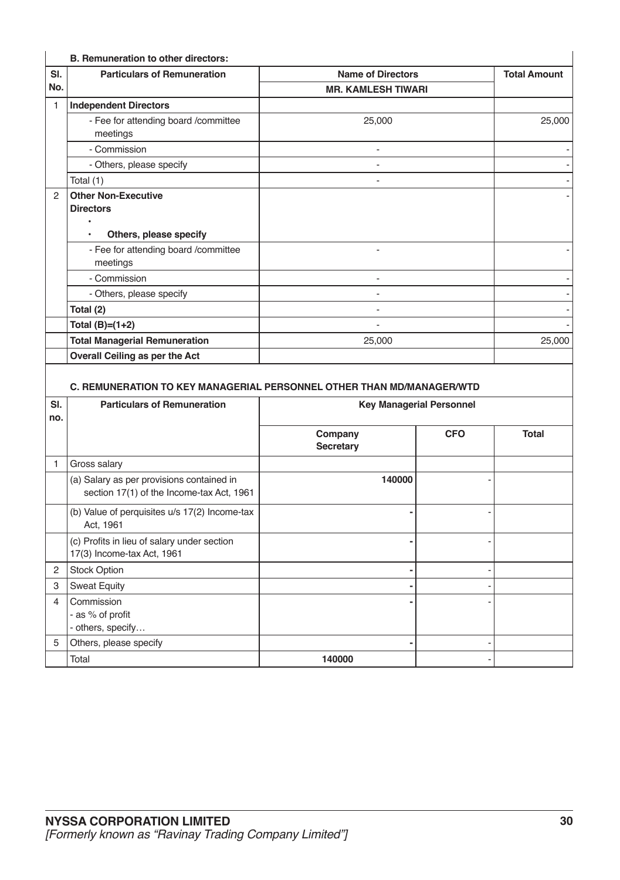**B. Remuneration to other directors:**

| Sl. No. | Particulars of Remuneration | Name of Directors | Total Amount |
|---|---|---|---|
| | | MR. KAMLESH TIWARI | |
| 1 | **Independent Directors** | | |
| | - Fee for attending board /committee meetings | 25,000 | 25,000 |
| | - Commission | - | - |
| | - Others, please specify | - | - |
| | Total (1) | - | - |
| 2 | **Other Non-Executive Directors** • • **Others, please specify** | | - |
| | - Fee for attending board /committee meetings | - | - |
| | - Commission | - | - |
| | - Others, please specify | - | - |
| | **Total (2)** | - | - |
| | **Total (B)=(1+2)** | - | - |
| | **Total Managerial Remuneration** | 25,000 | 25,000 |
| | **Overall Ceiling as per the Act** | | |

**C. REMUNERATION TO KEY MANAGERIAL PERSONNEL OTHER THAN MD/MANAGER/WTD**

| Sl. no. | Particulars of Remuneration | Key Managerial Personnel | | |
|---|---|---|---|---|
| | | Company Secretary | CFO | Total |
| 1 | Gross salary | | | |
| | (a) Salary as per provisions contained in section 17(1) of the Income-tax Act, 1961 | **140000** | - | |
| | (b) Value of perquisites u/s 17(2) Income-tax Act, 1961 | **-** | - | |
| | (c) Profits in lieu of salary under section 17(3) Income-tax Act, 1961 | **-** | - | |
| 2 | Stock Option | **-** | - | |
| 3 | Sweat Equity | **-** | - | |
| 4 | Commission - as % of profit - others, specify… | **-** | - | |
| 5 | Others, please specify | **-** | - | |
| | Total | **140000** | - | |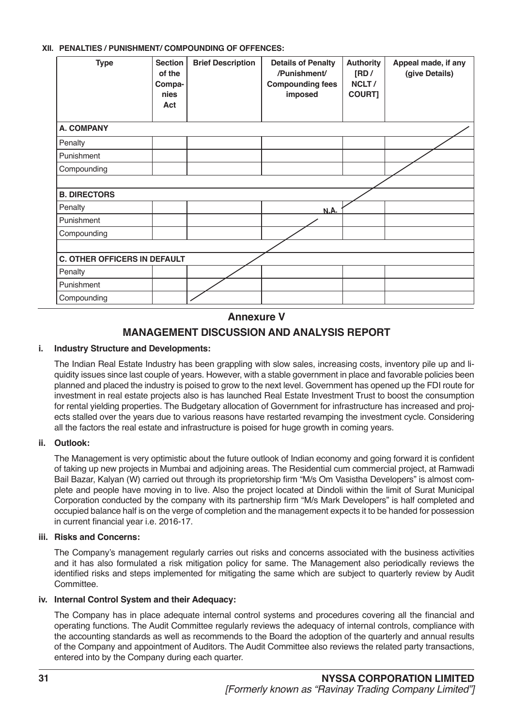**XII. PENALTIES / PUNISHMENT/ COMPOUNDING OF OFFENCES:**

| Type | Section of the Companies Act | Brief Description | Details of Penalty /Punishment/ Compounding fees imposed | Authority [RD / NCLT / COURT] | Appeal made, if any (give Details) |
|---|---|---|---|---|---|
| **A. COMPANY** | | | | | |
| Penalty | | | | | |
| Punishment | | | | | |
| Compounding | | | | | |
| **B. DIRECTORS** | | | | | |
| Penalty | | | N.A. | | |
| Punishment | | | | | |
| Compounding | | | | | |
| **C. OTHER OFFICERS IN DEFAULT** | | | | | |
| Penalty | | | | | |
| Punishment | | | | | |
| Compounding | | | | | |

## Annexure V

## MANAGEMENT DISCUSSION AND ANALYSIS REPORT

**i. Industry Structure and Developments:**

The Indian Real Estate Industry has been grappling with slow sales, increasing costs, inventory pile up and liquidity issues since last couple of years. However, with a stable government in place and favorable policies been planned and placed the industry is poised to grow to the next level. Government has opened up the FDI route for investment in real estate projects also is has launched Real Estate Investment Trust to boost the consumption for rental yielding properties. The Budgetary allocation of Government for infrastructure has increased and projects stalled over the years due to various reasons have restarted revamping the investment cycle. Considering all the factors the real estate and infrastructure is poised for huge growth in coming years.

**ii. Outlook:**

The Management is very optimistic about the future outlook of Indian economy and going forward it is confident of taking up new projects in Mumbai and adjoining areas. The Residential cum commercial project, at Ramwadi Bail Bazar, Kalyan (W) carried out through its proprietorship firm "M/s Om Vasistha Developers" is almost complete and people have moving in to live. Also the project located at Dindoli within the limit of Surat Municipal Corporation conducted by the company with its partnership firm "M/s Mark Developers" is half completed and occupied balance half is on the verge of completion and the management expects it to be handed for possession in current financial year i.e. 2016-17.

**iii. Risks and Concerns:**

The Company's management regularly carries out risks and concerns associated with the business activities and it has also formulated a risk mitigation policy for same. The Management also periodically reviews the identified risks and steps implemented for mitigating the same which are subject to quarterly review by Audit Committee.

**iv. Internal Control System and their Adequacy:**

The Company has in place adequate internal control systems and procedures covering all the financial and operating functions. The Audit Committee regularly reviews the adequacy of internal controls, compliance with the accounting standards as well as recommends to the Board the adoption of the quarterly and annual results of the Company and appointment of Auditors. The Audit Committee also reviews the related party transactions, entered into by the Company during each quarter.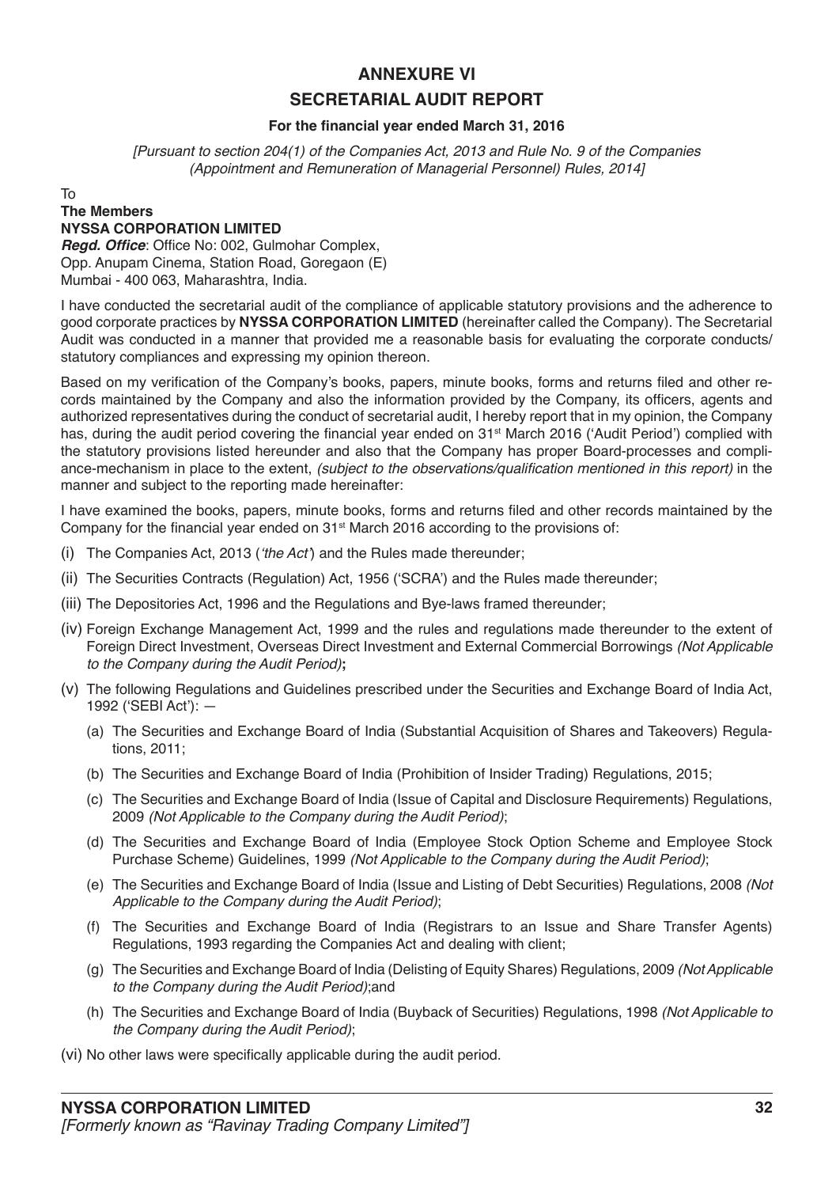# ANNEXURE VI

## SECRETARIAL AUDIT REPORT

### For the financial year ended March 31, 2016

*[Pursuant to section 204(1) of the Companies Act, 2013 and Rule No. 9 of the Companies (Appointment and Remuneration of Managerial Personnel) Rules, 2014]*

To
**The Members**
**NYSSA CORPORATION LIMITED**
***Regd. Office***: Office No: 002, Gulmohar Complex,
Opp. Anupam Cinema, Station Road, Goregaon (E)
Mumbai - 400 063, Maharashtra, India.

I have conducted the secretarial audit of the compliance of applicable statutory provisions and the adherence to good corporate practices by **NYSSA CORPORATION LIMITED** (hereinafter called the Company). The Secretarial Audit was conducted in a manner that provided me a reasonable basis for evaluating the corporate conducts/ statutory compliances and expressing my opinion thereon.

Based on my verification of the Company's books, papers, minute books, forms and returns filed and other records maintained by the Company and also the information provided by the Company, its officers, agents and authorized representatives during the conduct of secretarial audit, I hereby report that in my opinion, the Company has, during the audit period covering the financial year ended on 31st March 2016 ('Audit Period') complied with the statutory provisions listed hereunder and also that the Company has proper Board-processes and compliance-mechanism in place to the extent, *(subject to the observations/qualification mentioned in this report)* in the manner and subject to the reporting made hereinafter:

I have examined the books, papers, minute books, forms and returns filed and other records maintained by the Company for the financial year ended on 31st March 2016 according to the provisions of:

(i) The Companies Act, 2013 (*'the Act'*) and the Rules made thereunder;

(ii) The Securities Contracts (Regulation) Act, 1956 ('SCRA') and the Rules made thereunder;

(iii) The Depositories Act, 1996 and the Regulations and Bye-laws framed thereunder;

(iv) Foreign Exchange Management Act, 1999 and the rules and regulations made thereunder to the extent of Foreign Direct Investment, Overseas Direct Investment and External Commercial Borrowings *(Not Applicable to the Company during the Audit Period)***;**

(v) The following Regulations and Guidelines prescribed under the Securities and Exchange Board of India Act, 1992 ('SEBI Act'): —

   (a) The Securities and Exchange Board of India (Substantial Acquisition of Shares and Takeovers) Regulations, 2011;

   (b) The Securities and Exchange Board of India (Prohibition of Insider Trading) Regulations, 2015;

   (c) The Securities and Exchange Board of India (Issue of Capital and Disclosure Requirements) Regulations, 2009 *(Not Applicable to the Company during the Audit Period)*;

   (d) The Securities and Exchange Board of India (Employee Stock Option Scheme and Employee Stock Purchase Scheme) Guidelines, 1999 *(Not Applicable to the Company during the Audit Period)*;

   (e) The Securities and Exchange Board of India (Issue and Listing of Debt Securities) Regulations, 2008 *(Not Applicable to the Company during the Audit Period)*;

   (f) The Securities and Exchange Board of India (Registrars to an Issue and Share Transfer Agents) Regulations, 1993 regarding the Companies Act and dealing with client;

   (g) The Securities and Exchange Board of India (Delisting of Equity Shares) Regulations, 2009 *(Not Applicable to the Company during the Audit Period)*;and

   (h) The Securities and Exchange Board of India (Buyback of Securities) Regulations, 1998 *(Not Applicable to the Company during the Audit Period)*;

(vi) No other laws were specifically applicable during the audit period.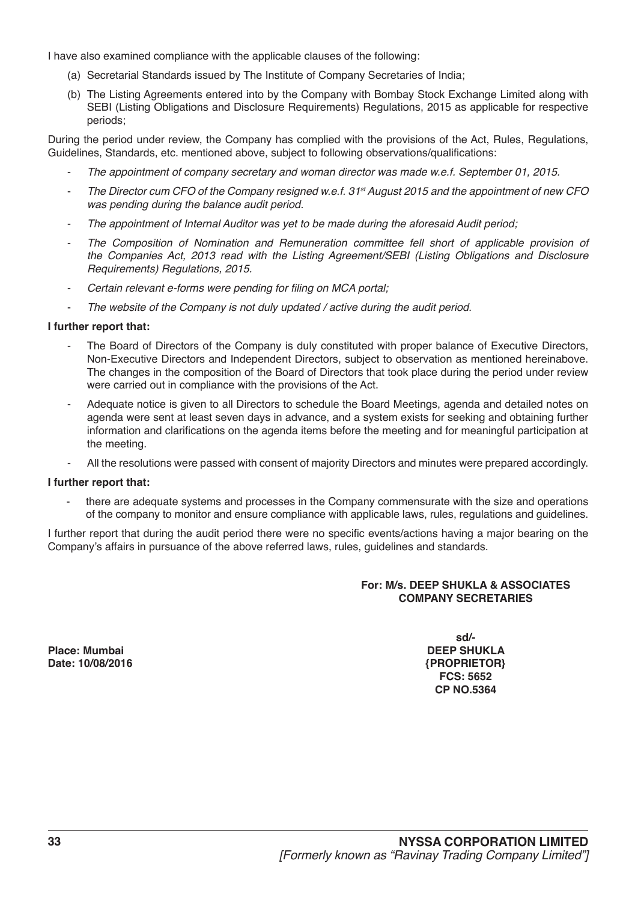I have also examined compliance with the applicable clauses of the following:

(a) Secretarial Standards issued by The Institute of Company Secretaries of India;

(b) The Listing Agreements entered into by the Company with Bombay Stock Exchange Limited along with SEBI (Listing Obligations and Disclosure Requirements) Regulations, 2015 as applicable for respective periods;

During the period under review, the Company has complied with the provisions of the Act, Rules, Regulations, Guidelines, Standards, etc. mentioned above, subject to following observations/qualifications:

- *The appointment of company secretary and woman director was made w.e.f. September 01, 2015.*
- *The Director cum CFO of the Company resigned w.e.f. 31st August 2015 and the appointment of new CFO was pending during the balance audit period.*
- *The appointment of Internal Auditor was yet to be made during the aforesaid Audit period;*
- *The Composition of Nomination and Remuneration committee fell short of applicable provision of the Companies Act, 2013 read with the Listing Agreement/SEBI (Listing Obligations and Disclosure Requirements) Regulations, 2015.*
- *Certain relevant e-forms were pending for filing on MCA portal;*
- *The website of the Company is not duly updated / active during the audit period.*

**I further report that:**

- The Board of Directors of the Company is duly constituted with proper balance of Executive Directors, Non-Executive Directors and Independent Directors, subject to observation as mentioned hereinabove. The changes in the composition of the Board of Directors that took place during the period under review were carried out in compliance with the provisions of the Act.
- Adequate notice is given to all Directors to schedule the Board Meetings, agenda and detailed notes on agenda were sent at least seven days in advance, and a system exists for seeking and obtaining further information and clarifications on the agenda items before the meeting and for meaningful participation at the meeting.
- All the resolutions were passed with consent of majority Directors and minutes were prepared accordingly.

**I further report that:**

- there are adequate systems and processes in the Company commensurate with the size and operations of the company to monitor and ensure compliance with applicable laws, rules, regulations and guidelines.

I further report that during the audit period there were no specific events/actions having a major bearing on the Company's affairs in pursuance of the above referred laws, rules, guidelines and standards.

**For: M/s. DEEP SHUKLA & ASSOCIATES**
**COMPANY SECRETARIES**

**sd/-**
**DEEP SHUKLA**
**{PROPRIETOR}**
**FCS: 5652**
**CP NO.5364**

**Place: Mumbai**
**Date: 10/08/2016**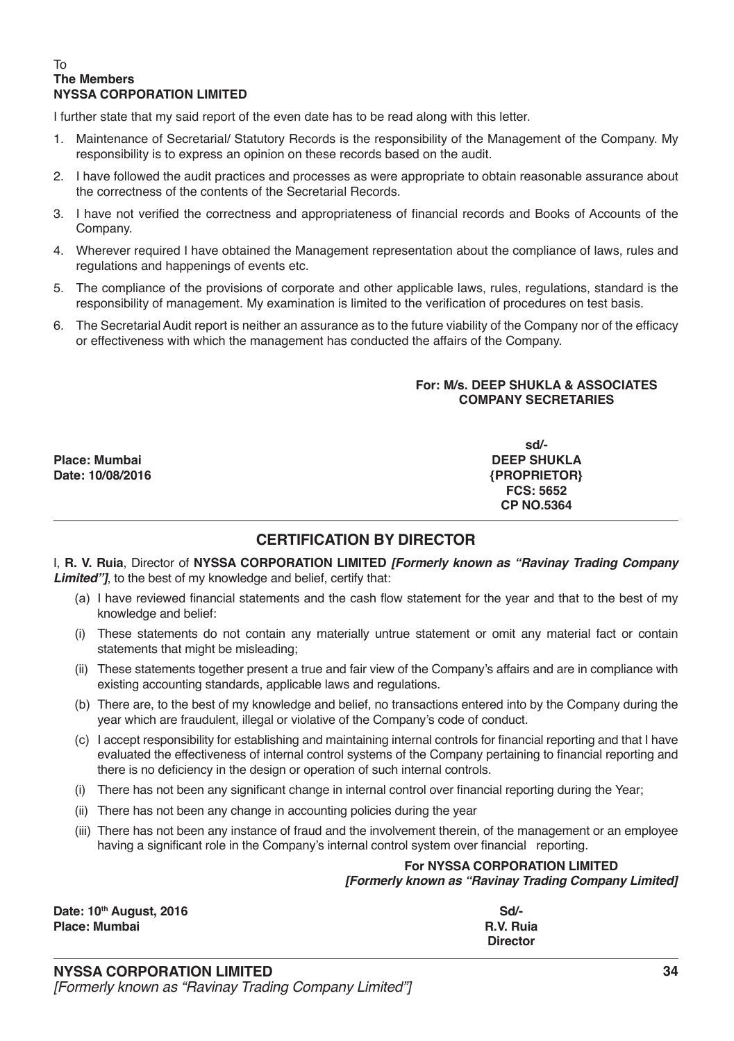To
**The Members**
**NYSSA CORPORATION LIMITED**

I further state that my said report of the even date has to be read along with this letter.

1. Maintenance of Secretarial/ Statutory Records is the responsibility of the Management of the Company. My responsibility is to express an opinion on these records based on the audit.
2. I have followed the audit practices and processes as were appropriate to obtain reasonable assurance about the correctness of the contents of the Secretarial Records.
3. I have not verified the correctness and appropriateness of financial records and Books of Accounts of the Company.
4. Wherever required I have obtained the Management representation about the compliance of laws, rules and regulations and happenings of events etc.
5. The compliance of the provisions of corporate and other applicable laws, rules, regulations, standard is the responsibility of management. My examination is limited to the verification of procedures on test basis.
6. The Secretarial Audit report is neither an assurance as to the future viability of the Company nor of the efficacy or effectiveness with which the management has conducted the affairs of the Company.

**For: M/s. DEEP SHUKLA & ASSOCIATES**
**COMPANY SECRETARIES**

**sd/-**
**DEEP SHUKLA**
**{PROPRIETOR}**
**FCS: 5652**
**CP NO.5364**

**Place: Mumbai**
**Date: 10/08/2016**

## CERTIFICATION BY DIRECTOR

I, **R. V. Ruia**, Director of **NYSSA CORPORATION LIMITED** ***[Formerly known as "Ravinay Trading Company Limited"]***, to the best of my knowledge and belief, certify that:

(a) I have reviewed financial statements and the cash flow statement for the year and that to the best of my knowledge and belief:

(i) These statements do not contain any materially untrue statement or omit any material fact or contain statements that might be misleading;

(ii) These statements together present a true and fair view of the Company's affairs and are in compliance with existing accounting standards, applicable laws and regulations.

(b) There are, to the best of my knowledge and belief, no transactions entered into by the Company during the year which are fraudulent, illegal or violative of the Company's code of conduct.

(c) I accept responsibility for establishing and maintaining internal controls for financial reporting and that I have evaluated the effectiveness of internal control systems of the Company pertaining to financial reporting and there is no deficiency in the design or operation of such internal controls.

(i) There has not been any significant change in internal control over financial reporting during the Year;

(ii) There has not been any change in accounting policies during the year

(iii) There has not been any instance of fraud and the involvement therein, of the management or an employee having a significant role in the Company's internal control system over financial reporting.

**For NYSSA CORPORATION LIMITED**
***[Formerly known as "Ravinay Trading Company Limited]***

**Sd/-**
**R.V. Ruia**
**Director**

**Date: 10th August, 2016**
**Place: Mumbai**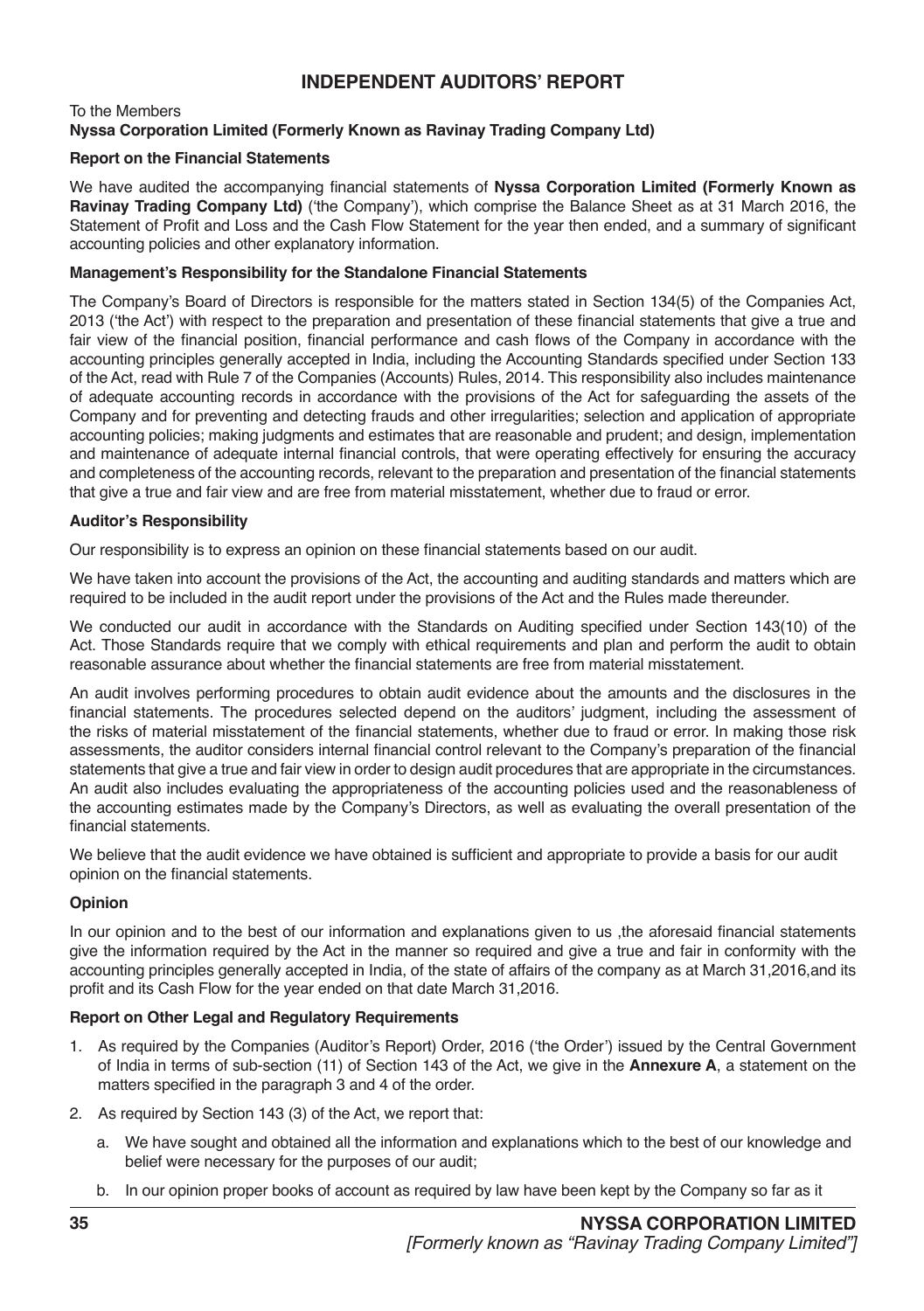# INDEPENDENT AUDITORS' REPORT

To the Members

**Nyssa Corporation Limited (Formerly Known as Ravinay Trading Company Ltd)**

**Report on the Financial Statements**

We have audited the accompanying financial statements of **Nyssa Corporation Limited (Formerly Known as Ravinay Trading Company Ltd)** ('the Company'), which comprise the Balance Sheet as at 31 March 2016, the Statement of Profit and Loss and the Cash Flow Statement for the year then ended, and a summary of significant accounting policies and other explanatory information.

**Management's Responsibility for the Standalone Financial Statements**

The Company's Board of Directors is responsible for the matters stated in Section 134(5) of the Companies Act, 2013 ('the Act') with respect to the preparation and presentation of these financial statements that give a true and fair view of the financial position, financial performance and cash flows of the Company in accordance with the accounting principles generally accepted in India, including the Accounting Standards specified under Section 133 of the Act, read with Rule 7 of the Companies (Accounts) Rules, 2014. This responsibility also includes maintenance of adequate accounting records in accordance with the provisions of the Act for safeguarding the assets of the Company and for preventing and detecting frauds and other irregularities; selection and application of appropriate accounting policies; making judgments and estimates that are reasonable and prudent; and design, implementation and maintenance of adequate internal financial controls, that were operating effectively for ensuring the accuracy and completeness of the accounting records, relevant to the preparation and presentation of the financial statements that give a true and fair view and are free from material misstatement, whether due to fraud or error.

**Auditor's Responsibility**

Our responsibility is to express an opinion on these financial statements based on our audit.

We have taken into account the provisions of the Act, the accounting and auditing standards and matters which are required to be included in the audit report under the provisions of the Act and the Rules made thereunder.

We conducted our audit in accordance with the Standards on Auditing specified under Section 143(10) of the Act. Those Standards require that we comply with ethical requirements and plan and perform the audit to obtain reasonable assurance about whether the financial statements are free from material misstatement.

An audit involves performing procedures to obtain audit evidence about the amounts and the disclosures in the financial statements. The procedures selected depend on the auditors' judgment, including the assessment of the risks of material misstatement of the financial statements, whether due to fraud or error. In making those risk assessments, the auditor considers internal financial control relevant to the Company's preparation of the financial statements that give a true and fair view in order to design audit procedures that are appropriate in the circumstances. An audit also includes evaluating the appropriateness of the accounting policies used and the reasonableness of the accounting estimates made by the Company's Directors, as well as evaluating the overall presentation of the financial statements.

We believe that the audit evidence we have obtained is sufficient and appropriate to provide a basis for our audit opinion on the financial statements.

**Opinion**

In our opinion and to the best of our information and explanations given to us ,the aforesaid financial statements give the information required by the Act in the manner so required and give a true and fair in conformity with the accounting principles generally accepted in India, of the state of affairs of the company as at March 31,2016,and its profit and its Cash Flow for the year ended on that date March 31,2016.

**Report on Other Legal and Regulatory Requirements**

1. As required by the Companies (Auditor's Report) Order, 2016 ('the Order') issued by the Central Government of India in terms of sub-section (11) of Section 143 of the Act, we give in the **Annexure A**, a statement on the matters specified in the paragraph 3 and 4 of the order.
2. As required by Section 143 (3) of the Act, we report that:
   a. We have sought and obtained all the information and explanations which to the best of our knowledge and belief were necessary for the purposes of our audit;
   b. In our opinion proper books of account as required by law have been kept by the Company so far as it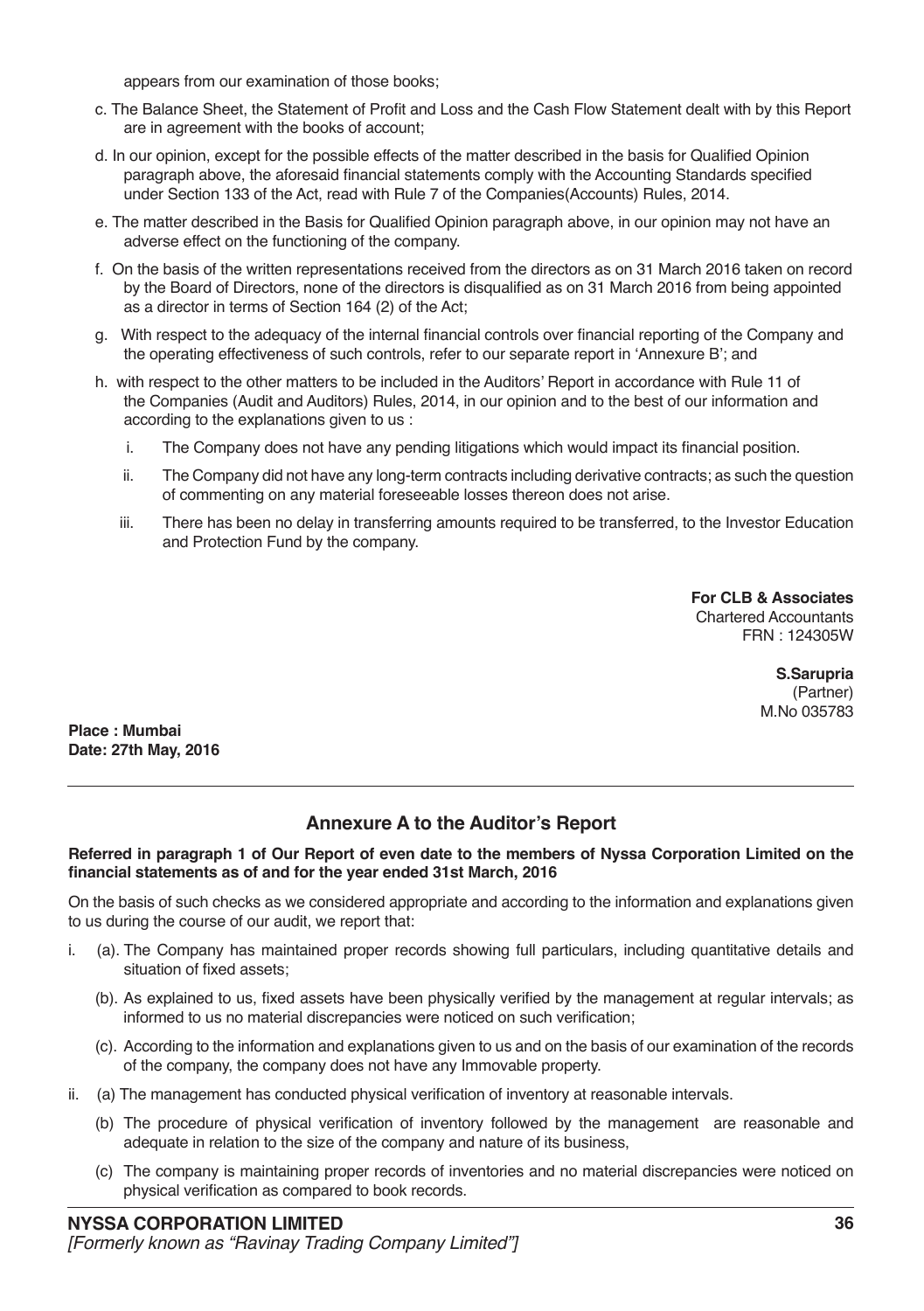appears from our examination of those books;

c. The Balance Sheet, the Statement of Profit and Loss and the Cash Flow Statement dealt with by this Report are in agreement with the books of account;

d. In our opinion, except for the possible effects of the matter described in the basis for Qualified Opinion paragraph above, the aforesaid financial statements comply with the Accounting Standards specified under Section 133 of the Act, read with Rule 7 of the Companies(Accounts) Rules, 2014.

e. The matter described in the Basis for Qualified Opinion paragraph above, in our opinion may not have an adverse effect on the functioning of the company.

f. On the basis of the written representations received from the directors as on 31 March 2016 taken on record by the Board of Directors, none of the directors is disqualified as on 31 March 2016 from being appointed as a director in terms of Section 164 (2) of the Act;

g. With respect to the adequacy of the internal financial controls over financial reporting of the Company and the operating effectiveness of such controls, refer to our separate report in 'Annexure B'; and

h. with respect to the other matters to be included in the Auditors' Report in accordance with Rule 11 of the Companies (Audit and Auditors) Rules, 2014, in our opinion and to the best of our information and according to the explanations given to us :

   i. The Company does not have any pending litigations which would impact its financial position.

   ii. The Company did not have any long-term contracts including derivative contracts; as such the question of commenting on any material foreseeable losses thereon does not arise.

   iii. There has been no delay in transferring amounts required to be transferred, to the Investor Education and Protection Fund by the company.

**For CLB & Associates**
Chartered Accountants
FRN : 124305W

**S.Sarupria**
(Partner)
M.No 035783

**Place : Mumbai**
**Date: 27th May, 2016**

## Annexure A to the Auditor's Report

**Referred in paragraph 1 of Our Report of even date to the members of Nyssa Corporation Limited on the financial statements as of and for the year ended 31st March, 2016**

On the basis of such checks as we considered appropriate and according to the information and explanations given to us during the course of our audit, we report that:

i. (a). The Company has maintained proper records showing full particulars, including quantitative details and situation of fixed assets;

   (b). As explained to us, fixed assets have been physically verified by the management at regular intervals; as informed to us no material discrepancies were noticed on such verification;

   (c). According to the information and explanations given to us and on the basis of our examination of the records of the company, the company does not have any Immovable property.

ii. (a) The management has conducted physical verification of inventory at reasonable intervals.

   (b) The procedure of physical verification of inventory followed by the management are reasonable and adequate in relation to the size of the company and nature of its business,

   (c) The company is maintaining proper records of inventories and no material discrepancies were noticed on physical verification as compared to book records.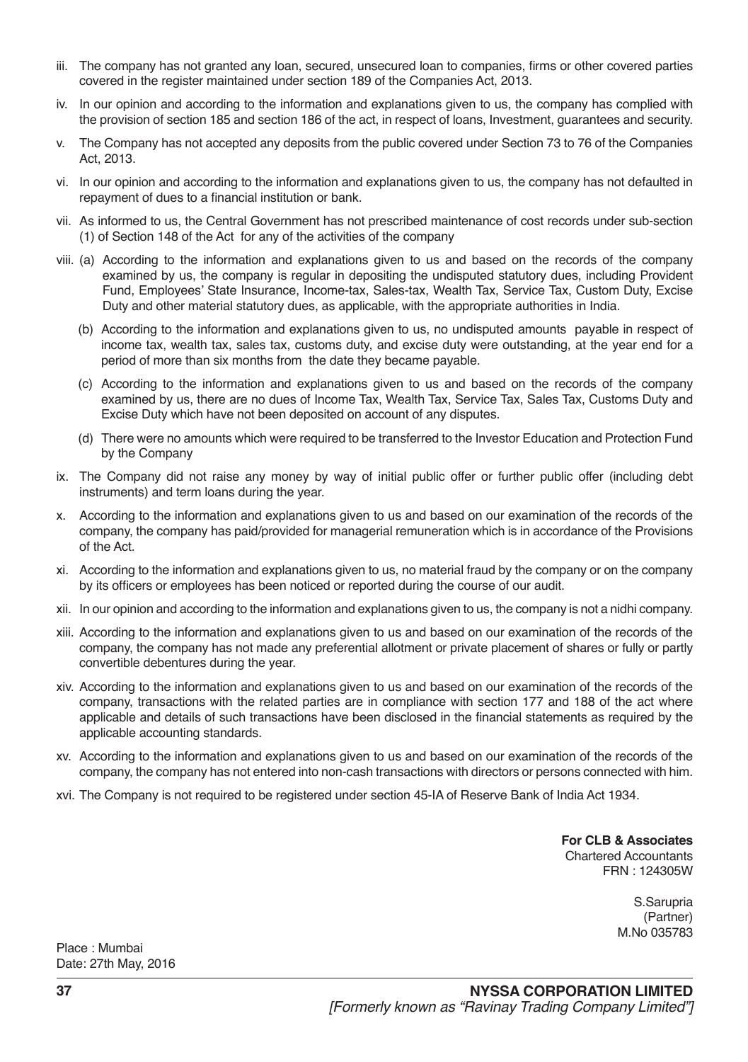iii. The company has not granted any loan, secured, unsecured loan to companies, firms or other covered parties covered in the register maintained under section 189 of the Companies Act, 2013.

iv. In our opinion and according to the information and explanations given to us, the company has complied with the provision of section 185 and section 186 of the act, in respect of loans, Investment, guarantees and security.

v. The Company has not accepted any deposits from the public covered under Section 73 to 76 of the Companies Act, 2013.

vi. In our opinion and according to the information and explanations given to us, the company has not defaulted in repayment of dues to a financial institution or bank.

vii. As informed to us, the Central Government has not prescribed maintenance of cost records under sub-section (1) of Section 148 of the Act for any of the activities of the company

viii. (a) According to the information and explanations given to us and based on the records of the company examined by us, the company is regular in depositing the undisputed statutory dues, including Provident Fund, Employees' State Insurance, Income-tax, Sales-tax, Wealth Tax, Service Tax, Custom Duty, Excise Duty and other material statutory dues, as applicable, with the appropriate authorities in India.

(b) According to the information and explanations given to us, no undisputed amounts payable in respect of income tax, wealth tax, sales tax, customs duty, and excise duty were outstanding, at the year end for a period of more than six months from the date they became payable.

(c) According to the information and explanations given to us and based on the records of the company examined by us, there are no dues of Income Tax, Wealth Tax, Service Tax, Sales Tax, Customs Duty and Excise Duty which have not been deposited on account of any disputes.

(d) There were no amounts which were required to be transferred to the Investor Education and Protection Fund by the Company

ix. The Company did not raise any money by way of initial public offer or further public offer (including debt instruments) and term loans during the year.

x. According to the information and explanations given to us and based on our examination of the records of the company, the company has paid/provided for managerial remuneration which is in accordance of the Provisions of the Act.

xi. According to the information and explanations given to us, no material fraud by the company or on the company by its officers or employees has been noticed or reported during the course of our audit.

xii. In our opinion and according to the information and explanations given to us, the company is not a nidhi company.

xiii. According to the information and explanations given to us and based on our examination of the records of the company, the company has not made any preferential allotment or private placement of shares or fully or partly convertible debentures during the year.

xiv. According to the information and explanations given to us and based on our examination of the records of the company, transactions with the related parties are in compliance with section 177 and 188 of the act where applicable and details of such transactions have been disclosed in the financial statements as required by the applicable accounting standards.

xv. According to the information and explanations given to us and based on our examination of the records of the company, the company has not entered into non-cash transactions with directors or persons connected with him.

xvi. The Company is not required to be registered under section 45-IA of Reserve Bank of India Act 1934.

**For CLB & Associates**
Chartered Accountants
FRN : 124305W

S.Sarupria
(Partner)
M.No 035783

Place : Mumbai
Date: 27th May, 2016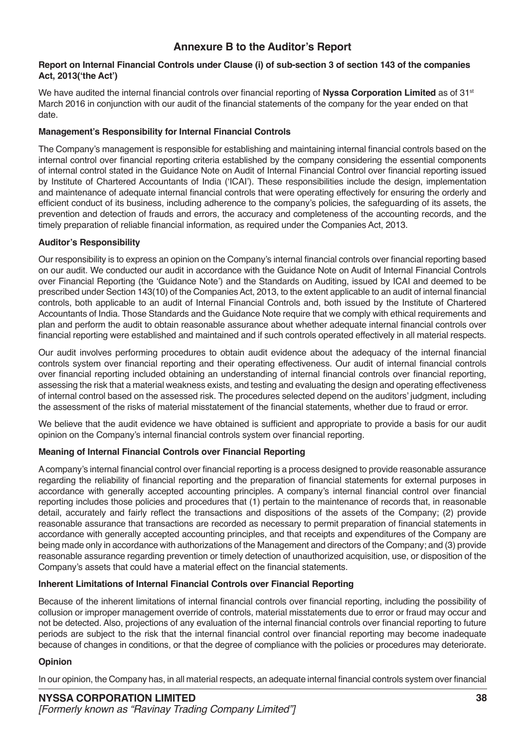# Annexure B to the Auditor's Report

**Report on Internal Financial Controls under Clause (i) of sub-section 3 of section 143 of the companies Act, 2013('the Act')**

We have audited the internal financial controls over financial reporting of **Nyssa Corporation Limited** as of 31st March 2016 in conjunction with our audit of the financial statements of the company for the year ended on that date.

**Management's Responsibility for Internal Financial Controls**

The Company's management is responsible for establishing and maintaining internal financial controls based on the internal control over financial reporting criteria established by the company considering the essential components of internal control stated in the Guidance Note on Audit of Internal Financial Control over financial reporting issued by Institute of Chartered Accountants of India ('ICAI'). These responsibilities include the design, implementation and maintenance of adequate internal financial controls that were operating effectively for ensuring the orderly and efficient conduct of its business, including adherence to the company's policies, the safeguarding of its assets, the prevention and detection of frauds and errors, the accuracy and completeness of the accounting records, and the timely preparation of reliable financial information, as required under the Companies Act, 2013.

**Auditor's Responsibility**

Our responsibility is to express an opinion on the Company's internal financial controls over financial reporting based on our audit. We conducted our audit in accordance with the Guidance Note on Audit of Internal Financial Controls over Financial Reporting (the 'Guidance Note') and the Standards on Auditing, issued by ICAI and deemed to be prescribed under Section 143(10) of the Companies Act, 2013, to the extent applicable to an audit of internal financial controls, both applicable to an audit of Internal Financial Controls and, both issued by the Institute of Chartered Accountants of India. Those Standards and the Guidance Note require that we comply with ethical requirements and plan and perform the audit to obtain reasonable assurance about whether adequate internal financial controls over financial reporting were established and maintained and if such controls operated effectively in all material respects.

Our audit involves performing procedures to obtain audit evidence about the adequacy of the internal financial controls system over financial reporting and their operating effectiveness. Our audit of internal financial controls over financial reporting included obtaining an understanding of internal financial controls over financial reporting, assessing the risk that a material weakness exists, and testing and evaluating the design and operating effectiveness of internal control based on the assessed risk. The procedures selected depend on the auditors' judgment, including the assessment of the risks of material misstatement of the financial statements, whether due to fraud or error.

We believe that the audit evidence we have obtained is sufficient and appropriate to provide a basis for our audit opinion on the Company's internal financial controls system over financial reporting.

**Meaning of Internal Financial Controls over Financial Reporting**

A company's internal financial control over financial reporting is a process designed to provide reasonable assurance regarding the reliability of financial reporting and the preparation of financial statements for external purposes in accordance with generally accepted accounting principles. A company's internal financial control over financial reporting includes those policies and procedures that (1) pertain to the maintenance of records that, in reasonable detail, accurately and fairly reflect the transactions and dispositions of the assets of the Company; (2) provide reasonable assurance that transactions are recorded as necessary to permit preparation of financial statements in accordance with generally accepted accounting principles, and that receipts and expenditures of the Company are being made only in accordance with authorizations of the Management and directors of the Company; and (3) provide reasonable assurance regarding prevention or timely detection of unauthorized acquisition, use, or disposition of the Company's assets that could have a material effect on the financial statements.

**Inherent Limitations of Internal Financial Controls over Financial Reporting**

Because of the inherent limitations of internal financial controls over financial reporting, including the possibility of collusion or improper management override of controls, material misstatements due to error or fraud may occur and not be detected. Also, projections of any evaluation of the internal financial controls over financial reporting to future periods are subject to the risk that the internal financial control over financial reporting may become inadequate because of changes in conditions, or that the degree of compliance with the policies or procedures may deteriorate.

**Opinion**

In our opinion, the Company has, in all material respects, an adequate internal financial controls system over financial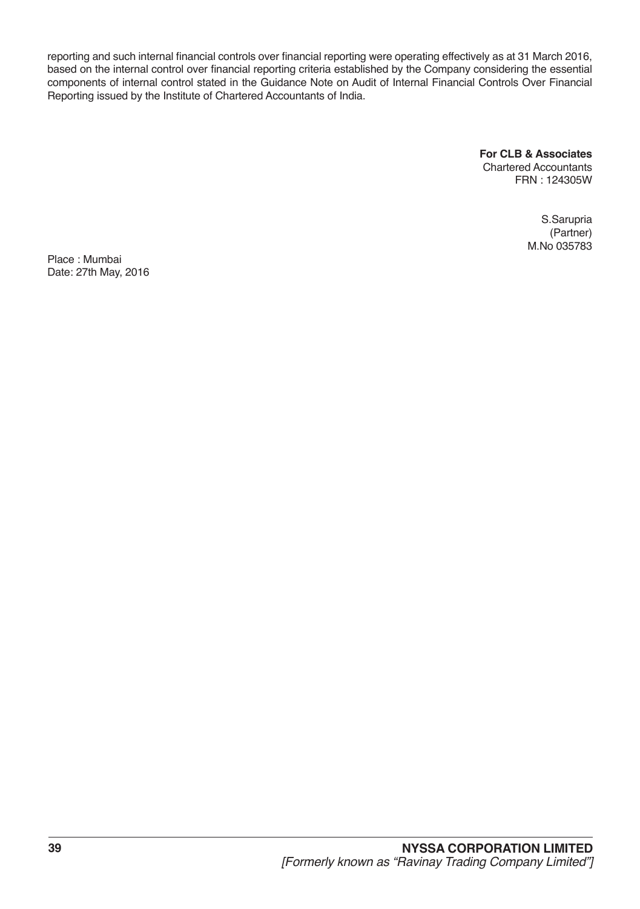reporting and such internal financial controls over financial reporting were operating effectively as at 31 March 2016, based on the internal control over financial reporting criteria established by the Company considering the essential components of internal control stated in the Guidance Note on Audit of Internal Financial Controls Over Financial Reporting issued by the Institute of Chartered Accountants of India.

**For CLB & Associates**
Chartered Accountants
FRN : 124305W

S.Sarupria
(Partner)
M.No 035783

Place : Mumbai
Date: 27th May, 2016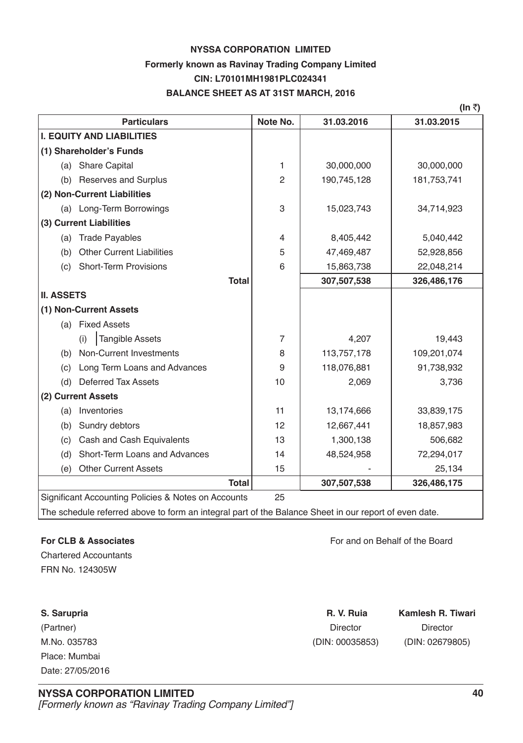# NYSSA CORPORATION LIMITED

## Formerly known as Ravinay Trading Company Limited

**CIN: L70101MH1981PLC024341**

**BALANCE SHEET AS AT 31ST MARCH, 2016**

(In ₹)

| Particulars | Note No. | 31.03.2016 | 31.03.2015 |
|---|---|---|---|
| **I. EQUITY AND LIABILITIES** | | | |
| **(1) Shareholder's Funds** | | | |
| (a) Share Capital | 1 | 30,000,000 | 30,000,000 |
| (b) Reserves and Surplus | 2 | 190,745,128 | 181,753,741 |
| **(2) Non-Current Liabilities** | | | |
| (a) Long-Term Borrowings | 3 | 15,023,743 | 34,714,923 |
| **(3) Current Liabilities** | | | |
| (a) Trade Payables | 4 | 8,405,442 | 5,040,442 |
| (b) Other Current Liabilities | 5 | 47,469,487 | 52,928,856 |
| (c) Short-Term Provisions | 6 | 15,863,738 | 22,048,214 |
| **Total** | | **307,507,538** | **326,486,176** |
| **II. ASSETS** | | | |
| **(1) Non-Current Assets** | | | |
| (a) Fixed Assets | | | |
| (i) Tangible Assets | 7 | 4,207 | 19,443 |
| (b) Non-Current Investments | 8 | 113,757,178 | 109,201,074 |
| (c) Long Term Loans and Advances | 9 | 118,076,881 | 91,738,932 |
| (d) Deferred Tax Assets | 10 | 2,069 | 3,736 |
| **(2) Current Assets** | | | |
| (a) Inventories | 11 | 13,174,666 | 33,839,175 |
| (b) Sundry debtors | 12 | 12,667,441 | 18,857,983 |
| (c) Cash and Cash Equivalents | 13 | 1,300,138 | 506,682 |
| (d) Short-Term Loans and Advances | 14 | 48,524,958 | 72,294,017 |
| (e) Other Current Assets | 15 | - | 25,134 |
| **Total** | | **307,507,538** | **326,486,175** |
| Significant Accounting Policies & Notes on Accounts | 25 | | |

The schedule referred above to form an integral part of the Balance Sheet in our report of even date.

**For CLB & Associates**
Chartered Accountants
FRN No. 124305W

For and on Behalf of the Board

**S. Sarupria**
(Partner)
M.No. 035783
Place: Mumbai
Date: 27/05/2016

**R. V. Ruia**
Director
(DIN: 00035853)

**Kamlesh R. Tiwari**
Director
(DIN: 02679805)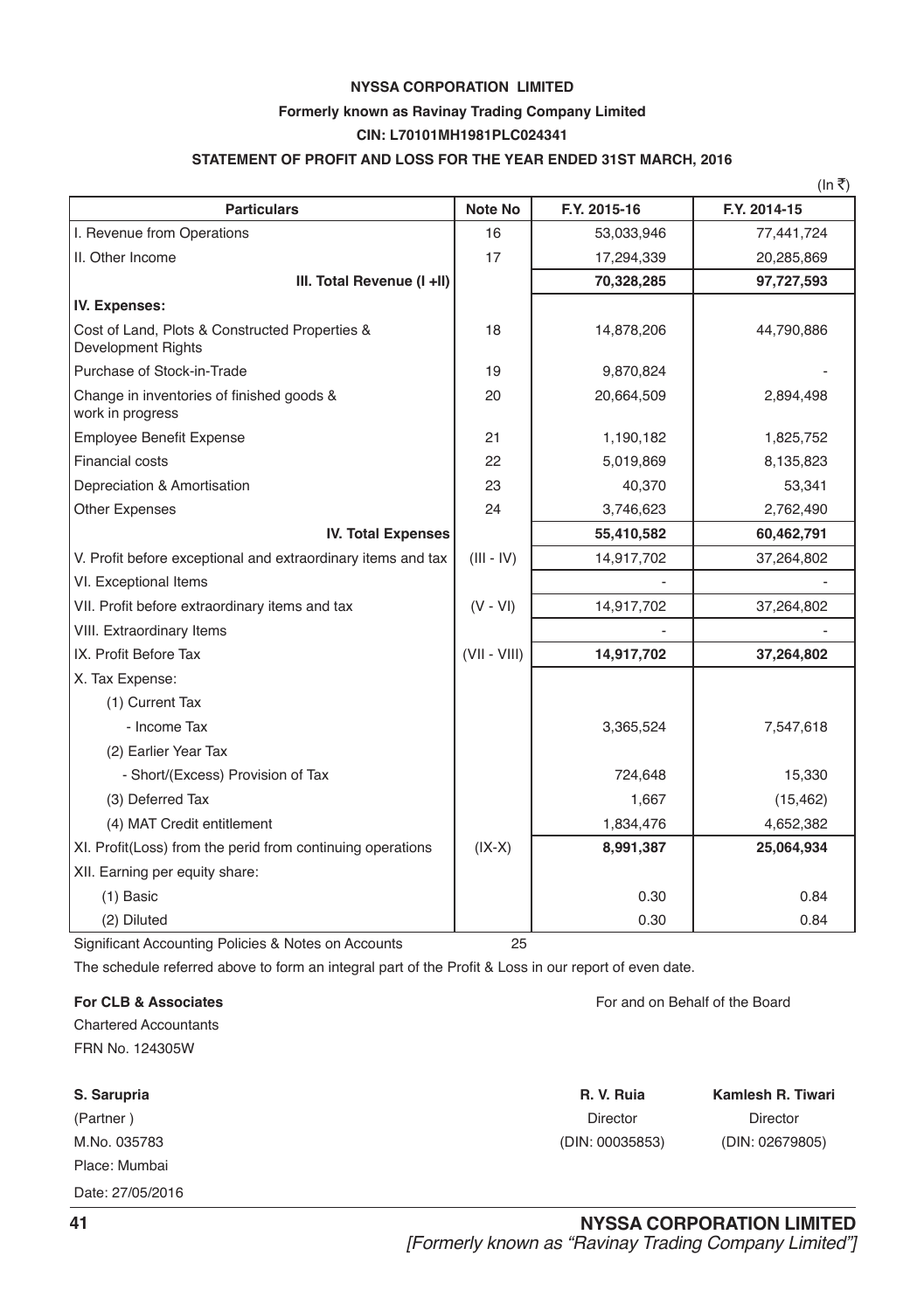**NYSSA CORPORATION LIMITED**

**Formerly known as Ravinay Trading Company Limited**

**CIN: L70101MH1981PLC024341**

**STATEMENT OF PROFIT AND LOSS FOR THE YEAR ENDED 31ST MARCH, 2016**

(In ₹)

| Particulars | Note No | F.Y. 2015-16 | F.Y. 2014-15 |
|---|---|---|---|
| I. Revenue from Operations | 16 | 53,033,946 | 77,441,724 |
| II. Other Income | 17 | 17,294,339 | 20,285,869 |
| **III. Total Revenue (I +II)** | | **70,328,285** | **97,727,593** |
| **IV. Expenses:** | | | |
| Cost of Land, Plots & Constructed Properties & Development Rights | 18 | 14,878,206 | 44,790,886 |
| Purchase of Stock-in-Trade | 19 | 9,870,824 | - |
| Change in inventories of finished goods & work in progress | 20 | 20,664,509 | 2,894,498 |
| Employee Benefit Expense | 21 | 1,190,182 | 1,825,752 |
| Financial costs | 22 | 5,019,869 | 8,135,823 |
| Depreciation & Amortisation | 23 | 40,370 | 53,341 |
| Other Expenses | 24 | 3,746,623 | 2,762,490 |
| **IV. Total Expenses** | | **55,410,582** | **60,462,791** |
| V. Profit before exceptional and extraordinary items and tax | (III - IV) | 14,917,702 | 37,264,802 |
| VI. Exceptional Items | | - | - |
| VII. Profit before extraordinary items and tax | (V - VI) | 14,917,702 | 37,264,802 |
| VIII. Extraordinary Items | | - | - |
| IX. Profit Before Tax | (VII - VIII) | **14,917,702** | **37,264,802** |
| X. Tax Expense: | | | |
| (1) Current Tax | | | |
| - Income Tax | | 3,365,524 | 7,547,618 |
| (2) Earlier Year Tax | | | |
| - Short/(Excess) Provision of Tax | | 724,648 | 15,330 |
| (3) Deferred Tax | | 1,667 | (15,462) |
| (4) MAT Credit entitlement | | 1,834,476 | 4,652,382 |
| XI. Profit(Loss) from the perid from continuing operations | (IX-X) | **8,991,387** | **25,064,934** |
| XII. Earning per equity share: | | | |
| (1) Basic | | 0.30 | 0.84 |
| (2) Diluted | | 0.30 | 0.84 |

Significant Accounting Policies & Notes on Accounts 25

The schedule referred above to form an integral part of the Profit & Loss in our report of even date.

**For CLB & Associates**
Chartered Accountants
FRN No. 124305W

**S. Sarupria**
(Partner )
M.No. 035783
Place: Mumbai
Date: 27/05/2016

For and on Behalf of the Board

| **R. V. Ruia** | **Kamlesh R. Tiwari** |
|---|---|
| Director | Director |
| (DIN: 00035853) | (DIN: 02679805) |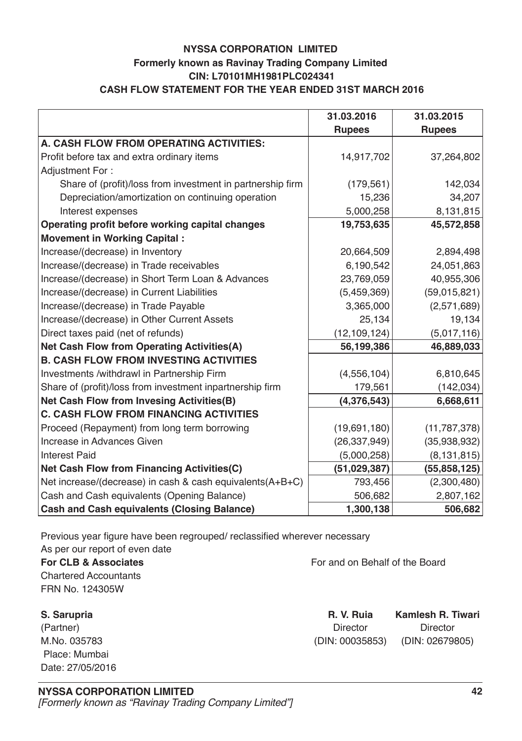# NYSSA CORPORATION LIMITED

## Formerly known as Ravinay Trading Company Limited

## CIN: L70101MH1981PLC024341

## CASH FLOW STATEMENT FOR THE YEAR ENDED 31ST MARCH 2016

| | 31.03.2016 Rupees | 31.03.2015 Rupees |
|---|---|---|
| **A. CASH FLOW FROM OPERATING ACTIVITIES:** | | |
| Profit before tax and extra ordinary items | 14,917,702 | 37,264,802 |
| Adjustment For : | | |
| Share of (profit)/loss from investment in partnership firm | (179,561) | 142,034 |
| Depreciation/amortization on continuing operation | 15,236 | 34,207 |
| Interest expenses | 5,000,258 | 8,131,815 |
| **Operating profit before working capital changes** | **19,753,635** | **45,572,858** |
| **Movement in Working Capital :** | | |
| Increase/(decrease) in Inventory | 20,664,509 | 2,894,498 |
| Increase/(decrease) in Trade receivables | 6,190,542 | 24,051,863 |
| Increase/(decrease) in Short Term Loan & Advances | 23,769,059 | 40,955,306 |
| Increase/(decrease) in Current Liabilities | (5,459,369) | (59,015,821) |
| Increase/(decrease) in Trade Payable | 3,365,000 | (2,571,689) |
| Increase/(decrease) in Other Current Assets | 25,134 | 19,134 |
| Direct taxes paid (net of refunds) | (12,109,124) | (5,017,116) |
| **Net Cash Flow from Operating Activities(A)** | **56,199,386** | **46,889,033** |
| **B. CASH FLOW FROM INVESTING ACTIVITIES** | | |
| Investments /withdrawl in Partnership Firm | (4,556,104) | 6,810,645 |
| Share of (profit)/loss from investment inpartnership firm | 179,561 | (142,034) |
| **Net Cash Flow from Invesing Activities(B)** | **(4,376,543)** | **6,668,611** |
| **C. CASH FLOW FROM FINANCING ACTIVITIES** | | |
| Proceed (Repayment) from long term borrowing | (19,691,180) | (11,787,378) |
| Increase in Advances Given | (26,337,949) | (35,938,932) |
| Interest Paid | (5,000,258) | (8,131,815) |
| **Net Cash Flow from Financing Activities(C)** | **(51,029,387)** | **(55,858,125)** |
| Net increase/(decrease) in cash & cash equivalents(A+B+C) | 793,456 | (2,300,480) |
| Cash and Cash equivalents (Opening Balance) | 506,682 | 2,807,162 |
| **Cash and Cash equivalents (Closing Balance)** | **1,300,138** | **506,682** |

Previous year figure have been regrouped/ reclassified wherever necessary

As per our report of even date

**For CLB & Associates**
Chartered Accountants
FRN No. 124305W

For and on Behalf of the Board

**S. Sarupria**
(Partner)
M.No. 035783
Place: Mumbai
Date: 27/05/2016

**R. V. Ruia**
Director
(DIN: 00035853)

**Kamlesh R. Tiwari**
Director
(DIN: 02679805)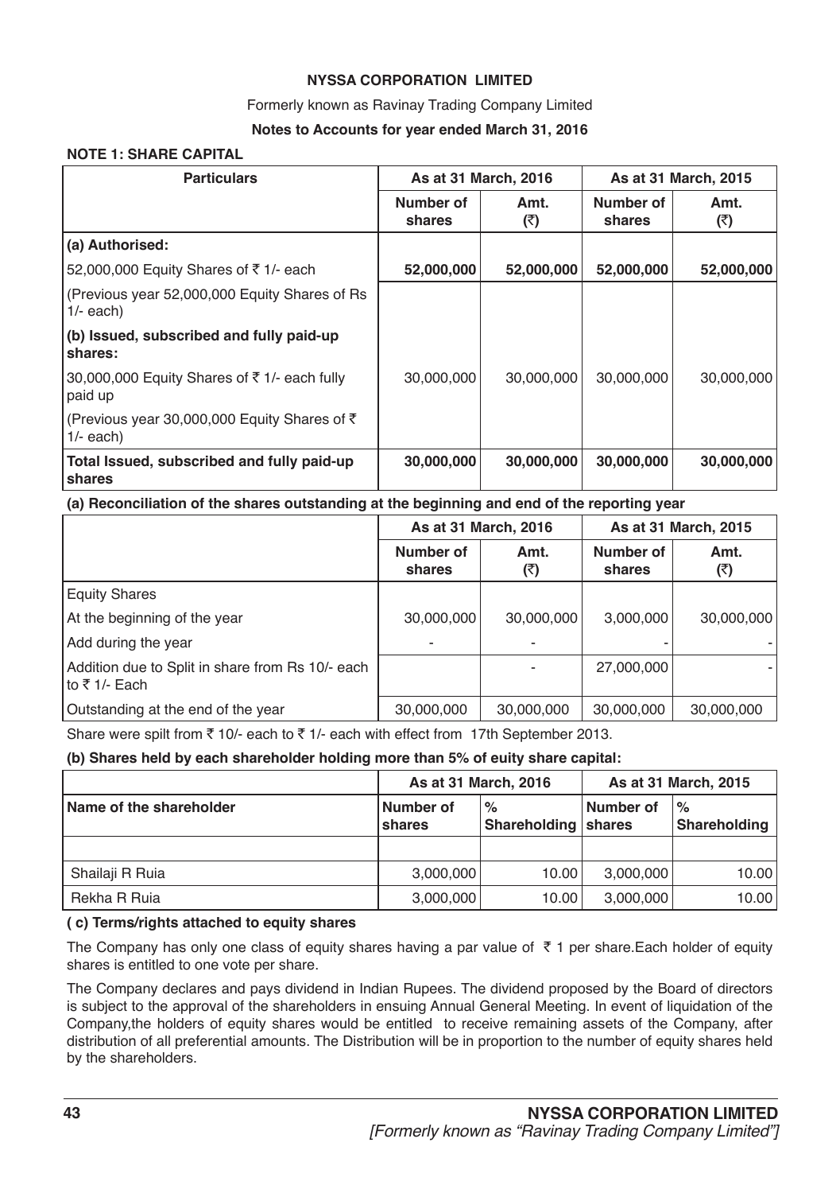**NYSSA CORPORATION LIMITED**

Formerly known as Ravinay Trading Company Limited

**Notes to Accounts for year ended March 31, 2016**

**NOTE 1: SHARE CAPITAL**

| Particulars | As at 31 March, 2016 | | As at 31 March, 2015 | |
|---|---|---|---|---|
| | Number of shares | Amt. (₹) | Number of shares | Amt. (₹) |
| **(a) Authorised:** | | | | |
| 52,000,000 Equity Shares of ₹ 1/- each | **52,000,000** | **52,000,000** | **52,000,000** | **52,000,000** |
| (Previous year 52,000,000 Equity Shares of Rs 1/- each) | | | | |
| **(b) Issued, subscribed and fully paid-up shares:** | | | | |
| 30,000,000 Equity Shares of ₹ 1/- each fully paid up | 30,000,000 | 30,000,000 | 30,000,000 | 30,000,000 |
| (Previous year 30,000,000 Equity Shares of ₹ 1/- each) | | | | |
| **Total Issued, subscribed and fully paid-up shares** | **30,000,000** | **30,000,000** | **30,000,000** | **30,000,000** |

**(a) Reconciliation of the shares outstanding at the beginning and end of the reporting year**

| | As at 31 March, 2016 | | As at 31 March, 2015 | |
|---|---|---|---|---|
| | Number of shares | Amt. (₹) | Number of shares | Amt. (₹) |
| Equity Shares | | | | |
| At the beginning of the year | 30,000,000 | 30,000,000 | 3,000,000 | 30,000,000 |
| Add during the year | - | - | - | - |
| Addition due to Split in share from Rs 10/- each to ₹ 1/- Each | | - | 27,000,000 | - |
| Outstanding at the end of the year | 30,000,000 | 30,000,000 | 30,000,000 | 30,000,000 |

Share were spilt from ₹ 10/- each to ₹ 1/- each with effect from 17th September 2013.

**(b) Shares held by each shareholder holding more than 5% of euity share capital:**

| | As at 31 March, 2016 | | As at 31 March, 2015 | |
|---|---|---|---|---|
| **Name of the shareholder** | **Number of shares** | **% Shareholding** | **Number of shares** | **% Shareholding** |
| | | | | |
| Shailaji R Ruia | 3,000,000 | 10.00 | 3,000,000 | 10.00 |
| Rekha R Ruia | 3,000,000 | 10.00 | 3,000,000 | 10.00 |

**( c) Terms/rights attached to equity shares**

The Company has only one class of equity shares having a par value of ₹ 1 per share.Each holder of equity shares is entitled to one vote per share.

The Company declares and pays dividend in Indian Rupees. The dividend proposed by the Board of directors is subject to the approval of the shareholders in ensuing Annual General Meeting. In event of liquidation of the Company,the holders of equity shares would be entitled to receive remaining assets of the Company, after distribution of all preferential amounts. The Distribution will be in proportion to the number of equity shares held by the shareholders.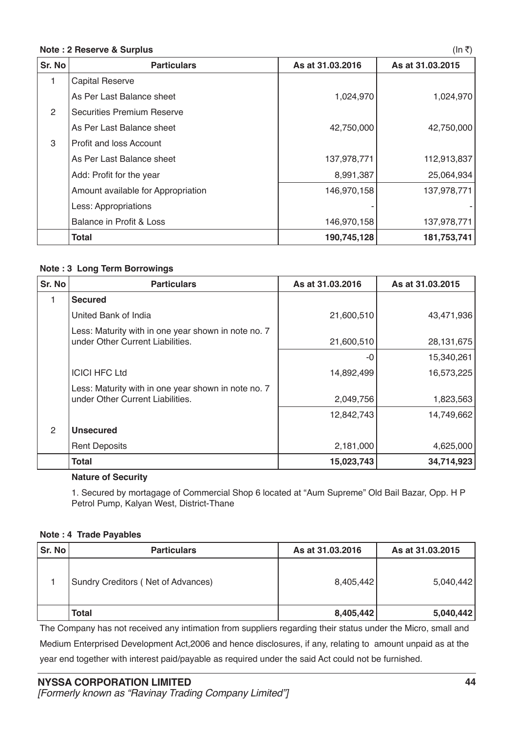**Note : 2 Reserve & Surplus** (In ₹)

| Sr. No | Particulars | As at 31.03.2016 | As at 31.03.2015 |
|---|---|---|---|
| 1 | Capital Reserve | | |
| | As Per Last Balance sheet | 1,024,970 | 1,024,970 |
| 2 | Securities Premium Reserve | | |
| | As Per Last Balance sheet | 42,750,000 | 42,750,000 |
| 3 | Profit and loss Account | | |
| | As Per Last Balance sheet | 137,978,771 | 112,913,837 |
| | Add: Profit for the year | 8,991,387 | 25,064,934 |
| | Amount available for Appropriation | 146,970,158 | 137,978,771 |
| | Less: Appropriations | - | - |
| | Balance in Profit & Loss | 146,970,158 | 137,978,771 |
| | **Total** | **190,745,128** | **181,753,741** |

**Note : 3 Long Term Borrowings**

| Sr. No | Particulars | As at 31.03.2016 | As at 31.03.2015 |
|---|---|---|---|
| 1 | **Secured** | | |
| | United Bank of India | 21,600,510 | 43,471,936 |
| | Less: Maturity with in one year shown in note no. 7 under Other Current Liabilities. | 21,600,510 | 28,131,675 |
| | | -0 | 15,340,261 |
| | ICICI HFC Ltd | 14,892,499 | 16,573,225 |
| | Less: Maturity with in one year shown in note no. 7 under Other Current Liabilities. | 2,049,756 | 1,823,563 |
| | | 12,842,743 | 14,749,662 |
| 2 | **Unsecured** | | |
| | Rent Deposits | 2,181,000 | 4,625,000 |
| | **Total** | **15,023,743** | **34,714,923** |

**Nature of Security**

1. Secured by mortagage of Commercial Shop 6 located at "Aum Supreme" Old Bail Bazar, Opp. H P Petrol Pump, Kalyan West, District-Thane

**Note : 4 Trade Payables**

| Sr. No | Particulars | As at 31.03.2016 | As at 31.03.2015 |
|---|---|---|---|
| 1 | Sundry Creditors ( Net of Advances) | 8,405,442 | 5,040,442 |
| | **Total** | **8,405,442** | **5,040,442** |

The Company has not received any intimation from suppliers regarding their status under the Micro, small and Medium Enterprised Development Act,2006 and hence disclosures, if any, relating to amount unpaid as at the year end together with interest paid/payable as required under the said Act could not be furnished.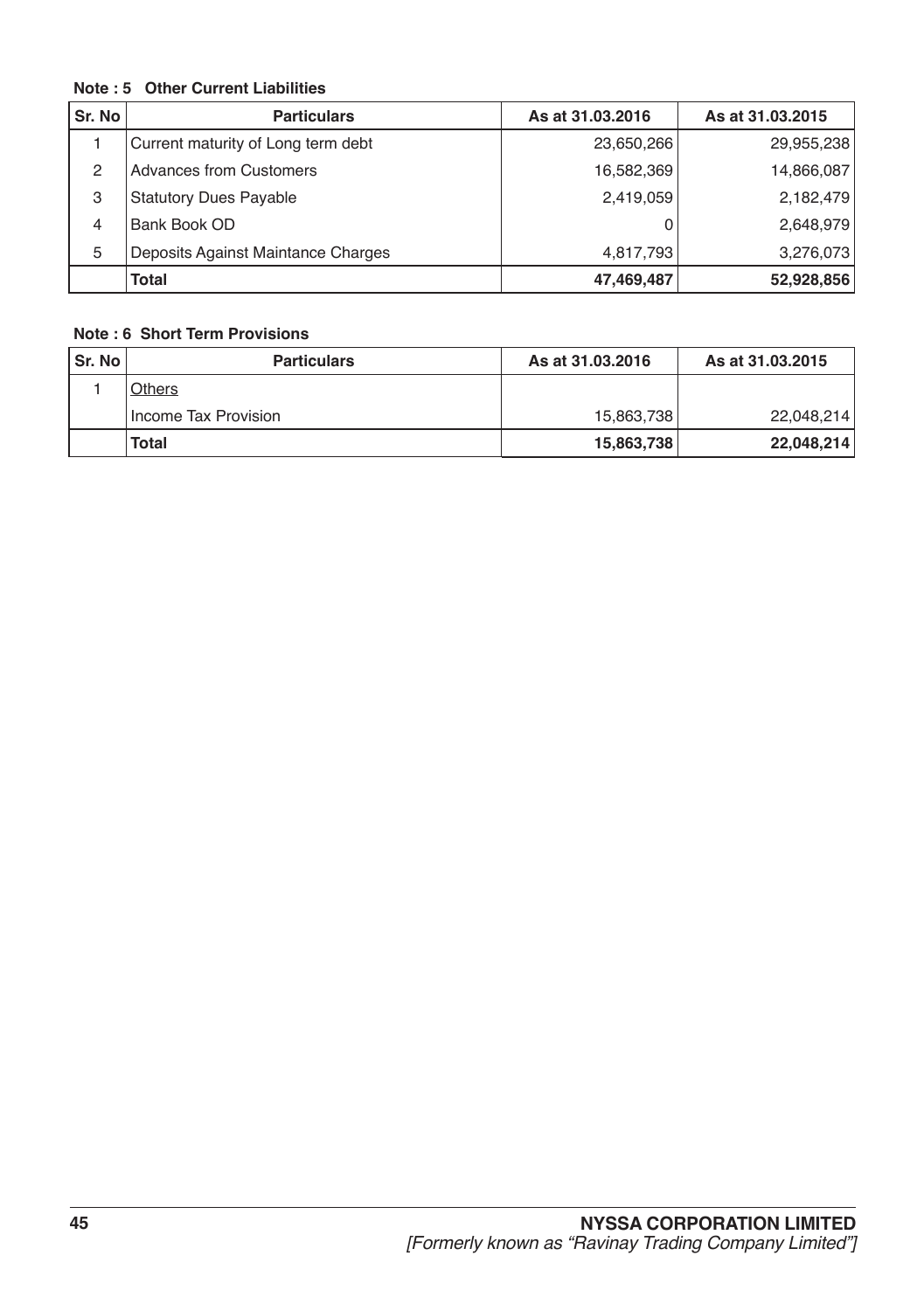**Note : 5 Other Current Liabilities**

| Sr. No | Particulars | As at 31.03.2016 | As at 31.03.2015 |
|---|---|---|---|
| 1 | Current maturity of Long term debt | 23,650,266 | 29,955,238 |
| 2 | Advances from Customers | 16,582,369 | 14,866,087 |
| 3 | Statutory Dues Payable | 2,419,059 | 2,182,479 |
| 4 | Bank Book OD | 0 | 2,648,979 |
| 5 | Deposits Against Maintance Charges | 4,817,793 | 3,276,073 |
| | **Total** | **47,469,487** | **52,928,856** |

**Note : 6 Short Term Provisions**

| Sr. No | Particulars | As at 31.03.2016 | As at 31.03.2015 |
|---|---|---|---|
| 1 | Others | | |
| | Income Tax Provision | 15,863,738 | 22,048,214 |
| | **Total** | **15,863,738** | **22,048,214** |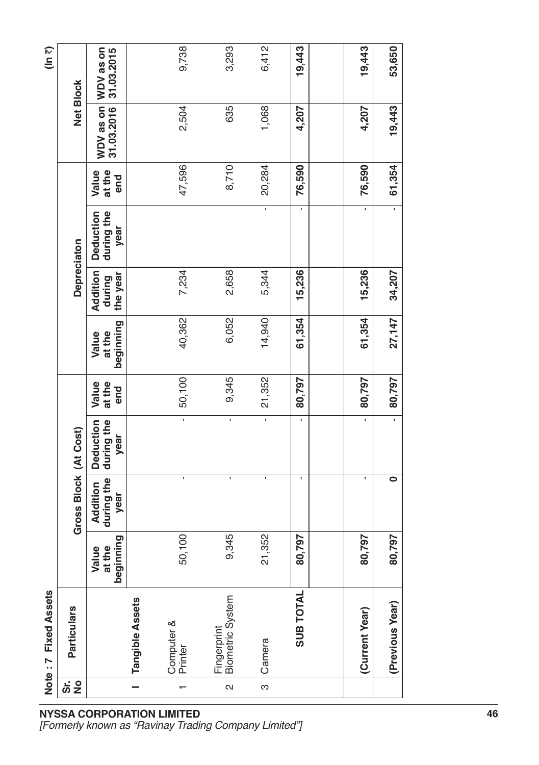**Note : 7 Fixed Assets** (In ₹)

| Sr. No | Particulars | Gross Block (At Cost) | | | | Depreciaton | | | | Net Block | |
|---|---|---|---|---|---|---|---|---|---|---|---|
| | | Value at the beginning | Addition during the year | Deduction during the year | Value at the end | Value at the beginning | Addition during the year | Deduction during the year | Value at the end | WDV as on 31.03.2016 | WDV as on 31.03.2015 |
| **I** | **Tangible Assets** | | | | | | | | | | |
| 1 | Computer & Printer | 50,100 | - | - | 50,100 | 40,362 | 7,234 | | 47,596 | 2,504 | 9,738 |
| 2 | Fingerprint Biometric System | 9,345 | - | - | 9,345 | 6,052 | 2,658 | | 8,710 | 635 | 3,293 |
| 3 | Camera | 21,352 | - | - | 21,352 | 14,940 | 5,344 | - | 20,284 | 1,068 | 6,412 |
| | **SUB TOTAL** | **80,797** | **-** | **-** | **80,797** | **61,354** | **15,236** | **-** | **76,590** | **4,207** | **19,443** |
| | | | | | | | | | | | |
| | **(Current Year)** | **80,797** | **-** | **-** | **80,797** | **61,354** | **15,236** | **-** | **76,590** | **4,207** | **19,443** |
| | **(Previous Year)** | **80,797** | **0** | **-** | **80,797** | **27,147** | **34,207** | **-** | **61,354** | **19,443** | **53,650** |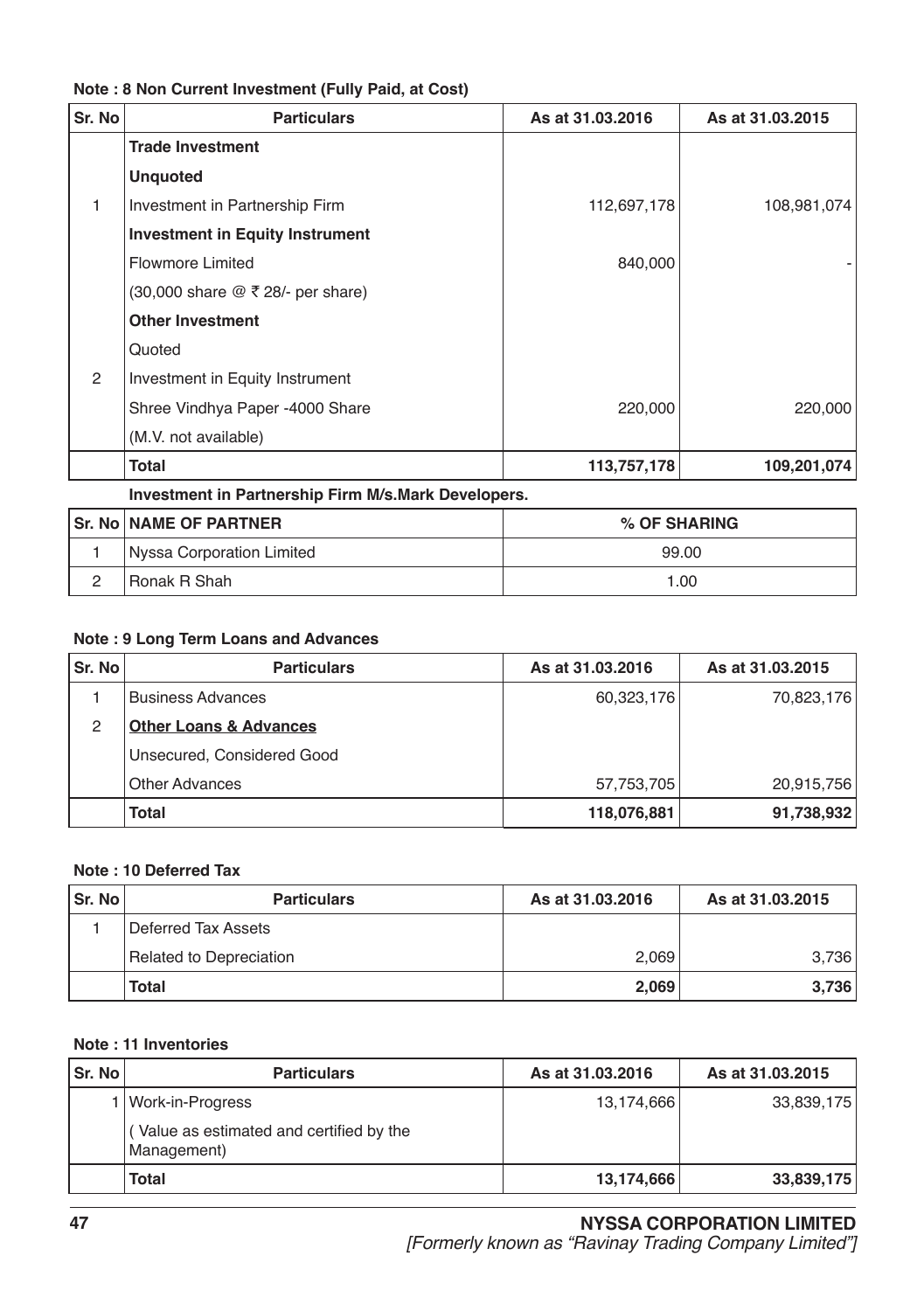**Note : 8 Non Current Investment (Fully Paid, at Cost)**

| Sr. No | Particulars | As at 31.03.2016 | As at 31.03.2015 |
|---|---|---|---|
| | **Trade Investment** | | |
| | **Unquoted** | | |
| 1 | Investment in Partnership Firm | 112,697,178 | 108,981,074 |
| | **Investment in Equity Instrument** | | |
| | Flowmore Limited | 840,000 | - |
| | (30,000 share @ ₹ 28/- per share) | | |
| | **Other Investment** | | |
| | Quoted | | |
| 2 | Investment in Equity Instrument | | |
| | Shree Vindhya Paper -4000 Share | 220,000 | 220,000 |
| | (M.V. not available) | | |
| | **Total** | **113,757,178** | **109,201,074** |

**Investment in Partnership Firm M/s.Mark Developers.**

| Sr. No | NAME OF PARTNER | % OF SHARING |
|---|---|---|
| 1 | Nyssa Corporation Limited | 99.00 |
| 2 | Ronak R Shah | 1.00 |

**Note : 9 Long Term Loans and Advances**

| Sr. No | Particulars | As at 31.03.2016 | As at 31.03.2015 |
|---|---|---|---|
| 1 | Business Advances | 60,323,176 | 70,823,176 |
| 2 | **Other Loans & Advances** | | |
| | Unsecured, Considered Good | | |
| | Other Advances | 57,753,705 | 20,915,756 |
| | **Total** | **118,076,881** | **91,738,932** |

**Note : 10 Deferred Tax**

| Sr. No | Particulars | As at 31.03.2016 | As at 31.03.2015 |
|---|---|---|---|
| 1 | Deferred Tax Assets | | |
| | Related to Depreciation | 2,069 | 3,736 |
| | **Total** | **2,069** | **3,736** |

**Note : 11 Inventories**

| Sr. No | Particulars | As at 31.03.2016 | As at 31.03.2015 |
|---|---|---|---|
| 1 | Work-in-Progress | 13,174,666 | 33,839,175 |
| | ( Value as estimated and certified by the Management) | | |
| | **Total** | **13,174,666** | **33,839,175** |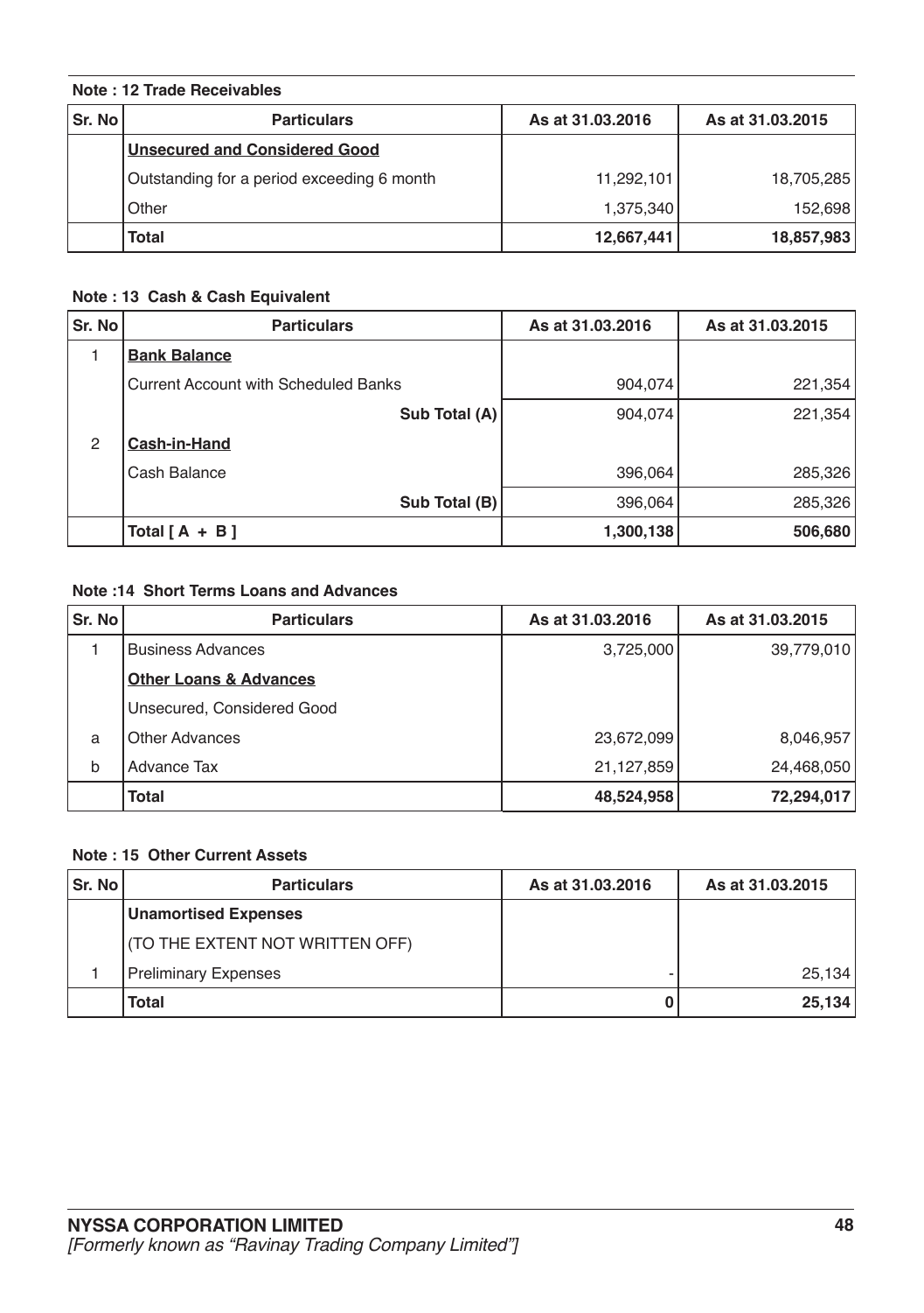**Note : 12 Trade Receivables**

| Sr. No | Particulars | As at 31.03.2016 | As at 31.03.2015 |
|---|---|---|---|
| | **Unsecured and Considered Good** | | |
| | Outstanding for a period exceeding 6 month | 11,292,101 | 18,705,285 |
| | Other | 1,375,340 | 152,698 |
| | **Total** | **12,667,441** | **18,857,983** |

**Note : 13 Cash & Cash Equivalent**

| Sr. No | Particulars | As at 31.03.2016 | As at 31.03.2015 |
|---|---|---|---|
| 1 | **Bank Balance** | | |
| | Current Account with Scheduled Banks | 904,074 | 221,354 |
| | **Sub Total (A)** | 904,074 | 221,354 |
| 2 | **Cash-in-Hand** | | |
| | Cash Balance | 396,064 | 285,326 |
| | **Sub Total (B)** | 396,064 | 285,326 |
| | **Total [ A + B ]** | **1,300,138** | **506,680** |

**Note :14 Short Terms Loans and Advances**

| Sr. No | Particulars | As at 31.03.2016 | As at 31.03.2015 |
|---|---|---|---|
| 1 | Business Advances | 3,725,000 | 39,779,010 |
| | **Other Loans & Advances** | | |
| | Unsecured, Considered Good | | |
| a | Other Advances | 23,672,099 | 8,046,957 |
| b | Advance Tax | 21,127,859 | 24,468,050 |
| | **Total** | **48,524,958** | **72,294,017** |

**Note : 15 Other Current Assets**

| Sr. No | Particulars | As at 31.03.2016 | As at 31.03.2015 |
|---|---|---|---|
| | **Unamortised Expenses** | | |
| | (TO THE EXTENT NOT WRITTEN OFF) | | |
| 1 | Preliminary Expenses | - | 25,134 |
| | **Total** | **0** | **25,134** |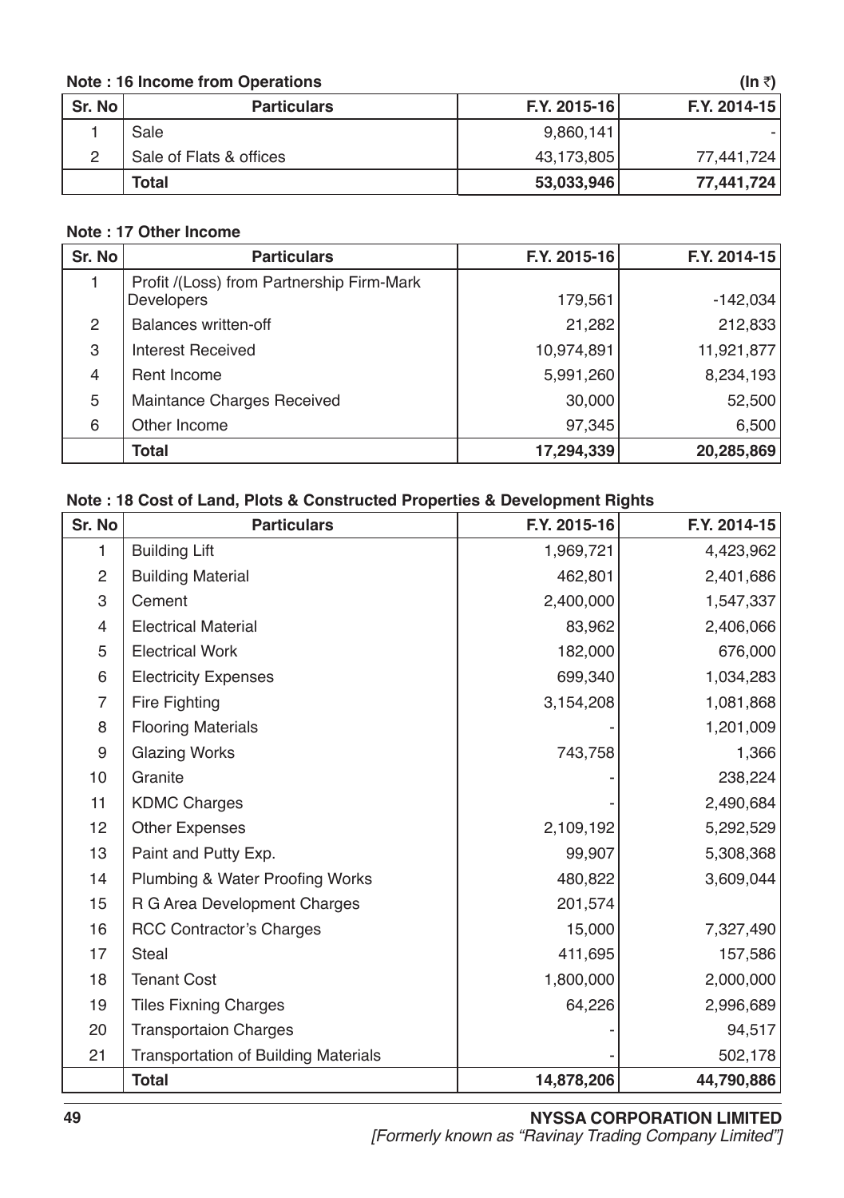**Note : 16 Income from Operations** (In ₹)

| Sr. No | Particulars | F.Y. 2015-16 | F.Y. 2014-15 |
|---|---|---|---|
| 1 | Sale | 9,860,141 | - |
| 2 | Sale of Flats & offices | 43,173,805 | 77,441,724 |
| | **Total** | **53,033,946** | **77,441,724** |

**Note : 17 Other Income**

| Sr. No | Particulars | F.Y. 2015-16 | F.Y. 2014-15 |
|---|---|---|---|
| 1 | Profit /(Loss) from Partnership Firm-Mark Developers | 179,561 | -142,034 |
| 2 | Balances written-off | 21,282 | 212,833 |
| 3 | Interest Received | 10,974,891 | 11,921,877 |
| 4 | Rent Income | 5,991,260 | 8,234,193 |
| 5 | Maintance Charges Received | 30,000 | 52,500 |
| 6 | Other Income | 97,345 | 6,500 |
| | **Total** | **17,294,339** | **20,285,869** |

**Note : 18 Cost of Land, Plots & Constructed Properties & Development Rights**

| Sr. No | Particulars | F.Y. 2015-16 | F.Y. 2014-15 |
|---|---|---|---|
| 1 | Building Lift | 1,969,721 | 4,423,962 |
| 2 | Building Material | 462,801 | 2,401,686 |
| 3 | Cement | 2,400,000 | 1,547,337 |
| 4 | Electrical Material | 83,962 | 2,406,066 |
| 5 | Electrical Work | 182,000 | 676,000 |
| 6 | Electricity Expenses | 699,340 | 1,034,283 |
| 7 | Fire Fighting | 3,154,208 | 1,081,868 |
| 8 | Flooring Materials | - | 1,201,009 |
| 9 | Glazing Works | 743,758 | 1,366 |
| 10 | Granite | - | 238,224 |
| 11 | KDMC Charges | - | 2,490,684 |
| 12 | Other Expenses | 2,109,192 | 5,292,529 |
| 13 | Paint and Putty Exp. | 99,907 | 5,308,368 |
| 14 | Plumbing & Water Proofing Works | 480,822 | 3,609,044 |
| 15 | R G Area Development Charges | 201,574 | |
| 16 | RCC Contractor's Charges | 15,000 | 7,327,490 |
| 17 | Steal | 411,695 | 157,586 |
| 18 | Tenant Cost | 1,800,000 | 2,000,000 |
| 19 | Tiles Fixning Charges | 64,226 | 2,996,689 |
| 20 | Transportaion Charges | - | 94,517 |
| 21 | Transportation of Building Materials | - | 502,178 |
| | **Total** | **14,878,206** | **44,790,886** |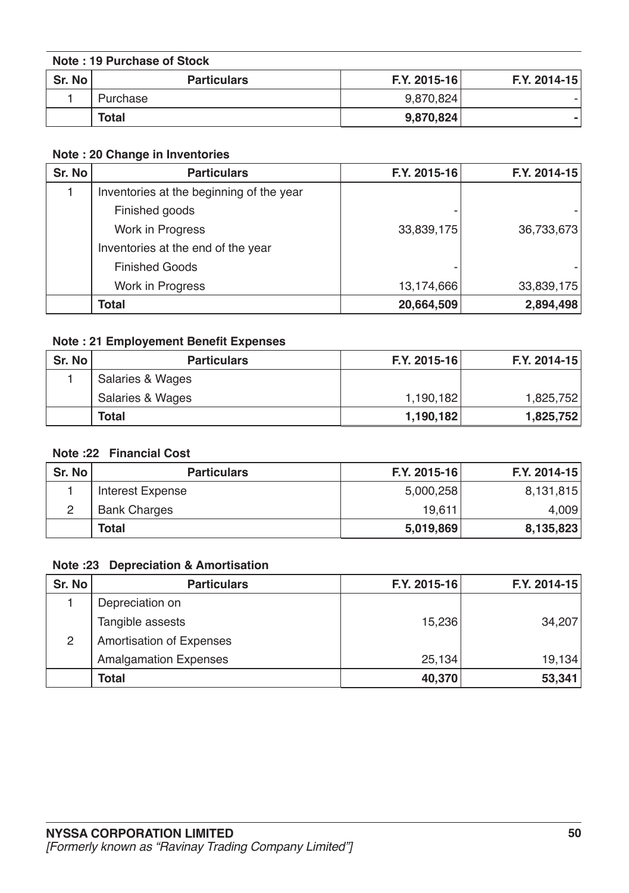**Note : 19 Purchase of Stock**

| Sr. No | Particulars | F.Y. 2015-16 | F.Y. 2014-15 |
|---|---|---|---|
| 1 | Purchase | 9,870,824 | - |
| | **Total** | **9,870,824** | **-** |

**Note : 20 Change in Inventories**

| Sr. No | Particulars | F.Y. 2015-16 | F.Y. 2014-15 |
|---|---|---|---|
| 1 | Inventories at the beginning of the year | | |
| | Finished goods | - | - |
| | Work in Progress | 33,839,175 | 36,733,673 |
| | Inventories at the end of the year | | |
| | Finished Goods | - | - |
| | Work in Progress | 13,174,666 | 33,839,175 |
| | **Total** | **20,664,509** | **2,894,498** |

**Note : 21 Employement Benefit Expenses**

| Sr. No | Particulars | F.Y. 2015-16 | F.Y. 2014-15 |
|---|---|---|---|
| 1 | Salaries & Wages | | |
| | Salaries & Wages | 1,190,182 | 1,825,752 |
| | **Total** | **1,190,182** | **1,825,752** |

**Note :22 Financial Cost**

| Sr. No | Particulars | F.Y. 2015-16 | F.Y. 2014-15 |
|---|---|---|---|
| 1 | Interest Expense | 5,000,258 | 8,131,815 |
| 2 | Bank Charges | 19,611 | 4,009 |
| | **Total** | **5,019,869** | **8,135,823** |

**Note :23 Depreciation & Amortisation**

| Sr. No | Particulars | F.Y. 2015-16 | F.Y. 2014-15 |
|---|---|---|---|
| 1 | Depreciation on | | |
| | Tangible assests | 15,236 | 34,207 |
| 2 | Amortisation of Expenses | | |
| | Amalgamation Expenses | 25,134 | 19,134 |
| | **Total** | **40,370** | **53,341** |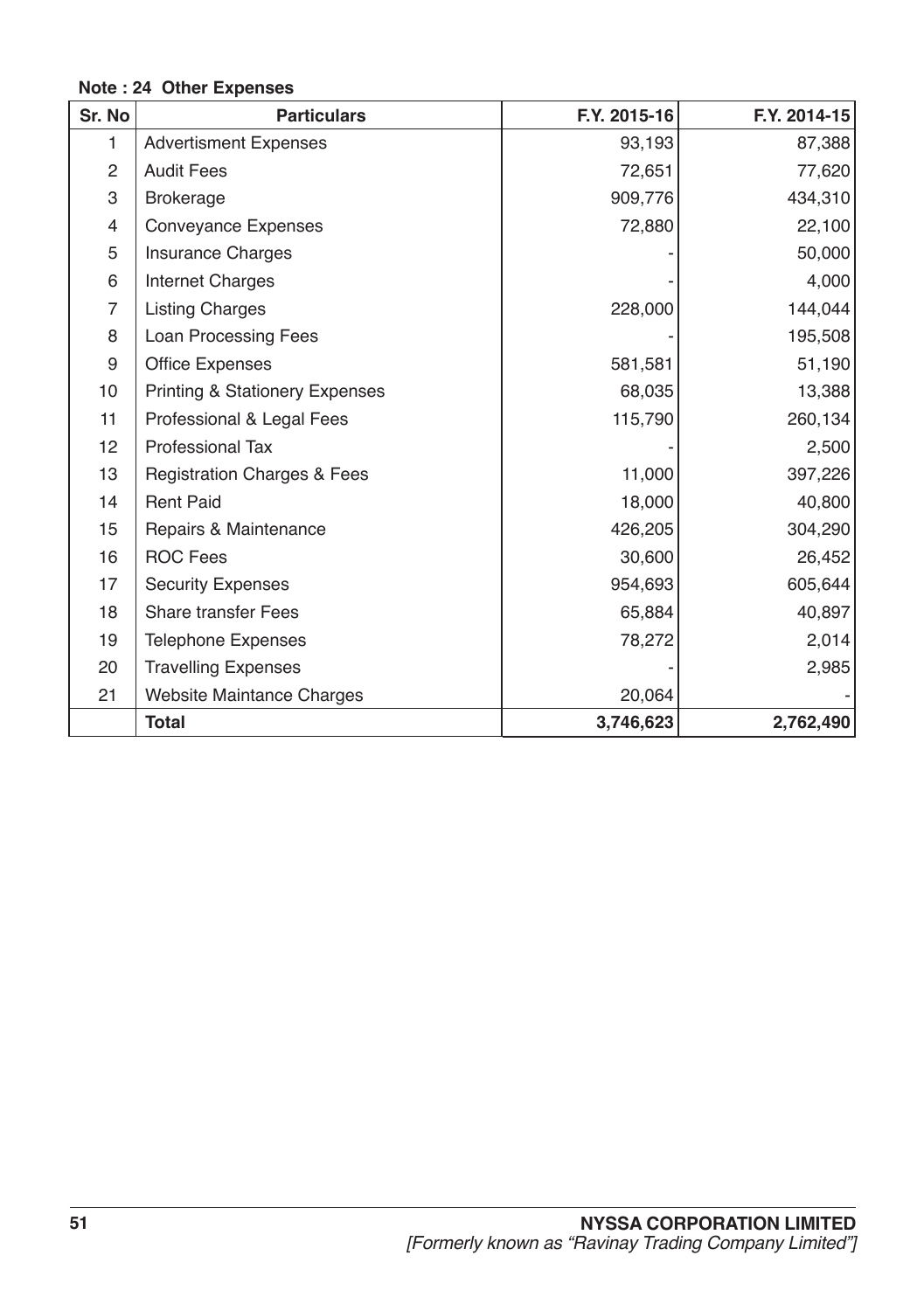**Note : 24 Other Expenses**

| Sr. No | Particulars | F.Y. 2015-16 | F.Y. 2014-15 |
|---|---|---|---|
| 1 | Advertisment Expenses | 93,193 | 87,388 |
| 2 | Audit Fees | 72,651 | 77,620 |
| 3 | Brokerage | 909,776 | 434,310 |
| 4 | Conveyance Expenses | 72,880 | 22,100 |
| 5 | Insurance Charges | - | 50,000 |
| 6 | Internet Charges | - | 4,000 |
| 7 | Listing Charges | 228,000 | 144,044 |
| 8 | Loan Processing Fees | - | 195,508 |
| 9 | Office Expenses | 581,581 | 51,190 |
| 10 | Printing & Stationery Expenses | 68,035 | 13,388 |
| 11 | Professional & Legal Fees | 115,790 | 260,134 |
| 12 | Professional Tax | - | 2,500 |
| 13 | Registration Charges & Fees | 11,000 | 397,226 |
| 14 | Rent Paid | 18,000 | 40,800 |
| 15 | Repairs & Maintenance | 426,205 | 304,290 |
| 16 | ROC Fees | 30,600 | 26,452 |
| 17 | Security Expenses | 954,693 | 605,644 |
| 18 | Share transfer Fees | 65,884 | 40,897 |
| 19 | Telephone Expenses | 78,272 | 2,014 |
| 20 | Travelling Expenses | - | 2,985 |
| 21 | Website Maintance Charges | 20,064 | - |
| | **Total** | **3,746,623** | **2,762,490** |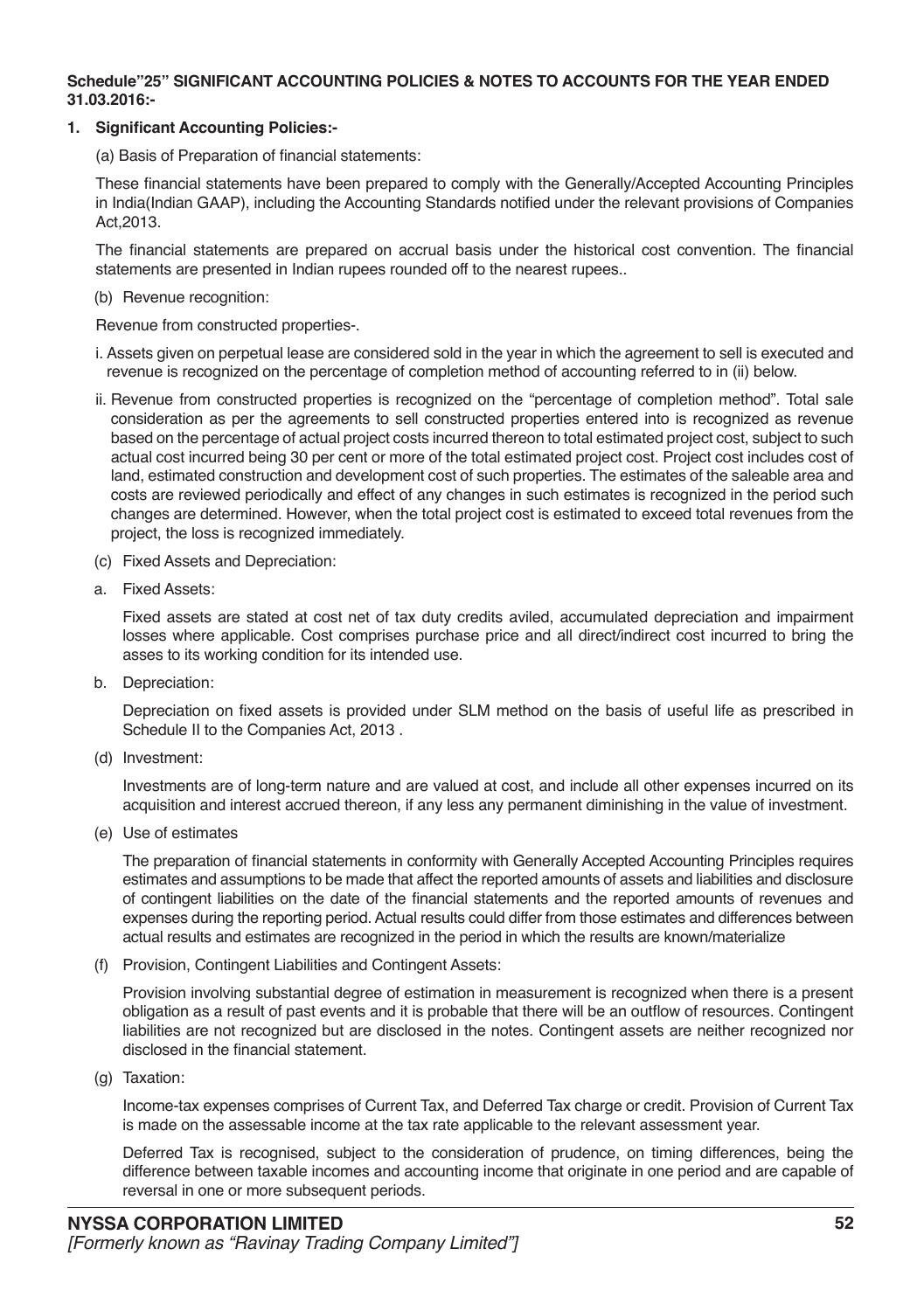**Schedule"25" SIGNIFICANT ACCOUNTING POLICIES & NOTES TO ACCOUNTS FOR THE YEAR ENDED 31.03.2016:-**

**1. Significant Accounting Policies:-**

(a) Basis of Preparation of financial statements:

These financial statements have been prepared to comply with the Generally/Accepted Accounting Principles in India(Indian GAAP), including the Accounting Standards notified under the relevant provisions of Companies Act,2013.

The financial statements are prepared on accrual basis under the historical cost convention. The financial statements are presented in Indian rupees rounded off to the nearest rupees..

(b) Revenue recognition:

Revenue from constructed properties-.

i. Assets given on perpetual lease are considered sold in the year in which the agreement to sell is executed and revenue is recognized on the percentage of completion method of accounting referred to in (ii) below.

ii. Revenue from constructed properties is recognized on the "percentage of completion method". Total sale consideration as per the agreements to sell constructed properties entered into is recognized as revenue based on the percentage of actual project costs incurred thereon to total estimated project cost, subject to such actual cost incurred being 30 per cent or more of the total estimated project cost. Project cost includes cost of land, estimated construction and development cost of such properties. The estimates of the saleable area and costs are reviewed periodically and effect of any changes in such estimates is recognized in the period such changes are determined. However, when the total project cost is estimated to exceed total revenues from the project, the loss is recognized immediately.

(c) Fixed Assets and Depreciation:

a. Fixed Assets:

Fixed assets are stated at cost net of tax duty credits aviled, accumulated depreciation and impairment losses where applicable. Cost comprises purchase price and all direct/indirect cost incurred to bring the asses to its working condition for its intended use.

b. Depreciation:

Depreciation on fixed assets is provided under SLM method on the basis of useful life as prescribed in Schedule II to the Companies Act, 2013 .

(d) Investment:

Investments are of long-term nature and are valued at cost, and include all other expenses incurred on its acquisition and interest accrued thereon, if any less any permanent diminishing in the value of investment.

(e) Use of estimates

The preparation of financial statements in conformity with Generally Accepted Accounting Principles requires estimates and assumptions to be made that affect the reported amounts of assets and liabilities and disclosure of contingent liabilities on the date of the financial statements and the reported amounts of revenues and expenses during the reporting period. Actual results could differ from those estimates and differences between actual results and estimates are recognized in the period in which the results are known/materialize

(f) Provision, Contingent Liabilities and Contingent Assets:

Provision involving substantial degree of estimation in measurement is recognized when there is a present obligation as a result of past events and it is probable that there will be an outflow of resources. Contingent liabilities are not recognized but are disclosed in the notes. Contingent assets are neither recognized nor disclosed in the financial statement.

(g) Taxation:

Income-tax expenses comprises of Current Tax, and Deferred Tax charge or credit. Provision of Current Tax is made on the assessable income at the tax rate applicable to the relevant assessment year.

Deferred Tax is recognised, subject to the consideration of prudence, on timing differences, being the difference between taxable incomes and accounting income that originate in one period and are capable of reversal in one or more subsequent periods.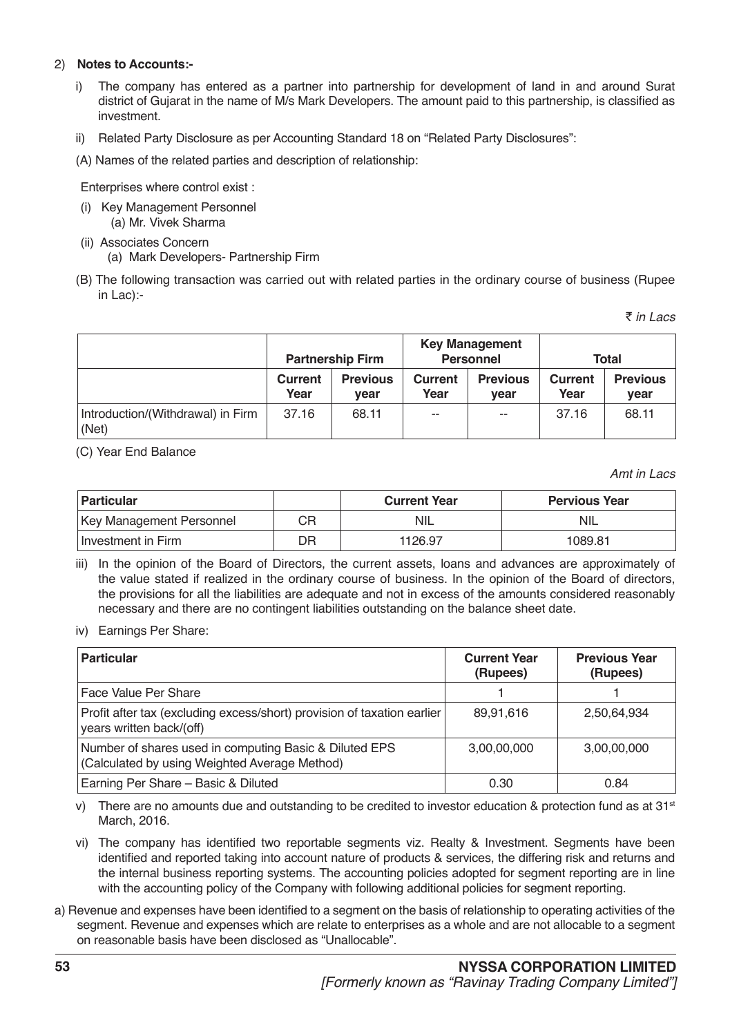2) **Notes to Accounts:-**

i) The company has entered as a partner into partnership for development of land in and around Surat district of Gujarat in the name of M/s Mark Developers. The amount paid to this partnership, is classified as investment.

ii) Related Party Disclosure as per Accounting Standard 18 on "Related Party Disclosures":

(A) Names of the related parties and description of relationship:

Enterprises where control exist :

(i) Key Management Personnel
   (a) Mr. Vivek Sharma

(ii) Associates Concern
   (a) Mark Developers- Partnership Firm

(B) The following transaction was carried out with related parties in the ordinary course of business (Rupee in Lac):-

*₹ in Lacs*

| | Partnership Firm | | Key Management Personnel | | Total | |
|---|---|---|---|---|---|---|
| | **Current Year** | **Previous year** | **Current Year** | **Previous year** | **Current Year** | **Previous year** |
| Introduction/(Withdrawal) in Firm (Net) | 37.16 | 68.11 | -- | -- | 37.16 | 68.11 |

(C) Year End Balance

*Amt in Lacs*

| Particular | | Current Year | Pervious Year |
|---|---|---|---|
| Key Management Personnel | CR | NIL | NIL |
| Investment in Firm | DR | 1126.97 | 1089.81 |

iii) In the opinion of the Board of Directors, the current assets, loans and advances are approximately of the value stated if realized in the ordinary course of business. In the opinion of the Board of directors, the provisions for all the liabilities are adequate and not in excess of the amounts considered reasonably necessary and there are no contingent liabilities outstanding on the balance sheet date.

iv) Earnings Per Share:

| Particular | Current Year (Rupees) | Previous Year (Rupees) |
|---|---|---|
| Face Value Per Share | 1 | 1 |
| Profit after tax (excluding excess/short) provision of taxation earlier years written back/(off) | 89,91,616 | 2,50,64,934 |
| Number of shares used in computing Basic & Diluted EPS (Calculated by using Weighted Average Method) | 3,00,00,000 | 3,00,00,000 |
| Earning Per Share – Basic & Diluted | 0.30 | 0.84 |

v) There are no amounts due and outstanding to be credited to investor education & protection fund as at 31st March, 2016.

vi) The company has identified two reportable segments viz. Realty & Investment. Segments have been identified and reported taking into account nature of products & services, the differing risk and returns and the internal business reporting systems. The accounting policies adopted for segment reporting are in line with the accounting policy of the Company with following additional policies for segment reporting.

a) Revenue and expenses have been identified to a segment on the basis of relationship to operating activities of the segment. Revenue and expenses which are relate to enterprises as a whole and are not allocable to a segment on reasonable basis have been disclosed as "Unallocable".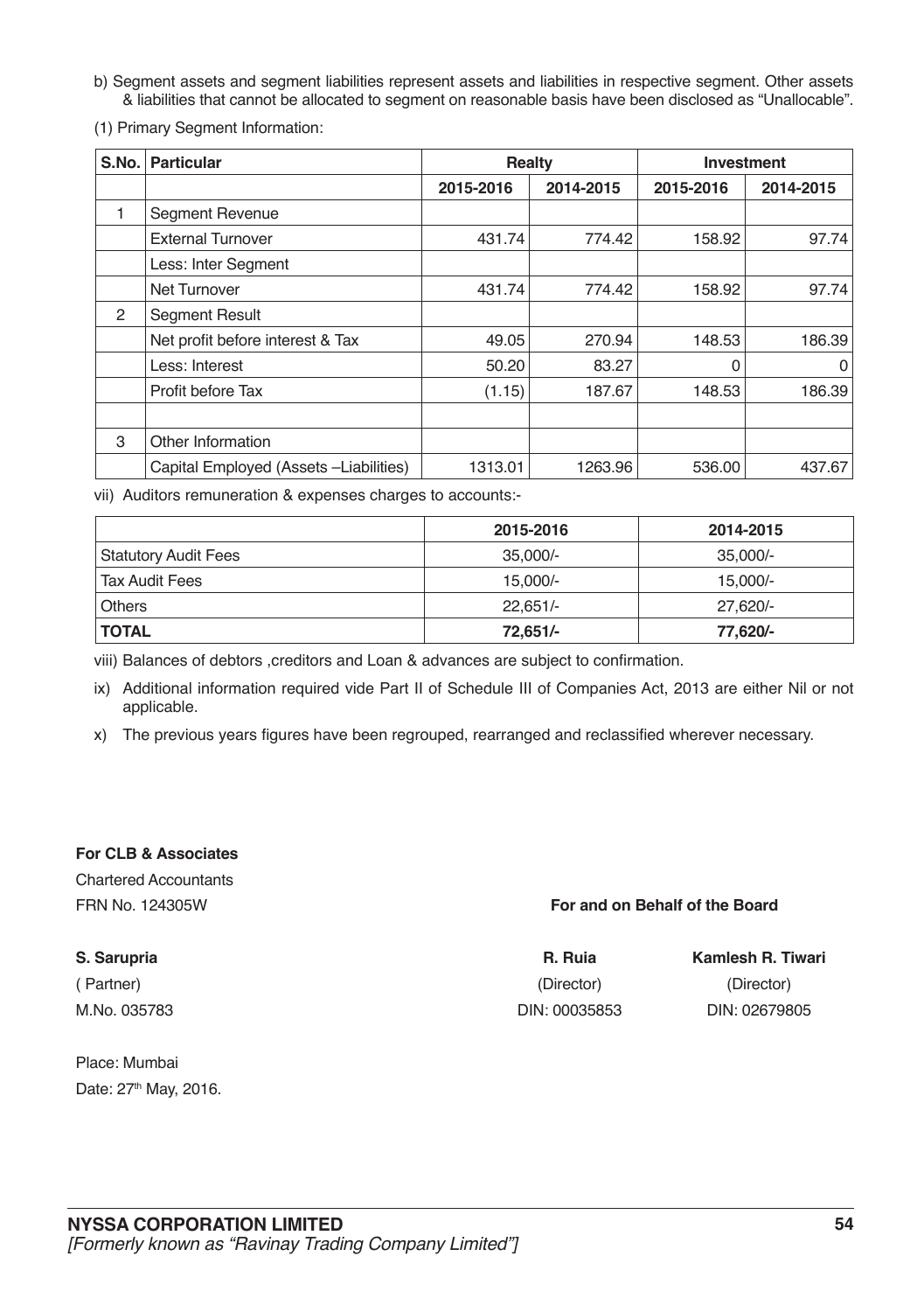b) Segment assets and segment liabilities represent assets and liabilities in respective segment. Other assets & liabilities that cannot be allocated to segment on reasonable basis have been disclosed as "Unallocable".

(1) Primary Segment Information:

| S.No. | Particular | Realty | | Investment | |
|---|---|---|---|---|---|
| | | 2015-2016 | 2014-2015 | 2015-2016 | 2014-2015 |
| 1 | Segment Revenue | | | | |
| | External Turnover | 431.74 | 774.42 | 158.92 | 97.74 |
| | Less: Inter Segment | | | | |
| | Net Turnover | 431.74 | 774.42 | 158.92 | 97.74 |
| 2 | Segment Result | | | | |
| | Net profit before interest & Tax | 49.05 | 270.94 | 148.53 | 186.39 |
| | Less: Interest | 50.20 | 83.27 | 0 | 0 |
| | Profit before Tax | (1.15) | 187.67 | 148.53 | 186.39 |
| | | | | | |
| 3 | Other Information | | | | |
| | Capital Employed (Assets –Liabilities) | 1313.01 | 1263.96 | 536.00 | 437.67 |

vii) Auditors remuneration & expenses charges to accounts:-

| | 2015-2016 | 2014-2015 |
|---|---|---|
| Statutory Audit Fees | 35,000/- | 35,000/- |
| Tax Audit Fees | 15,000/- | 15,000/- |
| Others | 22,651/- | 27,620/- |
| **TOTAL** | **72,651/-** | **77,620/-** |

viii) Balances of debtors ,creditors and Loan & advances are subject to confirmation.

ix) Additional information required vide Part II of Schedule III of Companies Act, 2013 are either Nil or not applicable.

x) The previous years figures have been regrouped, rearranged and reclassified wherever necessary.

**For CLB & Associates**
Chartered Accountants
FRN No. 124305W

**For and on Behalf of the Board**

**S. Sarupria**
( Partner)
M.No. 035783

**R. Ruia**
(Director)
DIN: 00035853

**Kamlesh R. Tiwari**
(Director)
DIN: 02679805

Place: Mumbai
Date: 27th May, 2016.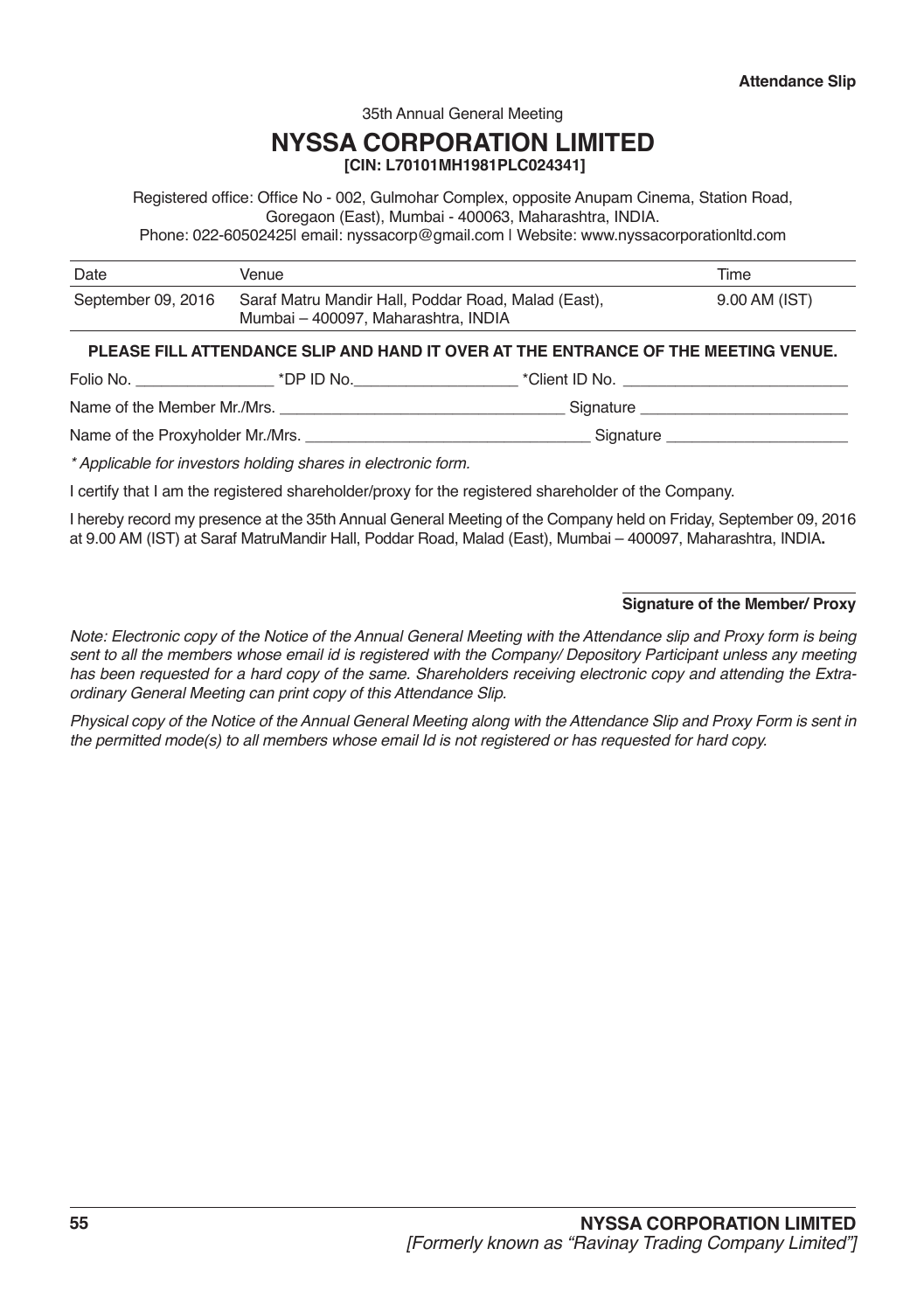**Attendance Slip**

35th Annual General Meeting

# NYSSA CORPORATION LIMITED

**[CIN: L70101MH1981PLC024341]**

Registered office: Office No - 002, Gulmohar Complex, opposite Anupam Cinema, Station Road, Goregaon (East), Mumbai - 400063, Maharashtra, INDIA.
Phone: 022-60502425| email: nyssacorp@gmail.com | Website: www.nyssacorporationltd.com

| Date | Venue | Time |
|---|---|---|
| September 09, 2016 | Saraf Matru Mandir Hall, Poddar Road, Malad (East), Mumbai – 400097, Maharashtra, INDIA | 9.00 AM (IST) |

**PLEASE FILL ATTENDANCE SLIP AND HAND IT OVER AT THE ENTRANCE OF THE MEETING VENUE.**

Folio No. ________________ *DP ID No.___________________ *Client ID No. ___________________________

Name of the Member Mr./Mrs. _________________________________ Signature ________________________

Name of the Proxyholder Mr./Mrs. _________________________________ Signature _____________________

*\* Applicable for investors holding shares in electronic form.*

I certify that I am the registered shareholder/proxy for the registered shareholder of the Company.

I hereby record my presence at the 35th Annual General Meeting of the Company held on Friday, September 09, 2016 at 9.00 AM (IST) at Saraf MatruMandir Hall, Poddar Road, Malad (East), Mumbai – 400097, Maharashtra, INDIA**.**

**Signature of the Member/ Proxy**

*Note: Electronic copy of the Notice of the Annual General Meeting with the Attendance slip and Proxy form is being sent to all the members whose email id is registered with the Company/ Depository Participant unless any meeting has been requested for a hard copy of the same. Shareholders receiving electronic copy and attending the Extra-ordinary General Meeting can print copy of this Attendance Slip.*

*Physical copy of the Notice of the Annual General Meeting along with the Attendance Slip and Proxy Form is sent in the permitted mode(s) to all members whose email Id is not registered or has requested for hard copy.*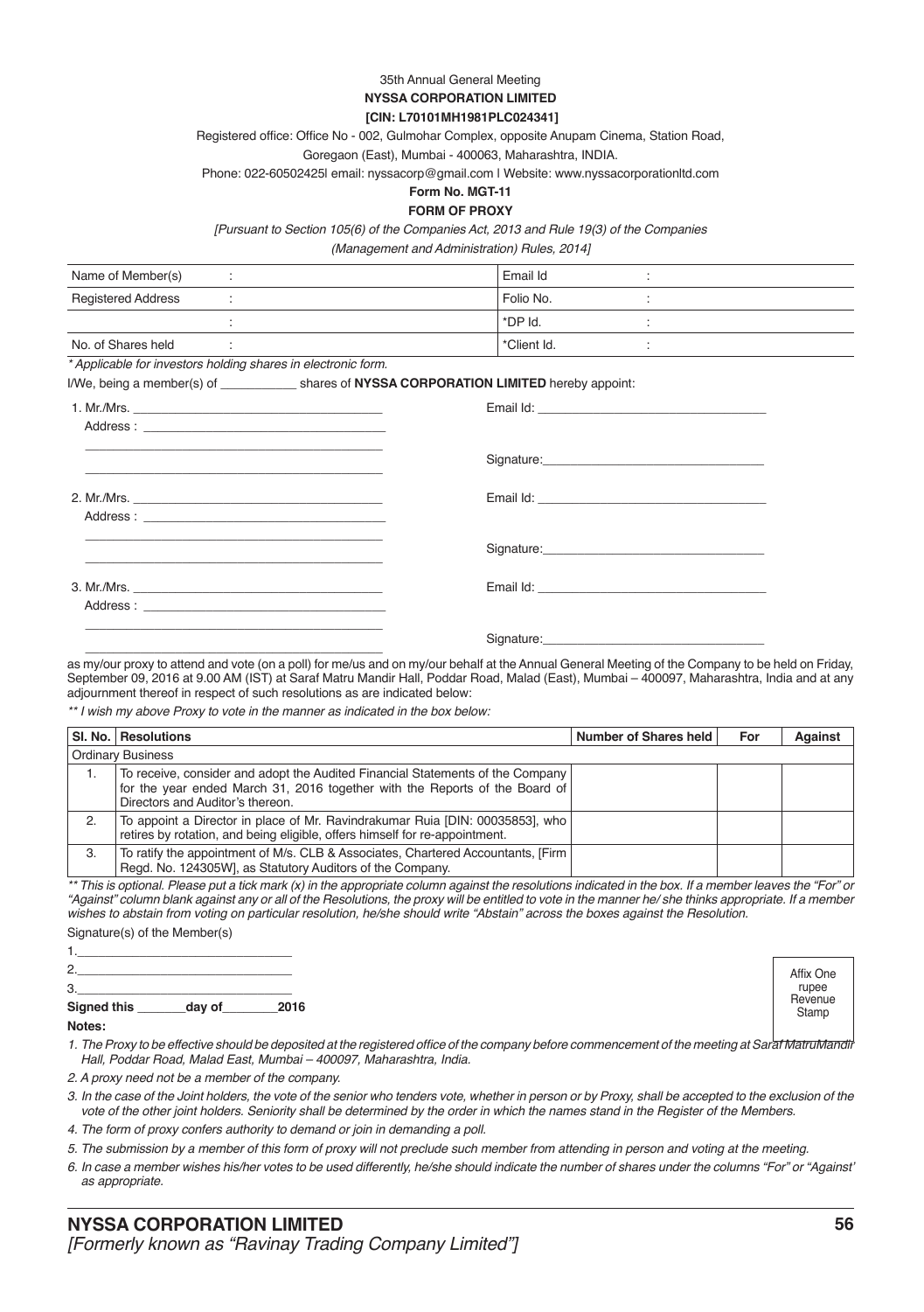35th Annual General Meeting

**NYSSA CORPORATION LIMITED**

**[CIN: L70101MH1981PLC024341]**

Registered office: Office No - 002, Gulmohar Complex, opposite Anupam Cinema, Station Road, Goregaon (East), Mumbai - 400063, Maharashtra, INDIA.

Phone: 022-60502425| email: nyssacorp@gmail.com | Website: www.nyssacorporationltd.com

**Form No. MGT-11**

**FORM OF PROXY**

*[Pursuant to Section 105(6) of the Companies Act, 2013 and Rule 19(3) of the Companies (Management and Administration) Rules, 2014]*

| | | | | |
|---|---|---|---|---|
| Name of Member(s) | : | | Email Id | : |
| Registered Address | : | | Folio No. | : |
| | : | | *DP Id. | : |
| No. of Shares held | : | | *Client Id. | : |

*\* Applicable for investors holding shares in electronic form.*

I/We, being a member(s) of ___________ shares of **NYSSA CORPORATION LIMITED** hereby appoint:

1. Mr./Mrs. ______________________________ Email Id: ______________________________
   Address : ______________________________
   ______________________________
   ______________________________ Signature: ______________________________

2. Mr./Mrs. ______________________________ Email Id: ______________________________
   Address : ______________________________
   ______________________________
   ______________________________ Signature: ______________________________

3. Mr./Mrs. ______________________________ Email Id: ______________________________
   Address : ______________________________
   ______________________________
   ______________________________ Signature: ______________________________

as my/our proxy to attend and vote (on a poll) for me/us and on my/our behalf at the Annual General Meeting of the Company to be held on Friday, September 09, 2016 at 9.00 AM (IST) at Saraf Matru Mandir Hall, Poddar Road, Malad (East), Mumbai – 400097, Maharashtra, India and at any adjournment thereof in respect of such resolutions as are indicated below:

*\*\* I wish my above Proxy to vote in the manner as indicated in the box below:*

| Sl. No. | Resolutions | Number of Shares held | For | Against |
|---|---|---|---|---|
| Ordinary Business | | | | |
| 1. | To receive, consider and adopt the Audited Financial Statements of the Company for the year ended March 31, 2016 together with the Reports of the Board of Directors and Auditor's thereon. | | | |
| 2. | To appoint a Director in place of Mr. Ravindrakumar Ruia [DIN: 00035853], who retires by rotation, and being eligible, offers himself for re-appointment. | | | |
| 3. | To ratify the appointment of M/s. CLB & Associates, Chartered Accountants, [Firm Regd. No. 124305W], as Statutory Auditors of the Company. | | | |

*\*\* This is optional. Please put a tick mark (x) in the appropriate column against the resolutions indicated in the box. If a member leaves the "For" or "Against" column blank against any or all of the Resolutions, the proxy will be entitled to vote in the manner he/ she thinks appropriate. If a member wishes to abstain from voting on particular resolution, he/she should write "Abstain" across the boxes against the Resolution.*

Signature(s) of the Member(s)

1.______________________________

2.______________________________

3.______________________________

**Signed this _______day of________2016**

Affix One rupee Revenue Stamp

**Notes:**

1. *The Proxy to be effective should be deposited at the registered office of the company before commencement of the meeting at Saraf MatruMandir Hall, Poddar Road, Malad East, Mumbai – 400097, Maharashtra, India.*
2. *A proxy need not be a member of the company.*
3. *In the case of the Joint holders, the vote of the senior who tenders vote, whether in person or by Proxy, shall be accepted to the exclusion of the vote of the other joint holders. Seniority shall be determined by the order in which the names stand in the Register of the Members.*
4. *The form of proxy confers authority to demand or join in demanding a poll.*
5. *The submission by a member of this form of proxy will not preclude such member from attending in person and voting at the meeting.*
6. *In case a member wishes his/her votes to be used differently, he/she should indicate the number of shares under the columns "For" or "Against' as appropriate.*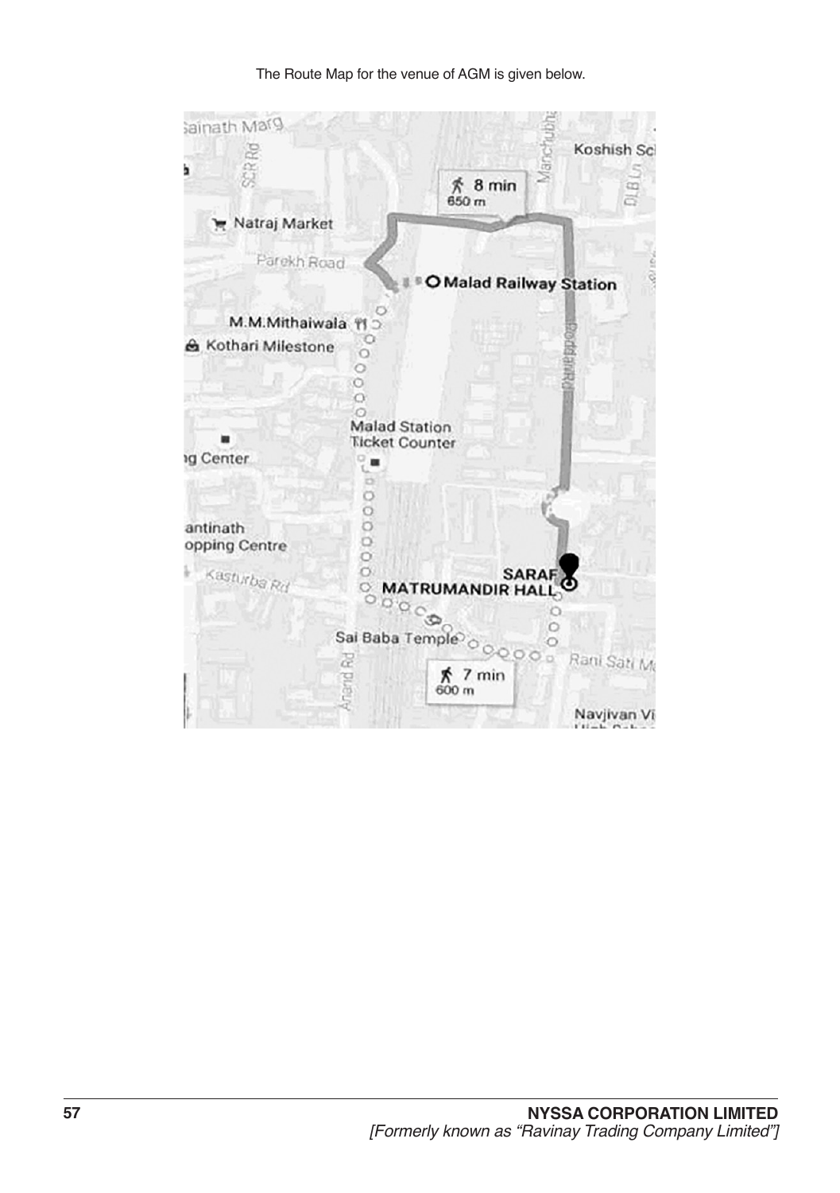The Route Map for the venue of AGM is given below.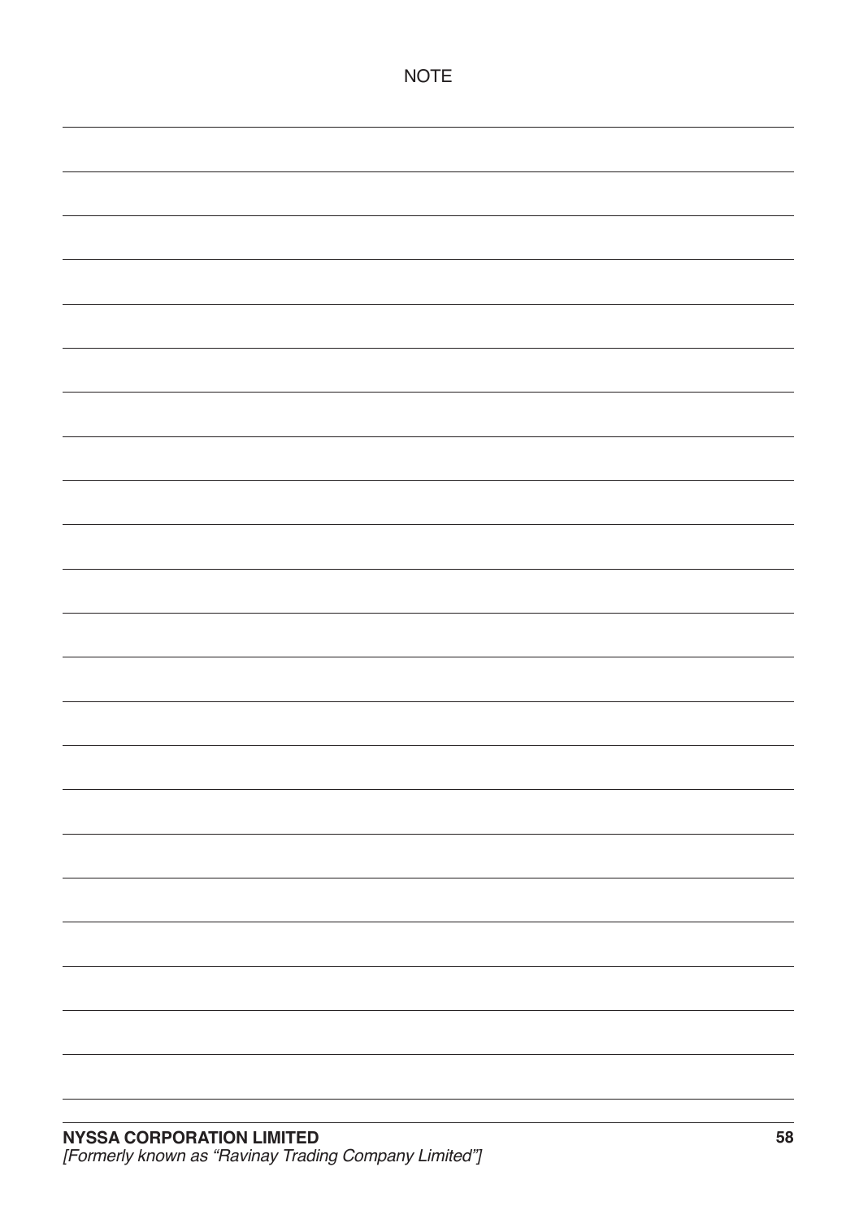# NOTE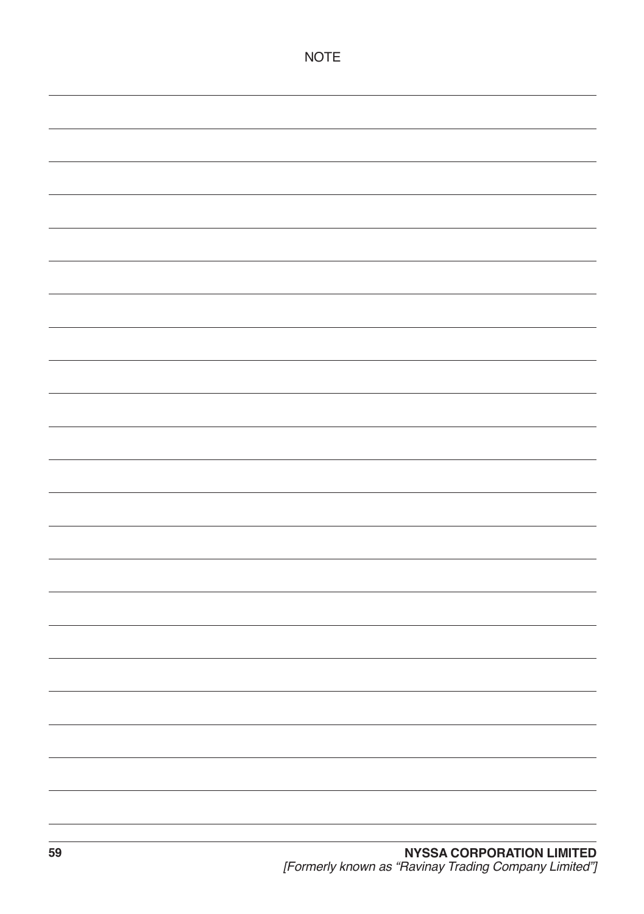# NOTE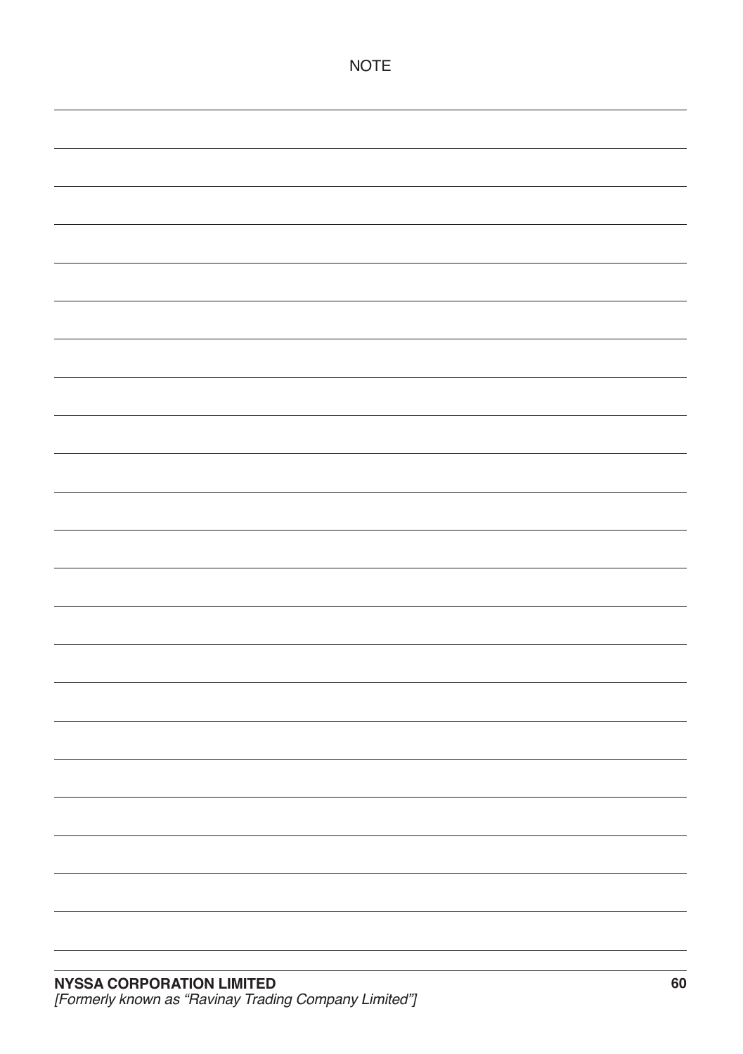# NOTE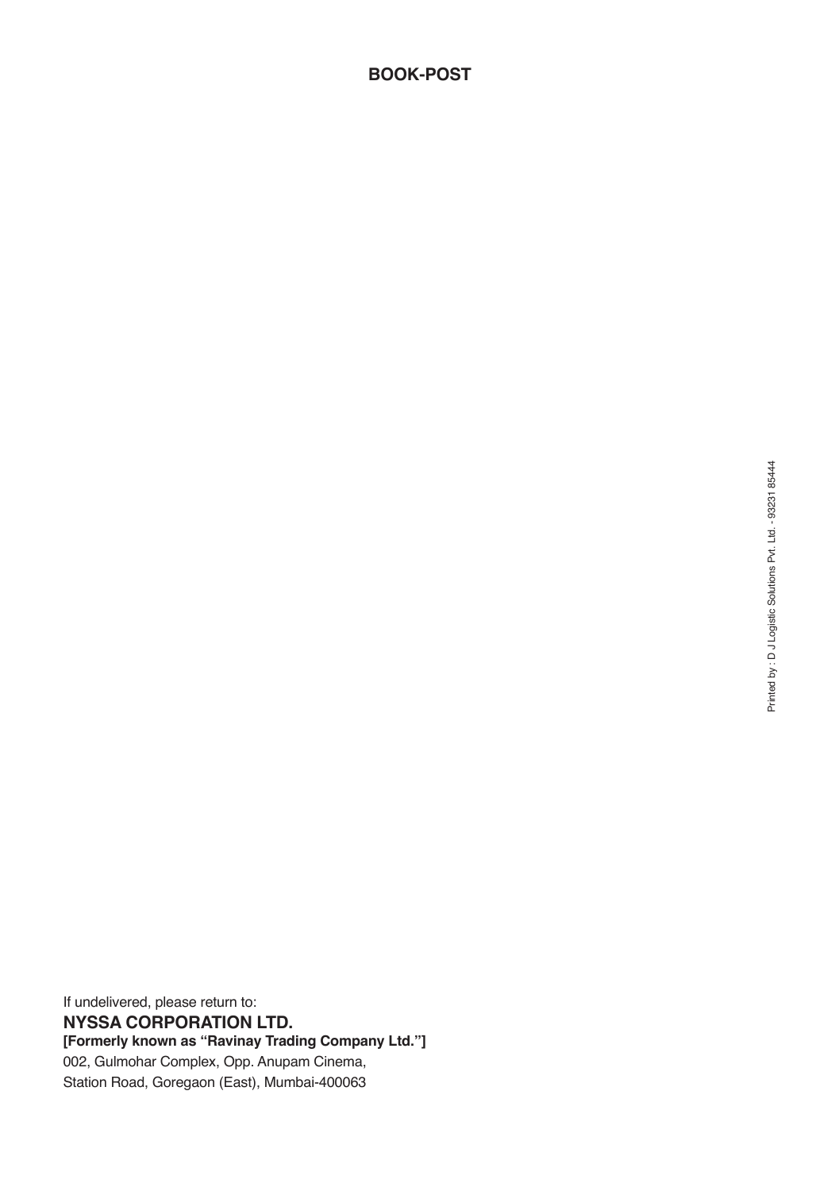**BOOK-POST**

Printed by : D J Logistic Solutions Pvt. Ltd. - 93231 85444

If undelivered, please return to:

**NYSSA CORPORATION LTD.**

**[Formerly known as "Ravinay Trading Company Ltd."]**

002, Gulmohar Complex, Opp. Anupam Cinema,

Station Road, Goregaon (East), Mumbai-400063